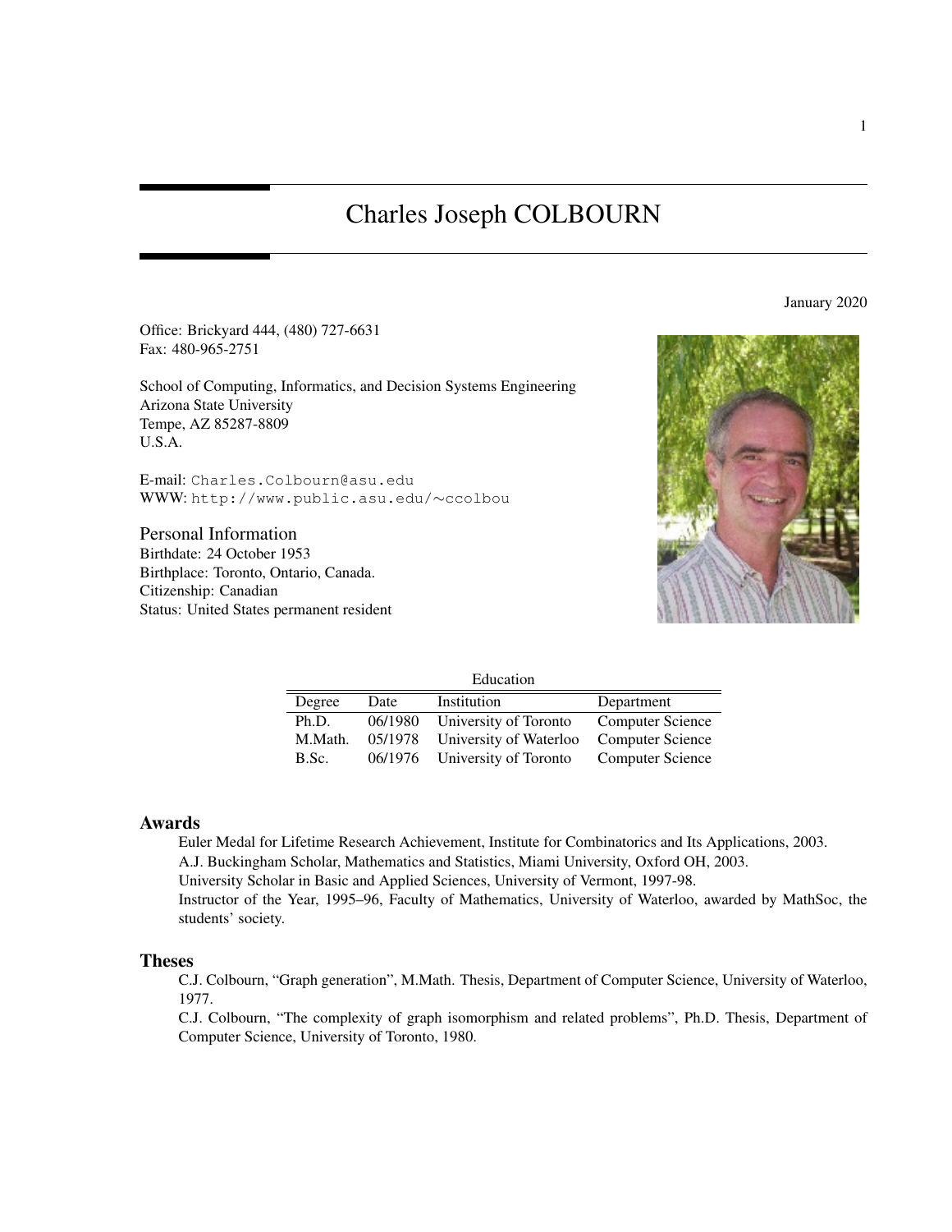# Charles Joseph COLBOURN

January 2020

Office: Brickyard 444, (480) 727-6631
Fax: 480-965-2751

School of Computing, Informatics, and Decision Systems Engineering
Arizona State University
Tempe, AZ 85287-8809
U.S.A.

E-mail: Charles.Colbourn@asu.edu
WWW: http://www.public.asu.edu/∼ccolbou

## Personal Information

Birthdate: 24 October 1953
Birthplace: Toronto, Ontario, Canada.
Citizenship: Canadian
Status: United States permanent resident

Education

| Degree | Date | Institution | Department |
|---|---|---|---|
| Ph.D. | 06/1980 | University of Toronto | Computer Science |
| M.Math. | 05/1978 | University of Waterloo | Computer Science |
| B.Sc. | 06/1976 | University of Toronto | Computer Science |

## Awards

Euler Medal for Lifetime Research Achievement, Institute for Combinatorics and Its Applications, 2003.

A.J. Buckingham Scholar, Mathematics and Statistics, Miami University, Oxford OH, 2003.

University Scholar in Basic and Applied Sciences, University of Vermont, 1997-98.

Instructor of the Year, 1995–96, Faculty of Mathematics, University of Waterloo, awarded by MathSoc, the students' society.

## Theses

C.J. Colbourn, "Graph generation", M.Math. Thesis, Department of Computer Science, University of Waterloo, 1977.

C.J. Colbourn, "The complexity of graph isomorphism and related problems", Ph.D. Thesis, Department of Computer Science, University of Toronto, 1980.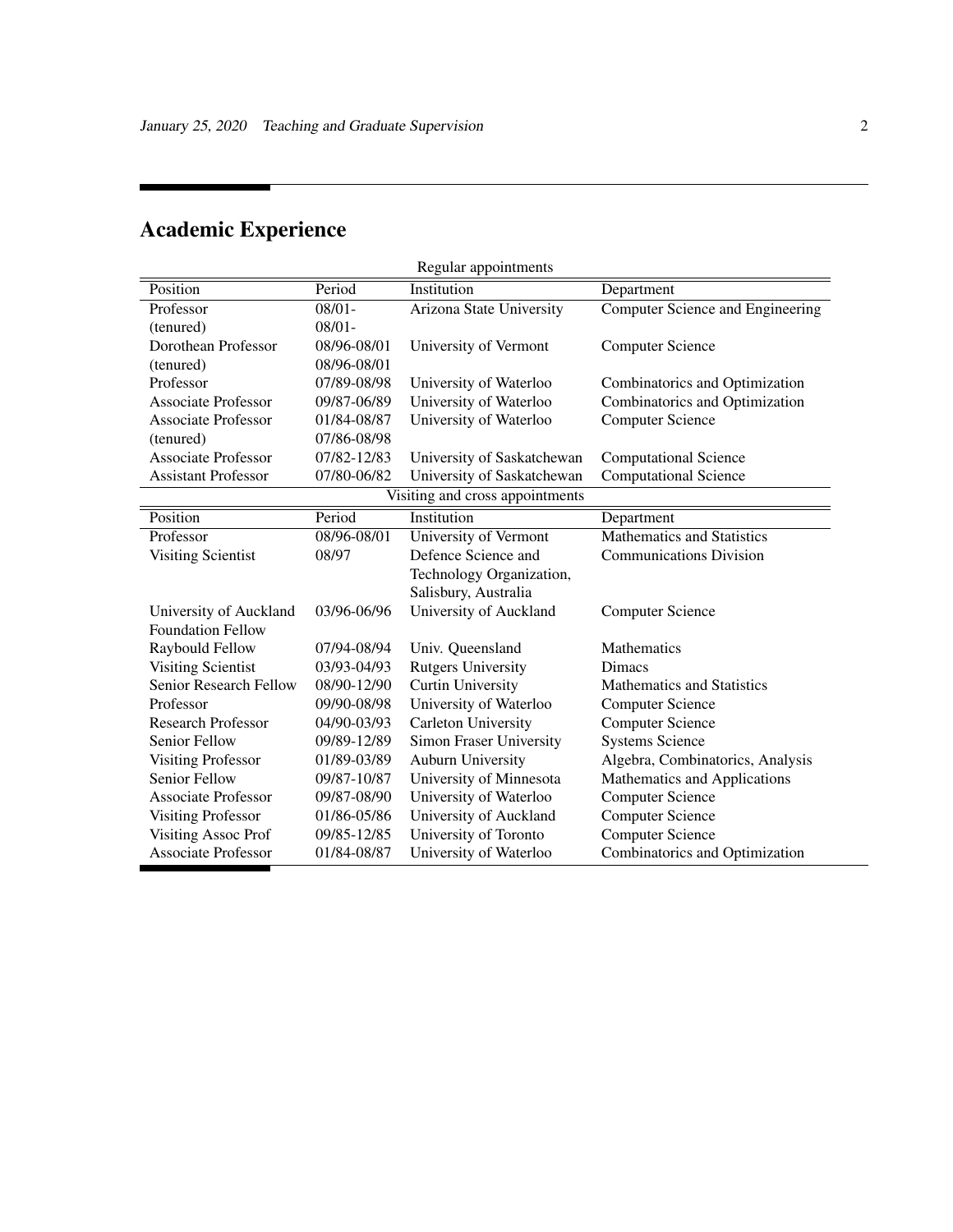## Academic Experience

Regular appointments

| Position | Period | Institution | Department |
|---|---|---|---|
| Professor (tenured) | 08/01- 08/01- | Arizona State University | Computer Science and Engineering |
| Dorothean Professor (tenured) | 08/96-08/01 08/96-08/01 | University of Vermont | Computer Science |
| Professor | 07/89-08/98 | University of Waterloo | Combinatorics and Optimization |
| Associate Professor | 09/87-06/89 | University of Waterloo | Combinatorics and Optimization |
| Associate Professor (tenured) | 01/84-08/87 07/86-08/98 | University of Waterloo | Computer Science |
| Associate Professor | 07/82-12/83 | University of Saskatchewan | Computational Science |
| Assistant Professor | 07/80-06/82 | University of Saskatchewan | Computational Science |

Visiting and cross appointments

| Position | Period | Institution | Department |
|---|---|---|---|
| Professor | 08/96-08/01 | University of Vermont | Mathematics and Statistics |
| Visiting Scientist | 08/97 | Defence Science and Technology Organization, Salisbury, Australia | Communications Division |
| University of Auckland Foundation Fellow | 03/96-06/96 | University of Auckland | Computer Science |
| Raybould Fellow | 07/94-08/94 | Univ. Queensland | Mathematics |
| Visiting Scientist | 03/93-04/93 | Rutgers University | Dimacs |
| Senior Research Fellow | 08/90-12/90 | Curtin University | Mathematics and Statistics |
| Professor | 09/90-08/98 | University of Waterloo | Computer Science |
| Research Professor | 04/90-03/93 | Carleton University | Computer Science |
| Senior Fellow | 09/89-12/89 | Simon Fraser University | Systems Science |
| Visiting Professor | 01/89-03/89 | Auburn University | Algebra, Combinatorics, Analysis |
| Senior Fellow | 09/87-10/87 | University of Minnesota | Mathematics and Applications |
| Associate Professor | 09/87-08/90 | University of Waterloo | Computer Science |
| Visiting Professor | 01/86-05/86 | University of Auckland | Computer Science |
| Visiting Assoc Prof | 09/85-12/85 | University of Toronto | Computer Science |
| Associate Professor | 01/84-08/87 | University of Waterloo | Combinatorics and Optimization |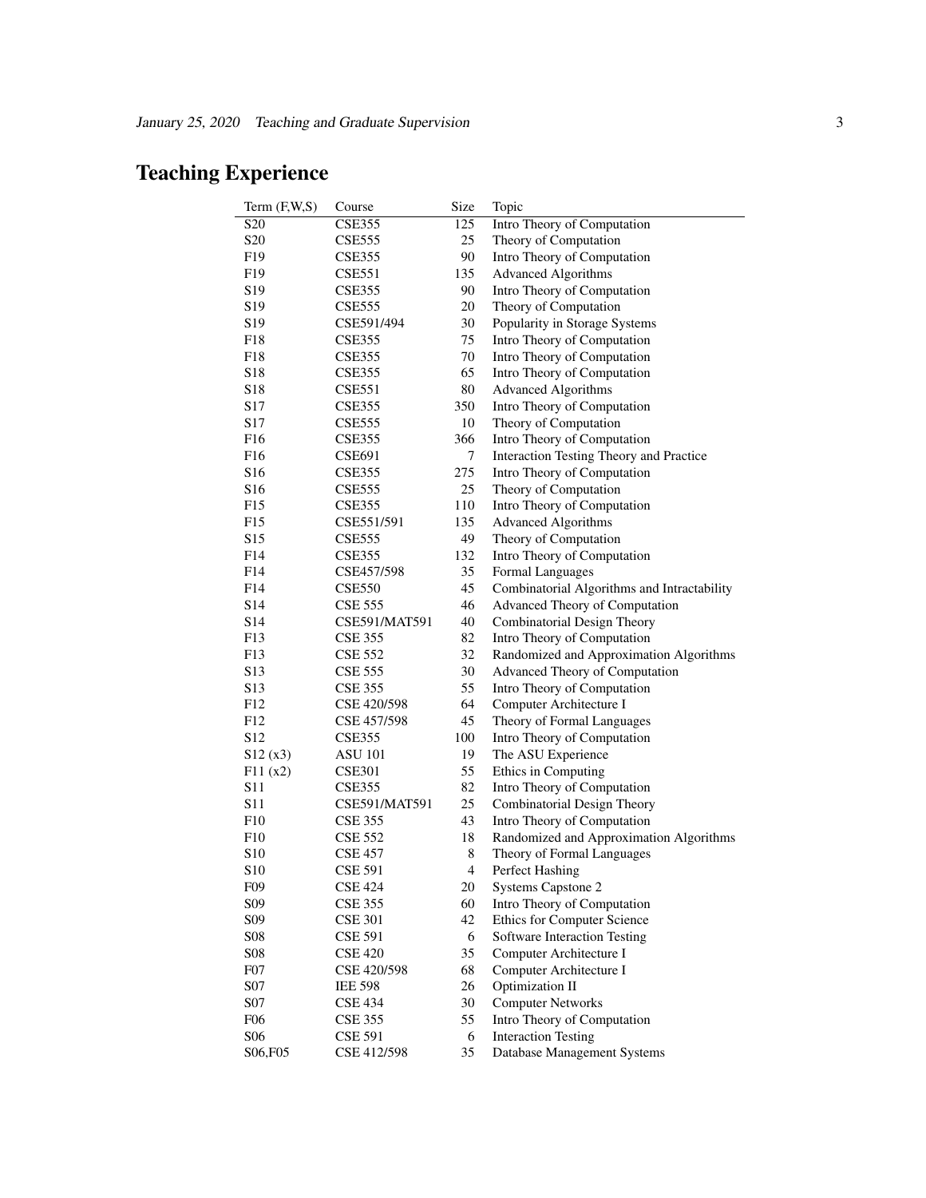# Teaching Experience

| Term (F,W,S) | Course | Size | Topic |
|---|---|---|---|
| S20 | CSE355 | 125 | Intro Theory of Computation |
| S20 | CSE555 | 25 | Theory of Computation |
| F19 | CSE355 | 90 | Intro Theory of Computation |
| F19 | CSE551 | 135 | Advanced Algorithms |
| S19 | CSE355 | 90 | Intro Theory of Computation |
| S19 | CSE555 | 20 | Theory of Computation |
| S19 | CSE591/494 | 30 | Popularity in Storage Systems |
| F18 | CSE355 | 75 | Intro Theory of Computation |
| F18 | CSE355 | 70 | Intro Theory of Computation |
| S18 | CSE355 | 65 | Intro Theory of Computation |
| S18 | CSE551 | 80 | Advanced Algorithms |
| S17 | CSE355 | 350 | Intro Theory of Computation |
| S17 | CSE555 | 10 | Theory of Computation |
| F16 | CSE355 | 366 | Intro Theory of Computation |
| F16 | CSE691 | 7 | Interaction Testing Theory and Practice |
| S16 | CSE355 | 275 | Intro Theory of Computation |
| S16 | CSE555 | 25 | Theory of Computation |
| F15 | CSE355 | 110 | Intro Theory of Computation |
| F15 | CSE551/591 | 135 | Advanced Algorithms |
| S15 | CSE555 | 49 | Theory of Computation |
| F14 | CSE355 | 132 | Intro Theory of Computation |
| F14 | CSE457/598 | 35 | Formal Languages |
| F14 | CSE550 | 45 | Combinatorial Algorithms and Intractability |
| S14 | CSE 555 | 46 | Advanced Theory of Computation |
| S14 | CSE591/MAT591 | 40 | Combinatorial Design Theory |
| F13 | CSE 355 | 82 | Intro Theory of Computation |
| F13 | CSE 552 | 32 | Randomized and Approximation Algorithms |
| S13 | CSE 555 | 30 | Advanced Theory of Computation |
| S13 | CSE 355 | 55 | Intro Theory of Computation |
| F12 | CSE 420/598 | 64 | Computer Architecture I |
| F12 | CSE 457/598 | 45 | Theory of Formal Languages |
| S12 | CSE355 | 100 | Intro Theory of Computation |
| S12 (x3) | ASU 101 | 19 | The ASU Experience |
| F11 (x2) | CSE301 | 55 | Ethics in Computing |
| S11 | CSE355 | 82 | Intro Theory of Computation |
| S11 | CSE591/MAT591 | 25 | Combinatorial Design Theory |
| F10 | CSE 355 | 43 | Intro Theory of Computation |
| F10 | CSE 552 | 18 | Randomized and Approximation Algorithms |
| S10 | CSE 457 | 8 | Theory of Formal Languages |
| S10 | CSE 591 | 4 | Perfect Hashing |
| F09 | CSE 424 | 20 | Systems Capstone 2 |
| S09 | CSE 355 | 60 | Intro Theory of Computation |
| S09 | CSE 301 | 42 | Ethics for Computer Science |
| S08 | CSE 591 | 6 | Software Interaction Testing |
| S08 | CSE 420 | 35 | Computer Architecture I |
| F07 | CSE 420/598 | 68 | Computer Architecture I |
| S07 | IEE 598 | 26 | Optimization II |
| S07 | CSE 434 | 30 | Computer Networks |
| F06 | CSE 355 | 55 | Intro Theory of Computation |
| S06 | CSE 591 | 6 | Interaction Testing |
| S06,F05 | CSE 412/598 | 35 | Database Management Systems |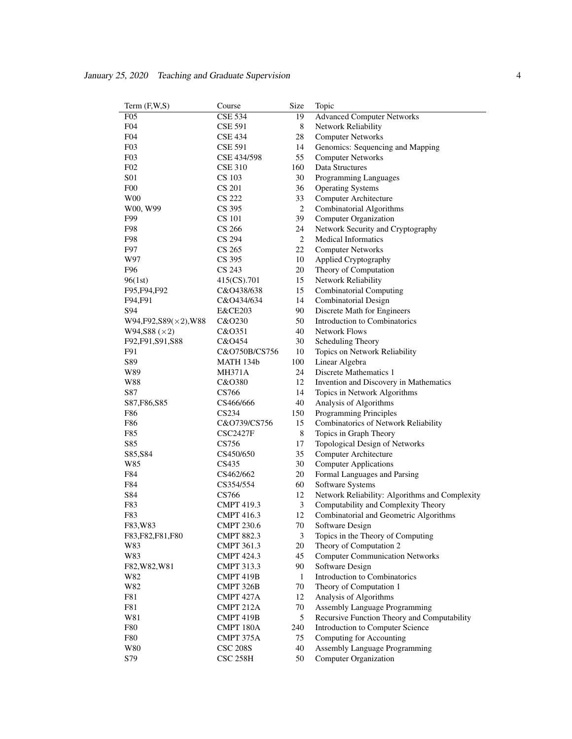| Term (F,W,S) | Course | Size | Topic |
|---|---|---|---|
| F05 | CSE 534 | 19 | Advanced Computer Networks |
| F04 | CSE 591 | 8 | Network Reliability |
| F04 | CSE 434 | 28 | Computer Networks |
| F03 | CSE 591 | 14 | Genomics: Sequencing and Mapping |
| F03 | CSE 434/598 | 55 | Computer Networks |
| F02 | CSE 310 | 160 | Data Structures |
| S01 | CS 103 | 30 | Programming Languages |
| F00 | CS 201 | 36 | Operating Systems |
| W00 | CS 222 | 33 | Computer Architecture |
| W00, W99 | CS 395 | 2 | Combinatorial Algorithms |
| F99 | CS 101 | 39 | Computer Organization |
| F98 | CS 266 | 24 | Network Security and Cryptography |
| F98 | CS 294 | 2 | Medical Informatics |
| F97 | CS 265 | 22 | Computer Networks |
| W97 | CS 395 | 10 | Applied Cryptography |
| F96 | CS 243 | 20 | Theory of Computation |
| 96(1st) | 415(CS).701 | 15 | Network Reliability |
| F95,F94,F92 | C&O438/638 | 15 | Combinatorial Computing |
| F94,F91 | C&O434/634 | 14 | Combinatorial Design |
| S94 | E&CE203 | 90 | Discrete Math for Engineers |
| W94,F92,S89($\times$2),W88 | C&O230 | 50 | Introduction to Combinatorics |
| W94,S88 ($\times$2) | C&O351 | 40 | Network Flows |
| F92,F91,S91,S88 | C&O454 | 30 | Scheduling Theory |
| F91 | C&O750B/CS756 | 10 | Topics on Network Reliability |
| S89 | MATH 134b | 100 | Linear Algebra |
| W89 | MH371A | 24 | Discrete Mathematics 1 |
| W88 | C&O380 | 12 | Invention and Discovery in Mathematics |
| S87 | CS766 | 14 | Topics in Network Algorithms |
| S87,F86,S85 | CS466/666 | 40 | Analysis of Algorithms |
| F86 | CS234 | 150 | Programming Principles |
| F86 | C&O739/CS756 | 15 | Combinatorics of Network Reliability |
| F85 | CSC2427F | 8 | Topics in Graph Theory |
| S85 | CS756 | 17 | Topological Design of Networks |
| S85,S84 | CS450/650 | 35 | Computer Architecture |
| W85 | CS435 | 30 | Computer Applications |
| F84 | CS462/662 | 20 | Formal Languages and Parsing |
| F84 | CS354/554 | 60 | Software Systems |
| S84 | CS766 | 12 | Network Reliability: Algorithms and Complexity |
| F83 | CMPT 419.3 | 3 | Computability and Complexity Theory |
| F83 | CMPT 416.3 | 12 | Combinatorial and Geometric Algorithms |
| F83,W83 | CMPT 230.6 | 70 | Software Design |
| F83,F82,F81,F80 | CMPT 882.3 | 3 | Topics in the Theory of Computing |
| W83 | CMPT 361.3 | 20 | Theory of Computation 2 |
| W83 | CMPT 424.3 | 45 | Computer Communication Networks |
| F82,W82,W81 | CMPT 313.3 | 90 | Software Design |
| W82 | CMPT 419B | 1 | Introduction to Combinatorics |
| W82 | CMPT 326B | 70 | Theory of Computation 1 |
| F81 | CMPT 427A | 12 | Analysis of Algorithms |
| F81 | CMPT 212A | 70 | Assembly Language Programming |
| W81 | CMPT 419B | 5 | Recursive Function Theory and Computability |
| F80 | CMPT 180A | 240 | Introduction to Computer Science |
| F80 | CMPT 375A | 75 | Computing for Accounting |
| W80 | CSC 208S | 40 | Assembly Language Programming |
| S79 | CSC 258H | 50 | Computer Organization |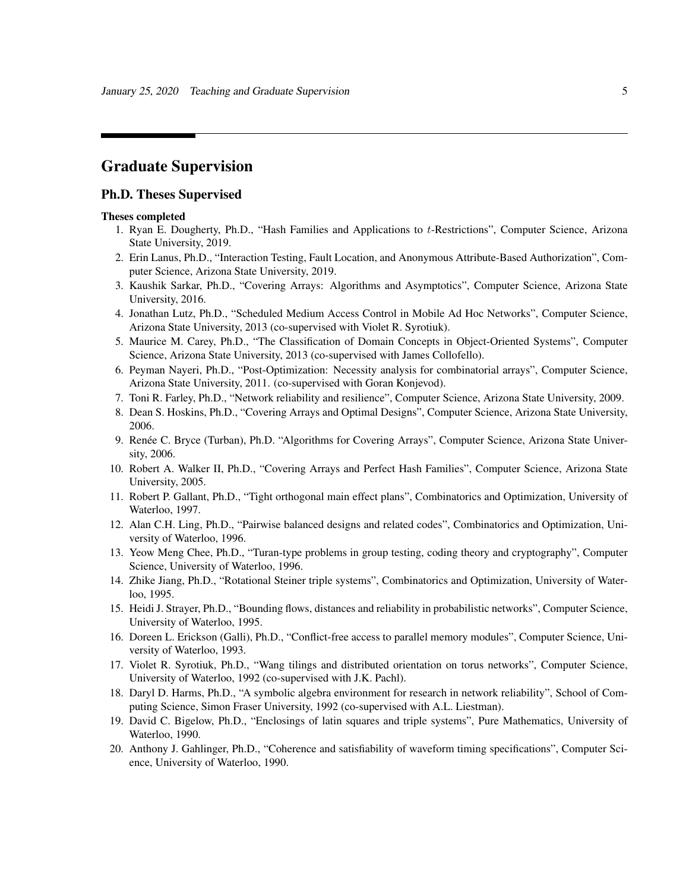## Graduate Supervision

### Ph.D. Theses Supervised

**Theses completed**

1. Ryan E. Dougherty, Ph.D., "Hash Families and Applications to $t$-Restrictions", Computer Science, Arizona State University, 2019.
2. Erin Lanus, Ph.D., "Interaction Testing, Fault Location, and Anonymous Attribute-Based Authorization", Computer Science, Arizona State University, 2019.
3. Kaushik Sarkar, Ph.D., "Covering Arrays: Algorithms and Asymptotics", Computer Science, Arizona State University, 2016.
4. Jonathan Lutz, Ph.D., "Scheduled Medium Access Control in Mobile Ad Hoc Networks", Computer Science, Arizona State University, 2013 (co-supervised with Violet R. Syrotiuk).
5. Maurice M. Carey, Ph.D., "The Classification of Domain Concepts in Object-Oriented Systems", Computer Science, Arizona State University, 2013 (co-supervised with James Collofello).
6. Peyman Nayeri, Ph.D., "Post-Optimization: Necessity analysis for combinatorial arrays", Computer Science, Arizona State University, 2011. (co-supervised with Goran Konjevod).
7. Toni R. Farley, Ph.D., "Network reliability and resilience", Computer Science, Arizona State University, 2009.
8. Dean S. Hoskins, Ph.D., "Covering Arrays and Optimal Designs", Computer Science, Arizona State University, 2006.
9. Renée C. Bryce (Turban), Ph.D. "Algorithms for Covering Arrays", Computer Science, Arizona State University, 2006.
10. Robert A. Walker II, Ph.D., "Covering Arrays and Perfect Hash Families", Computer Science, Arizona State University, 2005.
11. Robert P. Gallant, Ph.D., "Tight orthogonal main effect plans", Combinatorics and Optimization, University of Waterloo, 1997.
12. Alan C.H. Ling, Ph.D., "Pairwise balanced designs and related codes", Combinatorics and Optimization, University of Waterloo, 1996.
13. Yeow Meng Chee, Ph.D., "Turan-type problems in group testing, coding theory and cryptography", Computer Science, University of Waterloo, 1996.
14. Zhike Jiang, Ph.D., "Rotational Steiner triple systems", Combinatorics and Optimization, University of Waterloo, 1995.
15. Heidi J. Strayer, Ph.D., "Bounding flows, distances and reliability in probabilistic networks", Computer Science, University of Waterloo, 1995.
16. Doreen L. Erickson (Galli), Ph.D., "Conflict-free access to parallel memory modules", Computer Science, University of Waterloo, 1993.
17. Violet R. Syrotiuk, Ph.D., "Wang tilings and distributed orientation on torus networks", Computer Science, University of Waterloo, 1992 (co-supervised with J.K. Pachl).
18. Daryl D. Harms, Ph.D., "A symbolic algebra environment for research in network reliability", School of Computing Science, Simon Fraser University, 1992 (co-supervised with A.L. Liestman).
19. David C. Bigelow, Ph.D., "Enclosings of latin squares and triple systems", Pure Mathematics, University of Waterloo, 1990.
20. Anthony J. Gahlinger, Ph.D., "Coherence and satisfiability of waveform timing specifications", Computer Science, University of Waterloo, 1990.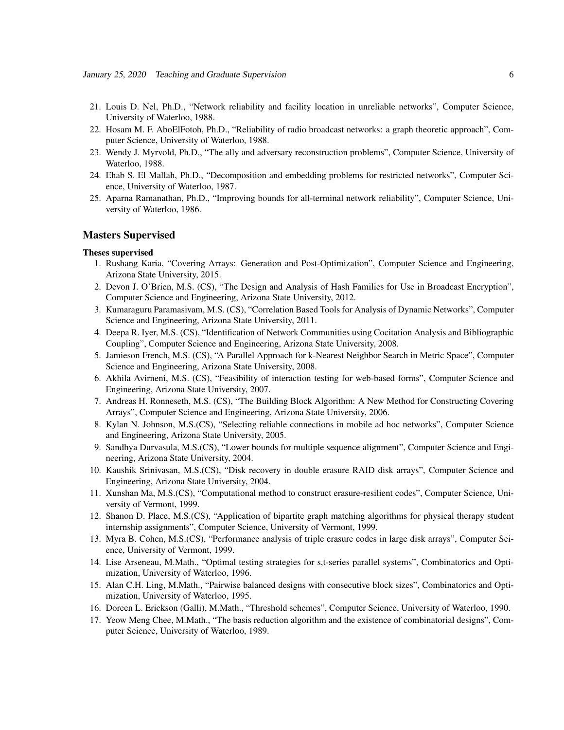21. Louis D. Nel, Ph.D., "Network reliability and facility location in unreliable networks", Computer Science, University of Waterloo, 1988.
22. Hosam M. F. AboElFotoh, Ph.D., "Reliability of radio broadcast networks: a graph theoretic approach", Computer Science, University of Waterloo, 1988.
23. Wendy J. Myrvold, Ph.D., "The ally and adversary reconstruction problems", Computer Science, University of Waterloo, 1988.
24. Ehab S. El Mallah, Ph.D., "Decomposition and embedding problems for restricted networks", Computer Science, University of Waterloo, 1987.
25. Aparna Ramanathan, Ph.D., "Improving bounds for all-terminal network reliability", Computer Science, University of Waterloo, 1986.

## Masters Supervised

**Theses supervised**

1. Rushang Karia, "Covering Arrays: Generation and Post-Optimization", Computer Science and Engineering, Arizona State University, 2015.
2. Devon J. O'Brien, M.S. (CS), "The Design and Analysis of Hash Families for Use in Broadcast Encryption", Computer Science and Engineering, Arizona State University, 2012.
3. Kumaraguru Paramasivam, M.S. (CS), "Correlation Based Tools for Analysis of Dynamic Networks", Computer Science and Engineering, Arizona State University, 2011.
4. Deepa R. Iyer, M.S. (CS), "Identification of Network Communities using Cocitation Analysis and Bibliographic Coupling", Computer Science and Engineering, Arizona State University, 2008.
5. Jamieson French, M.S. (CS), "A Parallel Approach for k-Nearest Neighbor Search in Metric Space", Computer Science and Engineering, Arizona State University, 2008.
6. Akhila Avirneni, M.S. (CS), "Feasibility of interaction testing for web-based forms", Computer Science and Engineering, Arizona State University, 2007.
7. Andreas H. Ronneseth, M.S. (CS), "The Building Block Algorithm: A New Method for Constructing Covering Arrays", Computer Science and Engineering, Arizona State University, 2006.
8. Kylan N. Johnson, M.S.(CS), "Selecting reliable connections in mobile ad hoc networks", Computer Science and Engineering, Arizona State University, 2005.
9. Sandhya Durvasula, M.S.(CS), "Lower bounds for multiple sequence alignment", Computer Science and Engineering, Arizona State University, 2004.
10. Kaushik Srinivasan, M.S.(CS), "Disk recovery in double erasure RAID disk arrays", Computer Science and Engineering, Arizona State University, 2004.
11. Xunshan Ma, M.S.(CS), "Computational method to construct erasure-resilient codes", Computer Science, University of Vermont, 1999.
12. Shanon D. Place, M.S.(CS), "Application of bipartite graph matching algorithms for physical therapy student internship assignments", Computer Science, University of Vermont, 1999.
13. Myra B. Cohen, M.S.(CS), "Performance analysis of triple erasure codes in large disk arrays", Computer Science, University of Vermont, 1999.
14. Lise Arseneau, M.Math., "Optimal testing strategies for s,t-series parallel systems", Combinatorics and Optimization, University of Waterloo, 1996.
15. Alan C.H. Ling, M.Math., "Pairwise balanced designs with consecutive block sizes", Combinatorics and Optimization, University of Waterloo, 1995.
16. Doreen L. Erickson (Galli), M.Math., "Threshold schemes", Computer Science, University of Waterloo, 1990.
17. Yeow Meng Chee, M.Math., "The basis reduction algorithm and the existence of combinatorial designs", Computer Science, University of Waterloo, 1989.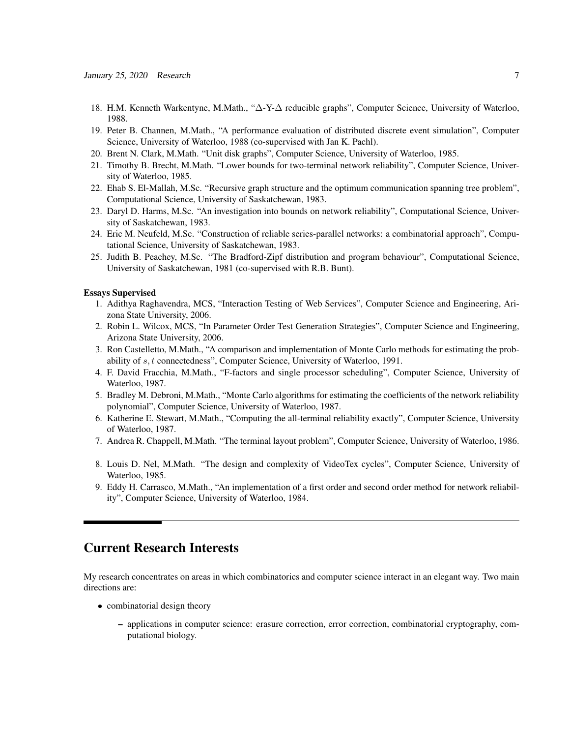18. H.M. Kenneth Warkentyne, M.Math., "$\Delta$-Y-$\Delta$ reducible graphs", Computer Science, University of Waterloo, 1988.
19. Peter B. Channen, M.Math., "A performance evaluation of distributed discrete event simulation", Computer Science, University of Waterloo, 1988 (co-supervised with Jan K. Pachl).
20. Brent N. Clark, M.Math. "Unit disk graphs", Computer Science, University of Waterloo, 1985.
21. Timothy B. Brecht, M.Math. "Lower bounds for two-terminal network reliability", Computer Science, University of Waterloo, 1985.
22. Ehab S. El-Mallah, M.Sc. "Recursive graph structure and the optimum communication spanning tree problem", Computational Science, University of Saskatchewan, 1983.
23. Daryl D. Harms, M.Sc. "An investigation into bounds on network reliability", Computational Science, University of Saskatchewan, 1983.
24. Eric M. Neufeld, M.Sc. "Construction of reliable series-parallel networks: a combinatorial approach", Computational Science, University of Saskatchewan, 1983.
25. Judith B. Peachey, M.Sc. "The Bradford-Zipf distribution and program behaviour", Computational Science, University of Saskatchewan, 1981 (co-supervised with R.B. Bunt).

**Essays Supervised**

1. Adithya Raghavendra, MCS, "Interaction Testing of Web Services", Computer Science and Engineering, Arizona State University, 2006.
2. Robin L. Wilcox, MCS, "In Parameter Order Test Generation Strategies", Computer Science and Engineering, Arizona State University, 2006.
3. Ron Castelletto, M.Math., "A comparison and implementation of Monte Carlo methods for estimating the probability of $s, t$ connectedness", Computer Science, University of Waterloo, 1991.
4. F. David Fracchia, M.Math., "F-factors and single processor scheduling", Computer Science, University of Waterloo, 1987.
5. Bradley M. Debroni, M.Math., "Monte Carlo algorithms for estimating the coefficients of the network reliability polynomial", Computer Science, University of Waterloo, 1987.
6. Katherine E. Stewart, M.Math., "Computing the all-terminal reliability exactly", Computer Science, University of Waterloo, 1987.
7. Andrea R. Chappell, M.Math. "The terminal layout problem", Computer Science, University of Waterloo, 1986.
8. Louis D. Nel, M.Math. "The design and complexity of VideoTex cycles", Computer Science, University of Waterloo, 1985.
9. Eddy H. Carrasco, M.Math., "An implementation of a first order and second order method for network reliability", Computer Science, University of Waterloo, 1984.

# Current Research Interests

My research concentrates on areas in which combinatorics and computer science interact in an elegant way. Two main directions are:

- combinatorial design theory
  - applications in computer science: erasure correction, error correction, combinatorial cryptography, computational biology.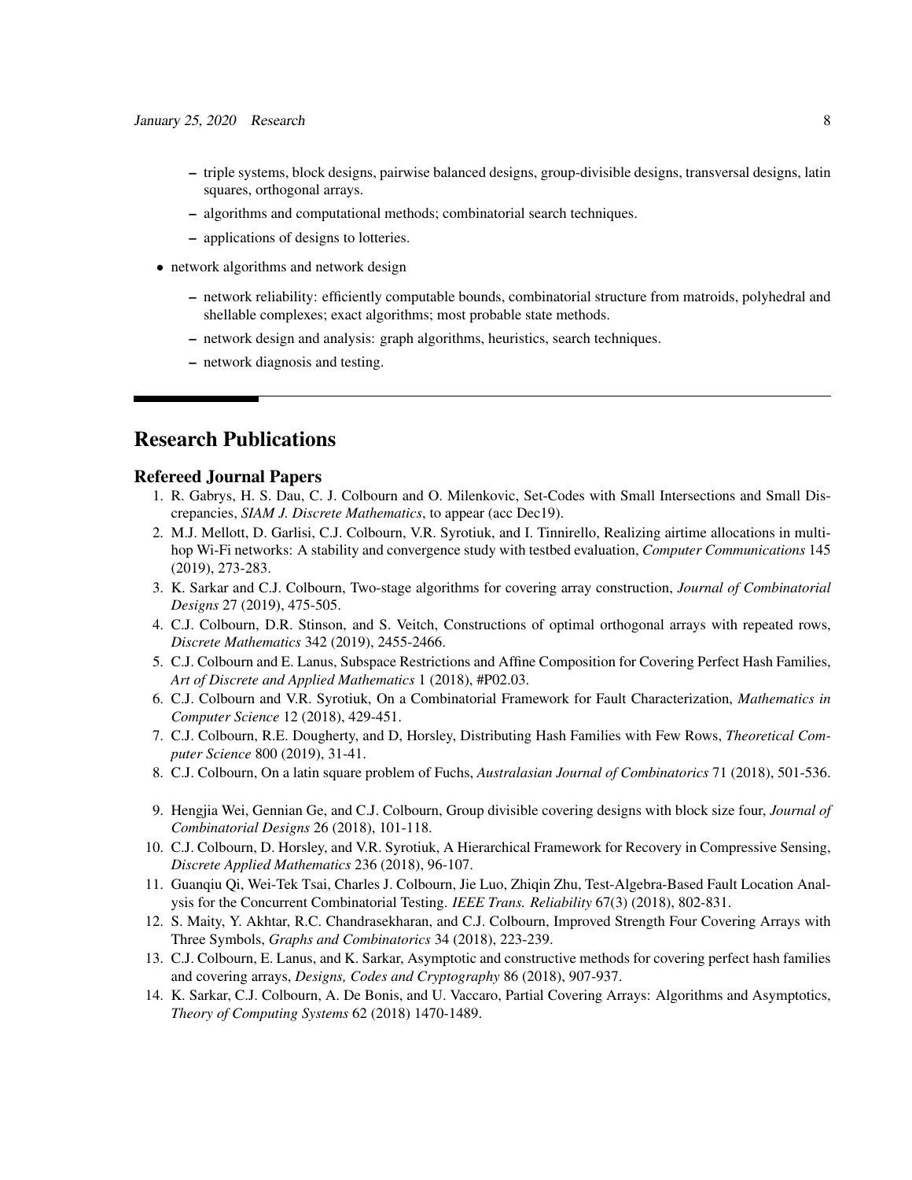- triple systems, block designs, pairwise balanced designs, group-divisible designs, transversal designs, latin squares, orthogonal arrays.
- algorithms and computational methods; combinatorial search techniques.
- applications of designs to lotteries.

- network algorithms and network design
  - network reliability: efficiently computable bounds, combinatorial structure from matroids, polyhedral and shellable complexes; exact algorithms; most probable state methods.
  - network design and analysis: graph algorithms, heuristics, search techniques.
  - network diagnosis and testing.

---

# Research Publications

## Refereed Journal Papers

1. R. Gabrys, H. S. Dau, C. J. Colbourn and O. Milenkovic, Set-Codes with Small Intersections and Small Discrepancies, *SIAM J. Discrete Mathematics*, to appear (acc Dec19).
2. M.J. Mellott, D. Garlisi, C.J. Colbourn, V.R. Syrotiuk, and I. Tinnirello, Realizing airtime allocations in multihop Wi-Fi networks: A stability and convergence study with testbed evaluation, *Computer Communications* 145 (2019), 273-283.
3. K. Sarkar and C.J. Colbourn, Two-stage algorithms for covering array construction, *Journal of Combinatorial Designs* 27 (2019), 475-505.
4. C.J. Colbourn, D.R. Stinson, and S. Veitch, Constructions of optimal orthogonal arrays with repeated rows, *Discrete Mathematics* 342 (2019), 2455-2466.
5. C.J. Colbourn and E. Lanus, Subspace Restrictions and Affine Composition for Covering Perfect Hash Families, *Art of Discrete and Applied Mathematics* 1 (2018), #P02.03.
6. C.J. Colbourn and V.R. Syrotiuk, On a Combinatorial Framework for Fault Characterization, *Mathematics in Computer Science* 12 (2018), 429-451.
7. C.J. Colbourn, R.E. Dougherty, and D, Horsley, Distributing Hash Families with Few Rows, *Theoretical Computer Science* 800 (2019), 31-41.
8. C.J. Colbourn, On a latin square problem of Fuchs, *Australasian Journal of Combinatorics* 71 (2018), 501-536.
9. Hengjia Wei, Gennian Ge, and C.J. Colbourn, Group divisible covering designs with block size four, *Journal of Combinatorial Designs* 26 (2018), 101-118.
10. C.J. Colbourn, D. Horsley, and V.R. Syrotiuk, A Hierarchical Framework for Recovery in Compressive Sensing, *Discrete Applied Mathematics* 236 (2018), 96-107.
11. Guanqiu Qi, Wei-Tek Tsai, Charles J. Colbourn, Jie Luo, Zhiqin Zhu, Test-Algebra-Based Fault Location Analysis for the Concurrent Combinatorial Testing. *IEEE Trans. Reliability* 67(3) (2018), 802-831.
12. S. Maity, Y. Akhtar, R.C. Chandrasekharan, and C.J. Colbourn, Improved Strength Four Covering Arrays with Three Symbols, *Graphs and Combinatorics* 34 (2018), 223-239.
13. C.J. Colbourn, E. Lanus, and K. Sarkar, Asymptotic and constructive methods for covering perfect hash families and covering arrays, *Designs, Codes and Cryptography* 86 (2018), 907-937.
14. K. Sarkar, C.J. Colbourn, A. De Bonis, and U. Vaccaro, Partial Covering Arrays: Algorithms and Asymptotics, *Theory of Computing Systems* 62 (2018) 1470-1489.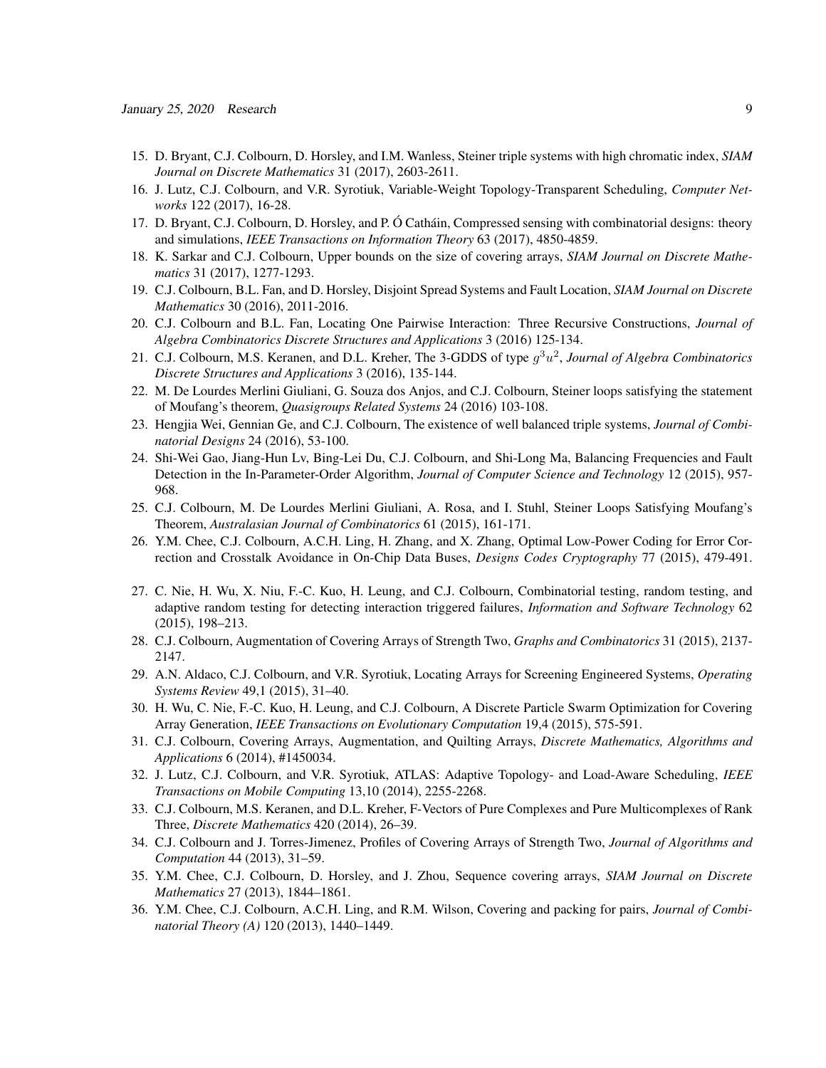15. D. Bryant, C.J. Colbourn, D. Horsley, and I.M. Wanless, Steiner triple systems with high chromatic index, *SIAM Journal on Discrete Mathematics* 31 (2017), 2603-2611.
16. J. Lutz, C.J. Colbourn, and V.R. Syrotiuk, Variable-Weight Topology-Transparent Scheduling, *Computer Networks* 122 (2017), 16-28.
17. D. Bryant, C.J. Colbourn, D. Horsley, and P. Ó Catháin, Compressed sensing with combinatorial designs: theory and simulations, *IEEE Transactions on Information Theory* 63 (2017), 4850-4859.
18. K. Sarkar and C.J. Colbourn, Upper bounds on the size of covering arrays, *SIAM Journal on Discrete Mathematics* 31 (2017), 1277-1293.
19. C.J. Colbourn, B.L. Fan, and D. Horsley, Disjoint Spread Systems and Fault Location, *SIAM Journal on Discrete Mathematics* 30 (2016), 2011-2016.
20. C.J. Colbourn and B.L. Fan, Locating One Pairwise Interaction: Three Recursive Constructions, *Journal of Algebra Combinatorics Discrete Structures and Applications* 3 (2016) 125-134.
21. C.J. Colbourn, M.S. Keranen, and D.L. Kreher, The 3-GDDS of type $g^3u^2$, *Journal of Algebra Combinatorics Discrete Structures and Applications* 3 (2016), 135-144.
22. M. De Lourdes Merlini Giuliani, G. Souza dos Anjos, and C.J. Colbourn, Steiner loops satisfying the statement of Moufang's theorem, *Quasigroups Related Systems* 24 (2016) 103-108.
23. Hengjia Wei, Gennian Ge, and C.J. Colbourn, The existence of well balanced triple systems, *Journal of Combinatorial Designs* 24 (2016), 53-100.
24. Shi-Wei Gao, Jiang-Hun Lv, Bing-Lei Du, C.J. Colbourn, and Shi-Long Ma, Balancing Frequencies and Fault Detection in the In-Parameter-Order Algorithm, *Journal of Computer Science and Technology* 12 (2015), 957-968.
25. C.J. Colbourn, M. De Lourdes Merlini Giuliani, A. Rosa, and I. Stuhl, Steiner Loops Satisfying Moufang's Theorem, *Australasian Journal of Combinatorics* 61 (2015), 161-171.
26. Y.M. Chee, C.J. Colbourn, A.C.H. Ling, H. Zhang, and X. Zhang, Optimal Low-Power Coding for Error Correction and Crosstalk Avoidance in On-Chip Data Buses, *Designs Codes Cryptography* 77 (2015), 479-491.
27. C. Nie, H. Wu, X. Niu, F.-C. Kuo, H. Leung, and C.J. Colbourn, Combinatorial testing, random testing, and adaptive random testing for detecting interaction triggered failures, *Information and Software Technology* 62 (2015), 198–213.
28. C.J. Colbourn, Augmentation of Covering Arrays of Strength Two, *Graphs and Combinatorics* 31 (2015), 2137-2147.
29. A.N. Aldaco, C.J. Colbourn, and V.R. Syrotiuk, Locating Arrays for Screening Engineered Systems, *Operating Systems Review* 49,1 (2015), 31–40.
30. H. Wu, C. Nie, F.-C. Kuo, H. Leung, and C.J. Colbourn, A Discrete Particle Swarm Optimization for Covering Array Generation, *IEEE Transactions on Evolutionary Computation* 19,4 (2015), 575-591.
31. C.J. Colbourn, Covering Arrays, Augmentation, and Quilting Arrays, *Discrete Mathematics, Algorithms and Applications* 6 (2014), #1450034.
32. J. Lutz, C.J. Colbourn, and V.R. Syrotiuk, ATLAS: Adaptive Topology- and Load-Aware Scheduling, *IEEE Transactions on Mobile Computing* 13,10 (2014), 2255-2268.
33. C.J. Colbourn, M.S. Keranen, and D.L. Kreher, F-Vectors of Pure Complexes and Pure Multicomplexes of Rank Three, *Discrete Mathematics* 420 (2014), 26–39.
34. C.J. Colbourn and J. Torres-Jimenez, Profiles of Covering Arrays of Strength Two, *Journal of Algorithms and Computation* 44 (2013), 31–59.
35. Y.M. Chee, C.J. Colbourn, D. Horsley, and J. Zhou, Sequence covering arrays, *SIAM Journal on Discrete Mathematics* 27 (2013), 1844–1861.
36. Y.M. Chee, C.J. Colbourn, A.C.H. Ling, and R.M. Wilson, Covering and packing for pairs, *Journal of Combinatorial Theory (A)* 120 (2013), 1440–1449.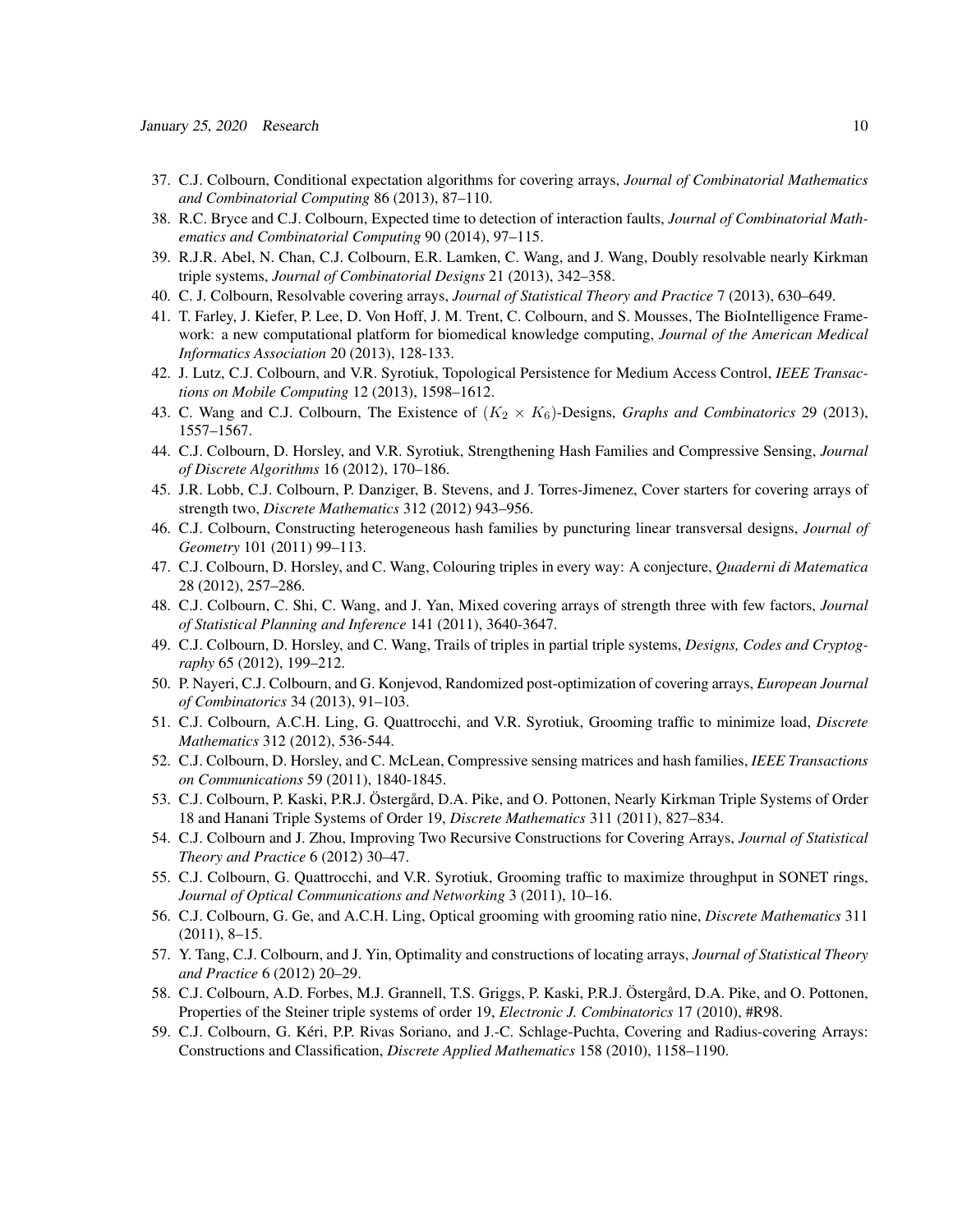37. C.J. Colbourn, Conditional expectation algorithms for covering arrays, *Journal of Combinatorial Mathematics and Combinatorial Computing* 86 (2013), 87–110.
38. R.C. Bryce and C.J. Colbourn, Expected time to detection of interaction faults, *Journal of Combinatorial Mathematics and Combinatorial Computing* 90 (2014), 97–115.
39. R.J.R. Abel, N. Chan, C.J. Colbourn, E.R. Lamken, C. Wang, and J. Wang, Doubly resolvable nearly Kirkman triple systems, *Journal of Combinatorial Designs* 21 (2013), 342–358.
40. C. J. Colbourn, Resolvable covering arrays, *Journal of Statistical Theory and Practice* 7 (2013), 630–649.
41. T. Farley, J. Kiefer, P. Lee, D. Von Hoff, J. M. Trent, C. Colbourn, and S. Mousses, The BioIntelligence Framework: a new computational platform for biomedical knowledge computing, *Journal of the American Medical Informatics Association* 20 (2013), 128-133.
42. J. Lutz, C.J. Colbourn, and V.R. Syrotiuk, Topological Persistence for Medium Access Control, *IEEE Transactions on Mobile Computing* 12 (2013), 1598–1612.
43. C. Wang and C.J. Colbourn, The Existence of $(K_2 \times K_6)$-Designs, *Graphs and Combinatorics* 29 (2013), 1557–1567.
44. C.J. Colbourn, D. Horsley, and V.R. Syrotiuk, Strengthening Hash Families and Compressive Sensing, *Journal of Discrete Algorithms* 16 (2012), 170–186.
45. J.R. Lobb, C.J. Colbourn, P. Danziger, B. Stevens, and J. Torres-Jimenez, Cover starters for covering arrays of strength two, *Discrete Mathematics* 312 (2012) 943–956.
46. C.J. Colbourn, Constructing heterogeneous hash families by puncturing linear transversal designs, *Journal of Geometry* 101 (2011) 99–113.
47. C.J. Colbourn, D. Horsley, and C. Wang, Colouring triples in every way: A conjecture, *Quaderni di Matematica* 28 (2012), 257–286.
48. C.J. Colbourn, C. Shi, C. Wang, and J. Yan, Mixed covering arrays of strength three with few factors, *Journal of Statistical Planning and Inference* 141 (2011), 3640-3647.
49. C.J. Colbourn, D. Horsley, and C. Wang, Trails of triples in partial triple systems, *Designs, Codes and Cryptography* 65 (2012), 199–212.
50. P. Nayeri, C.J. Colbourn, and G. Konjevod, Randomized post-optimization of covering arrays, *European Journal of Combinatorics* 34 (2013), 91–103.
51. C.J. Colbourn, A.C.H. Ling, G. Quattrocchi, and V.R. Syrotiuk, Grooming traffic to minimize load, *Discrete Mathematics* 312 (2012), 536-544.
52. C.J. Colbourn, D. Horsley, and C. McLean, Compressive sensing matrices and hash families, *IEEE Transactions on Communications* 59 (2011), 1840-1845.
53. C.J. Colbourn, P. Kaski, P.R.J. Östergård, D.A. Pike, and O. Pottonen, Nearly Kirkman Triple Systems of Order 18 and Hanani Triple Systems of Order 19, *Discrete Mathematics* 311 (2011), 827–834.
54. C.J. Colbourn and J. Zhou, Improving Two Recursive Constructions for Covering Arrays, *Journal of Statistical Theory and Practice* 6 (2012) 30–47.
55. C.J. Colbourn, G. Quattrocchi, and V.R. Syrotiuk, Grooming traffic to maximize throughput in SONET rings, *Journal of Optical Communications and Networking* 3 (2011), 10–16.
56. C.J. Colbourn, G. Ge, and A.C.H. Ling, Optical grooming with grooming ratio nine, *Discrete Mathematics* 311 (2011), 8–15.
57. Y. Tang, C.J. Colbourn, and J. Yin, Optimality and constructions of locating arrays, *Journal of Statistical Theory and Practice* 6 (2012) 20–29.
58. C.J. Colbourn, A.D. Forbes, M.J. Grannell, T.S. Griggs, P. Kaski, P.R.J. Östergård, D.A. Pike, and O. Pottonen, Properties of the Steiner triple systems of order 19, *Electronic J. Combinatorics* 17 (2010), #R98.
59. C.J. Colbourn, G. Kéri, P.P. Rivas Soriano, and J.-C. Schlage-Puchta, Covering and Radius-covering Arrays: Constructions and Classification, *Discrete Applied Mathematics* 158 (2010), 1158–1190.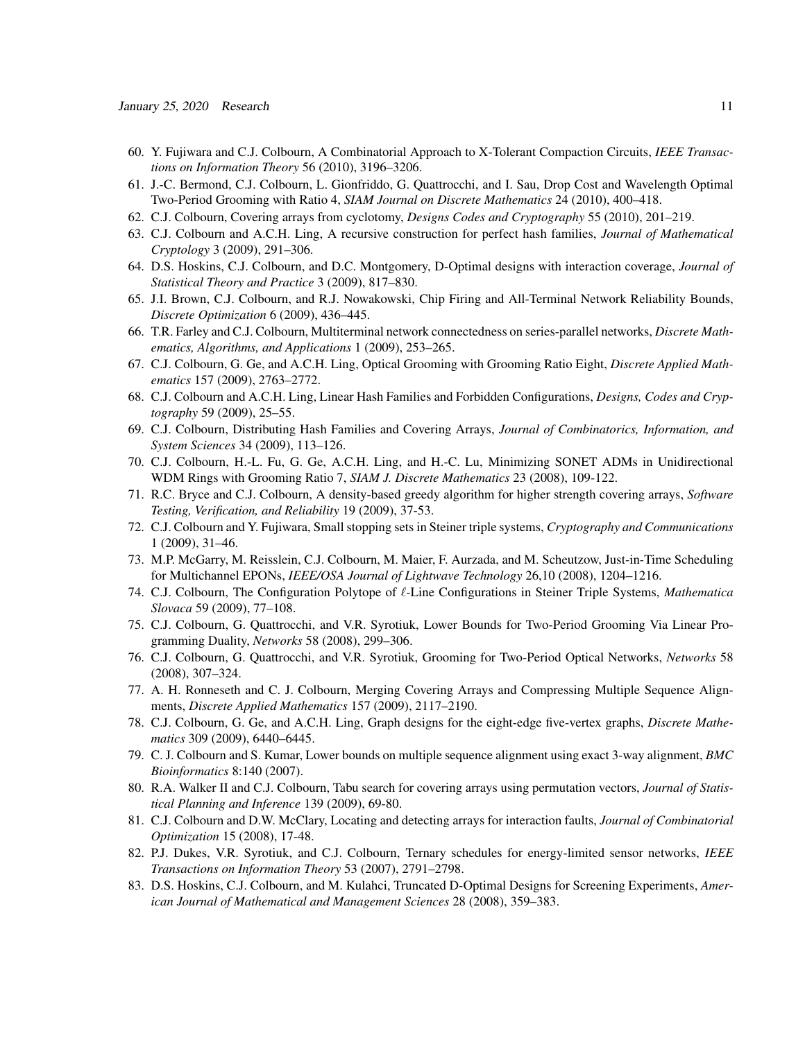60. Y. Fujiwara and C.J. Colbourn, A Combinatorial Approach to X-Tolerant Compaction Circuits, *IEEE Transactions on Information Theory* 56 (2010), 3196–3206.
61. J.-C. Bermond, C.J. Colbourn, L. Gionfriddo, G. Quattrocchi, and I. Sau, Drop Cost and Wavelength Optimal Two-Period Grooming with Ratio 4, *SIAM Journal on Discrete Mathematics* 24 (2010), 400–418.
62. C.J. Colbourn, Covering arrays from cyclotomy, *Designs Codes and Cryptography* 55 (2010), 201–219.
63. C.J. Colbourn and A.C.H. Ling, A recursive construction for perfect hash families, *Journal of Mathematical Cryptology* 3 (2009), 291–306.
64. D.S. Hoskins, C.J. Colbourn, and D.C. Montgomery, D-Optimal designs with interaction coverage, *Journal of Statistical Theory and Practice* 3 (2009), 817–830.
65. J.I. Brown, C.J. Colbourn, and R.J. Nowakowski, Chip Firing and All-Terminal Network Reliability Bounds, *Discrete Optimization* 6 (2009), 436–445.
66. T.R. Farley and C.J. Colbourn, Multiterminal network connectedness on series-parallel networks, *Discrete Mathematics, Algorithms, and Applications* 1 (2009), 253–265.
67. C.J. Colbourn, G. Ge, and A.C.H. Ling, Optical Grooming with Grooming Ratio Eight, *Discrete Applied Mathematics* 157 (2009), 2763–2772.
68. C.J. Colbourn and A.C.H. Ling, Linear Hash Families and Forbidden Configurations, *Designs, Codes and Cryptography* 59 (2009), 25–55.
69. C.J. Colbourn, Distributing Hash Families and Covering Arrays, *Journal of Combinatorics, Information, and System Sciences* 34 (2009), 113–126.
70. C.J. Colbourn, H.-L. Fu, G. Ge, A.C.H. Ling, and H.-C. Lu, Minimizing SONET ADMs in Unidirectional WDM Rings with Grooming Ratio 7, *SIAM J. Discrete Mathematics* 23 (2008), 109-122.
71. R.C. Bryce and C.J. Colbourn, A density-based greedy algorithm for higher strength covering arrays, *Software Testing, Verification, and Reliability* 19 (2009), 37-53.
72. C.J. Colbourn and Y. Fujiwara, Small stopping sets in Steiner triple systems, *Cryptography and Communications* 1 (2009), 31–46.
73. M.P. McGarry, M. Reisslein, C.J. Colbourn, M. Maier, F. Aurzada, and M. Scheutzow, Just-in-Time Scheduling for Multichannel EPONs, *IEEE/OSA Journal of Lightwave Technology* 26,10 (2008), 1204–1216.
74. C.J. Colbourn, The Configuration Polytope of $\ell$-Line Configurations in Steiner Triple Systems, *Mathematica Slovaca* 59 (2009), 77–108.
75. C.J. Colbourn, G. Quattrocchi, and V.R. Syrotiuk, Lower Bounds for Two-Period Grooming Via Linear Programming Duality, *Networks* 58 (2008), 299–306.
76. C.J. Colbourn, G. Quattrocchi, and V.R. Syrotiuk, Grooming for Two-Period Optical Networks, *Networks* 58 (2008), 307–324.
77. A. H. Ronneseth and C. J. Colbourn, Merging Covering Arrays and Compressing Multiple Sequence Alignments, *Discrete Applied Mathematics* 157 (2009), 2117–2190.
78. C.J. Colbourn, G. Ge, and A.C.H. Ling, Graph designs for the eight-edge five-vertex graphs, *Discrete Mathematics* 309 (2009), 6440–6445.
79. C. J. Colbourn and S. Kumar, Lower bounds on multiple sequence alignment using exact 3-way alignment, *BMC Bioinformatics* 8:140 (2007).
80. R.A. Walker II and C.J. Colbourn, Tabu search for covering arrays using permutation vectors, *Journal of Statistical Planning and Inference* 139 (2009), 69-80.
81. C.J. Colbourn and D.W. McClary, Locating and detecting arrays for interaction faults, *Journal of Combinatorial Optimization* 15 (2008), 17-48.
82. P.J. Dukes, V.R. Syrotiuk, and C.J. Colbourn, Ternary schedules for energy-limited sensor networks, *IEEE Transactions on Information Theory* 53 (2007), 2791–2798.
83. D.S. Hoskins, C.J. Colbourn, and M. Kulahci, Truncated D-Optimal Designs for Screening Experiments, *American Journal of Mathematical and Management Sciences* 28 (2008), 359–383.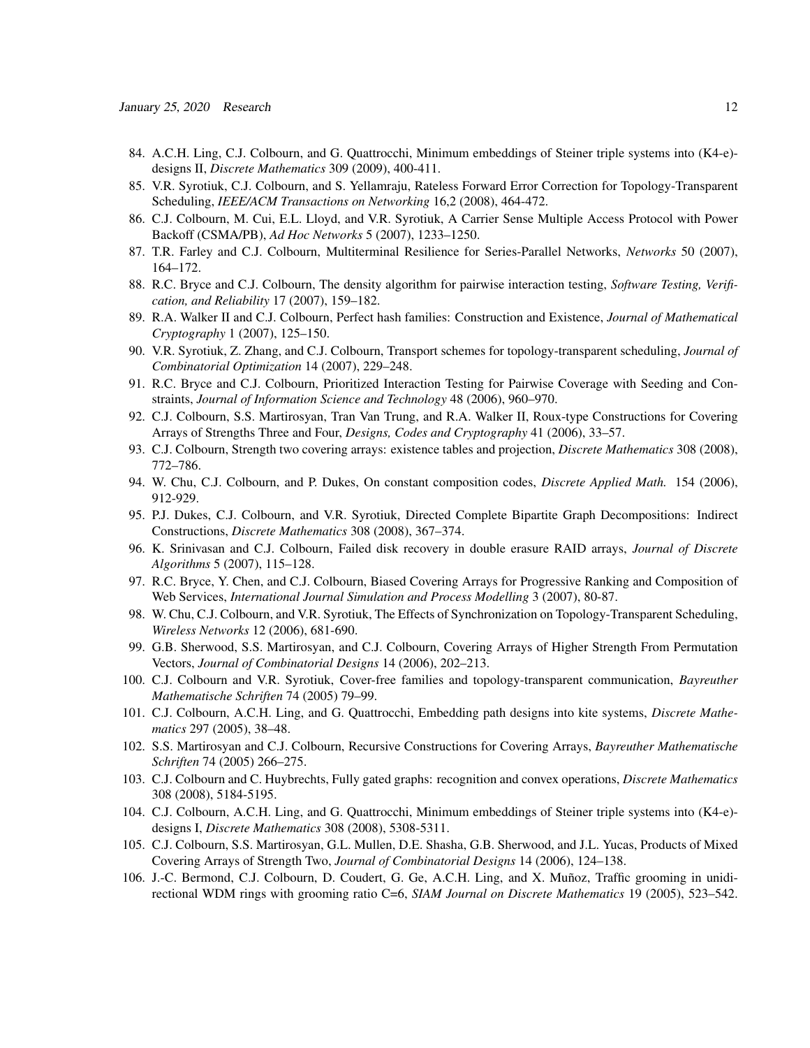84. A.C.H. Ling, C.J. Colbourn, and G. Quattrocchi, Minimum embeddings of Steiner triple systems into (K4-e)-designs II, *Discrete Mathematics* 309 (2009), 400-411.
85. V.R. Syrotiuk, C.J. Colbourn, and S. Yellamraju, Rateless Forward Error Correction for Topology-Transparent Scheduling, *IEEE/ACM Transactions on Networking* 16,2 (2008), 464-472.
86. C.J. Colbourn, M. Cui, E.L. Lloyd, and V.R. Syrotiuk, A Carrier Sense Multiple Access Protocol with Power Backoff (CSMA/PB), *Ad Hoc Networks* 5 (2007), 1233–1250.
87. T.R. Farley and C.J. Colbourn, Multiterminal Resilience for Series-Parallel Networks, *Networks* 50 (2007), 164–172.
88. R.C. Bryce and C.J. Colbourn, The density algorithm for pairwise interaction testing, *Software Testing, Verification, and Reliability* 17 (2007), 159–182.
89. R.A. Walker II and C.J. Colbourn, Perfect hash families: Construction and Existence, *Journal of Mathematical Cryptography* 1 (2007), 125–150.
90. V.R. Syrotiuk, Z. Zhang, and C.J. Colbourn, Transport schemes for topology-transparent scheduling, *Journal of Combinatorial Optimization* 14 (2007), 229–248.
91. R.C. Bryce and C.J. Colbourn, Prioritized Interaction Testing for Pairwise Coverage with Seeding and Constraints, *Journal of Information Science and Technology* 48 (2006), 960–970.
92. C.J. Colbourn, S.S. Martirosyan, Tran Van Trung, and R.A. Walker II, Roux-type Constructions for Covering Arrays of Strengths Three and Four, *Designs, Codes and Cryptography* 41 (2006), 33–57.
93. C.J. Colbourn, Strength two covering arrays: existence tables and projection, *Discrete Mathematics* 308 (2008), 772–786.
94. W. Chu, C.J. Colbourn, and P. Dukes, On constant composition codes, *Discrete Applied Math.* 154 (2006), 912-929.
95. P.J. Dukes, C.J. Colbourn, and V.R. Syrotiuk, Directed Complete Bipartite Graph Decompositions: Indirect Constructions, *Discrete Mathematics* 308 (2008), 367–374.
96. K. Srinivasan and C.J. Colbourn, Failed disk recovery in double erasure RAID arrays, *Journal of Discrete Algorithms* 5 (2007), 115–128.
97. R.C. Bryce, Y. Chen, and C.J. Colbourn, Biased Covering Arrays for Progressive Ranking and Composition of Web Services, *International Journal Simulation and Process Modelling* 3 (2007), 80-87.
98. W. Chu, C.J. Colbourn, and V.R. Syrotiuk, The Effects of Synchronization on Topology-Transparent Scheduling, *Wireless Networks* 12 (2006), 681-690.
99. G.B. Sherwood, S.S. Martirosyan, and C.J. Colbourn, Covering Arrays of Higher Strength From Permutation Vectors, *Journal of Combinatorial Designs* 14 (2006), 202–213.
100. C.J. Colbourn and V.R. Syrotiuk, Cover-free families and topology-transparent communication, *Bayreuther Mathematische Schriften* 74 (2005) 79–99.
101. C.J. Colbourn, A.C.H. Ling, and G. Quattrocchi, Embedding path designs into kite systems, *Discrete Mathematics* 297 (2005), 38–48.
102. S.S. Martirosyan and C.J. Colbourn, Recursive Constructions for Covering Arrays, *Bayreuther Mathematische Schriften* 74 (2005) 266–275.
103. C.J. Colbourn and C. Huybrechts, Fully gated graphs: recognition and convex operations, *Discrete Mathematics* 308 (2008), 5184-5195.
104. C.J. Colbourn, A.C.H. Ling, and G. Quattrocchi, Minimum embeddings of Steiner triple systems into (K4-e)-designs I, *Discrete Mathematics* 308 (2008), 5308-5311.
105. C.J. Colbourn, S.S. Martirosyan, G.L. Mullen, D.E. Shasha, G.B. Sherwood, and J.L. Yucas, Products of Mixed Covering Arrays of Strength Two, *Journal of Combinatorial Designs* 14 (2006), 124–138.
106. J.-C. Bermond, C.J. Colbourn, D. Coudert, G. Ge, A.C.H. Ling, and X. Muñoz, Traffic grooming in unidirectional WDM rings with grooming ratio C=6, *SIAM Journal on Discrete Mathematics* 19 (2005), 523–542.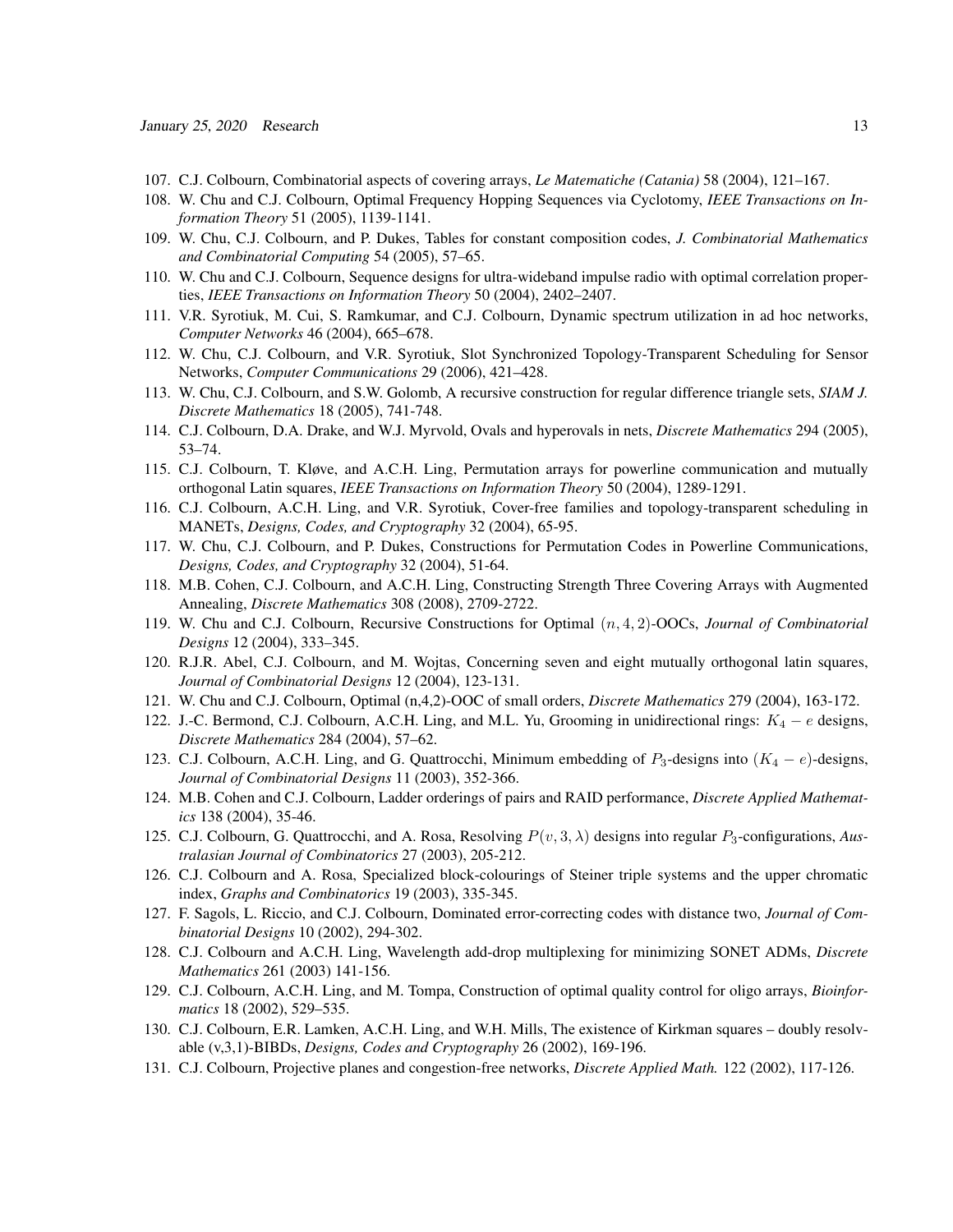107. C.J. Colbourn, Combinatorial aspects of covering arrays, *Le Matematiche (Catania)* 58 (2004), 121–167.
108. W. Chu and C.J. Colbourn, Optimal Frequency Hopping Sequences via Cyclotomy, *IEEE Transactions on Information Theory* 51 (2005), 1139-1141.
109. W. Chu, C.J. Colbourn, and P. Dukes, Tables for constant composition codes, *J. Combinatorial Mathematics and Combinatorial Computing* 54 (2005), 57–65.
110. W. Chu and C.J. Colbourn, Sequence designs for ultra-wideband impulse radio with optimal correlation properties, *IEEE Transactions on Information Theory* 50 (2004), 2402–2407.
111. V.R. Syrotiuk, M. Cui, S. Ramkumar, and C.J. Colbourn, Dynamic spectrum utilization in ad hoc networks, *Computer Networks* 46 (2004), 665–678.
112. W. Chu, C.J. Colbourn, and V.R. Syrotiuk, Slot Synchronized Topology-Transparent Scheduling for Sensor Networks, *Computer Communications* 29 (2006), 421–428.
113. W. Chu, C.J. Colbourn, and S.W. Golomb, A recursive construction for regular difference triangle sets, *SIAM J. Discrete Mathematics* 18 (2005), 741-748.
114. C.J. Colbourn, D.A. Drake, and W.J. Myrvold, Ovals and hyperovals in nets, *Discrete Mathematics* 294 (2005), 53–74.
115. C.J. Colbourn, T. Kløve, and A.C.H. Ling, Permutation arrays for powerline communication and mutually orthogonal Latin squares, *IEEE Transactions on Information Theory* 50 (2004), 1289-1291.
116. C.J. Colbourn, A.C.H. Ling, and V.R. Syrotiuk, Cover-free families and topology-transparent scheduling in MANETs, *Designs, Codes, and Cryptography* 32 (2004), 65-95.
117. W. Chu, C.J. Colbourn, and P. Dukes, Constructions for Permutation Codes in Powerline Communications, *Designs, Codes, and Cryptography* 32 (2004), 51-64.
118. M.B. Cohen, C.J. Colbourn, and A.C.H. Ling, Constructing Strength Three Covering Arrays with Augmented Annealing, *Discrete Mathematics* 308 (2008), 2709-2722.
119. W. Chu and C.J. Colbourn, Recursive Constructions for Optimal $(n, 4, 2)$-OOCs, *Journal of Combinatorial Designs* 12 (2004), 333–345.
120. R.J.R. Abel, C.J. Colbourn, and M. Wojtas, Concerning seven and eight mutually orthogonal latin squares, *Journal of Combinatorial Designs* 12 (2004), 123-131.
121. W. Chu and C.J. Colbourn, Optimal (n,4,2)-OOC of small orders, *Discrete Mathematics* 279 (2004), 163-172.
122. J.-C. Bermond, C.J. Colbourn, A.C.H. Ling, and M.L. Yu, Grooming in unidirectional rings: $K_4 - e$ designs, *Discrete Mathematics* 284 (2004), 57–62.
123. C.J. Colbourn, A.C.H. Ling, and G. Quattrocchi, Minimum embedding of $P_3$-designs into $(K_4 - e)$-designs, *Journal of Combinatorial Designs* 11 (2003), 352-366.
124. M.B. Cohen and C.J. Colbourn, Ladder orderings of pairs and RAID performance, *Discrete Applied Mathematics* 138 (2004), 35-46.
125. C.J. Colbourn, G. Quattrocchi, and A. Rosa, Resolving $P(v, 3, \lambda)$ designs into regular $P_3$-configurations, *Australasian Journal of Combinatorics* 27 (2003), 205-212.
126. C.J. Colbourn and A. Rosa, Specialized block-colourings of Steiner triple systems and the upper chromatic index, *Graphs and Combinatorics* 19 (2003), 335-345.
127. F. Sagols, L. Riccio, and C.J. Colbourn, Dominated error-correcting codes with distance two, *Journal of Combinatorial Designs* 10 (2002), 294-302.
128. C.J. Colbourn and A.C.H. Ling, Wavelength add-drop multiplexing for minimizing SONET ADMs, *Discrete Mathematics* 261 (2003) 141-156.
129. C.J. Colbourn, A.C.H. Ling, and M. Tompa, Construction of optimal quality control for oligo arrays, *Bioinformatics* 18 (2002), 529–535.
130. C.J. Colbourn, E.R. Lamken, A.C.H. Ling, and W.H. Mills, The existence of Kirkman squares – doubly resolvable (v,3,1)-BIBDs, *Designs, Codes and Cryptography* 26 (2002), 169-196.
131. C.J. Colbourn, Projective planes and congestion-free networks, *Discrete Applied Math.* 122 (2002), 117-126.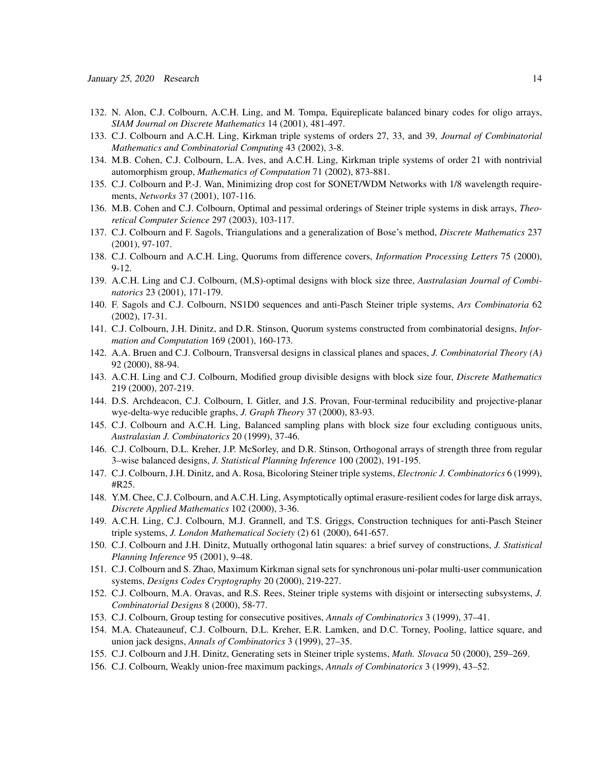132. N. Alon, C.J. Colbourn, A.C.H. Ling, and M. Tompa, Equireplicate balanced binary codes for oligo arrays, *SIAM Journal on Discrete Mathematics* 14 (2001), 481-497.
133. C.J. Colbourn and A.C.H. Ling, Kirkman triple systems of orders 27, 33, and 39, *Journal of Combinatorial Mathematics and Combinatorial Computing* 43 (2002), 3-8.
134. M.B. Cohen, C.J. Colbourn, L.A. Ives, and A.C.H. Ling, Kirkman triple systems of order 21 with nontrivial automorphism group, *Mathematics of Computation* 71 (2002), 873-881.
135. C.J. Colbourn and P.-J. Wan, Minimizing drop cost for SONET/WDM Networks with 1/8 wavelength requirements, *Networks* 37 (2001), 107-116.
136. M.B. Cohen and C.J. Colbourn, Optimal and pessimal orderings of Steiner triple systems in disk arrays, *Theoretical Computer Science* 297 (2003), 103-117.
137. C.J. Colbourn and F. Sagols, Triangulations and a generalization of Bose's method, *Discrete Mathematics* 237 (2001), 97-107.
138. C.J. Colbourn and A.C.H. Ling, Quorums from difference covers, *Information Processing Letters* 75 (2000), 9-12.
139. A.C.H. Ling and C.J. Colbourn, (M,S)-optimal designs with block size three, *Australasian Journal of Combinatorics* 23 (2001), 171-179.
140. F. Sagols and C.J. Colbourn, NS1D0 sequences and anti-Pasch Steiner triple systems, *Ars Combinatoria* 62 (2002), 17-31.
141. C.J. Colbourn, J.H. Dinitz, and D.R. Stinson, Quorum systems constructed from combinatorial designs, *Information and Computation* 169 (2001), 160-173.
142. A.A. Bruen and C.J. Colbourn, Transversal designs in classical planes and spaces, *J. Combinatorial Theory (A)* 92 (2000), 88-94.
143. A.C.H. Ling and C.J. Colbourn, Modified group divisible designs with block size four, *Discrete Mathematics* 219 (2000), 207-219.
144. D.S. Archdeacon, C.J. Colbourn, I. Gitler, and J.S. Provan, Four-terminal reducibility and projective-planar wye-delta-wye reducible graphs, *J. Graph Theory* 37 (2000), 83-93.
145. C.J. Colbourn and A.C.H. Ling, Balanced sampling plans with block size four excluding contiguous units, *Australasian J. Combinatorics* 20 (1999), 37-46.
146. C.J. Colbourn, D.L. Kreher, J.P. McSorley, and D.R. Stinson, Orthogonal arrays of strength three from regular 3–wise balanced designs, *J. Statistical Planning Inference* 100 (2002), 191-195.
147. C.J. Colbourn, J.H. Dinitz, and A. Rosa, Bicoloring Steiner triple systems, *Electronic J. Combinatorics* 6 (1999), #R25.
148. Y.M. Chee, C.J. Colbourn, and A.C.H. Ling, Asymptotically optimal erasure-resilient codes for large disk arrays, *Discrete Applied Mathematics* 102 (2000), 3-36.
149. A.C.H. Ling, C.J. Colbourn, M.J. Grannell, and T.S. Griggs, Construction techniques for anti-Pasch Steiner triple systems, *J. London Mathematical Society* (2) 61 (2000), 641-657.
150. C.J. Colbourn and J.H. Dinitz, Mutually orthogonal latin squares: a brief survey of constructions, *J. Statistical Planning Inference* 95 (2001), 9–48.
151. C.J. Colbourn and S. Zhao, Maximum Kirkman signal sets for synchronous uni-polar multi-user communication systems, *Designs Codes Cryptography* 20 (2000), 219-227.
152. C.J. Colbourn, M.A. Oravas, and R.S. Rees, Steiner triple systems with disjoint or intersecting subsystems, *J. Combinatorial Designs* 8 (2000), 58-77.
153. C.J. Colbourn, Group testing for consecutive positives, *Annals of Combinatorics* 3 (1999), 37–41.
154. M.A. Chateauneuf, C.J. Colbourn, D.L. Kreher, E.R. Lamken, and D.C. Torney, Pooling, lattice square, and union jack designs, *Annals of Combinatorics* 3 (1999), 27–35.
155. C.J. Colbourn and J.H. Dinitz, Generating sets in Steiner triple systems, *Math. Slovaca* 50 (2000), 259–269.
156. C.J. Colbourn, Weakly union-free maximum packings, *Annals of Combinatorics* 3 (1999), 43–52.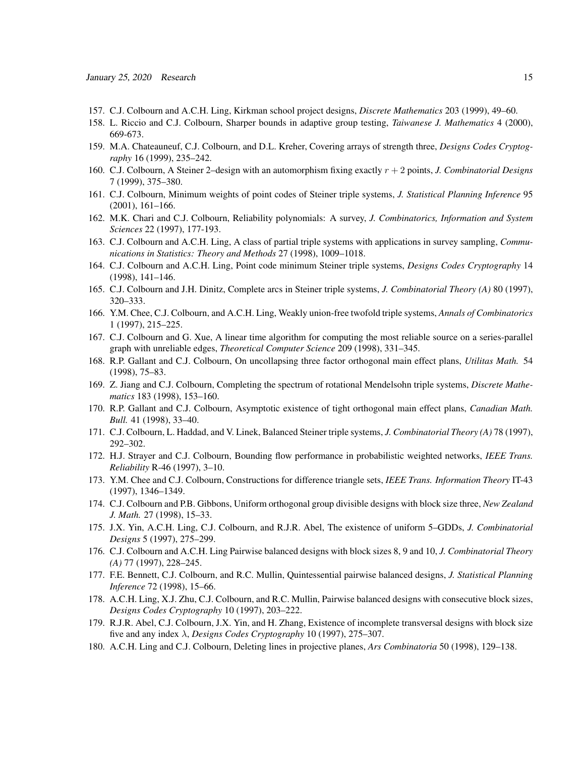157. C.J. Colbourn and A.C.H. Ling, Kirkman school project designs, *Discrete Mathematics* 203 (1999), 49–60.
158. L. Riccio and C.J. Colbourn, Sharper bounds in adaptive group testing, *Taiwanese J. Mathematics* 4 (2000), 669-673.
159. M.A. Chateauneuf, C.J. Colbourn, and D.L. Kreher, Covering arrays of strength three, *Designs Codes Cryptography* 16 (1999), 235–242.
160. C.J. Colbourn, A Steiner 2–design with an automorphism fixing exactly $r+2$ points, *J. Combinatorial Designs* 7 (1999), 375–380.
161. C.J. Colbourn, Minimum weights of point codes of Steiner triple systems, *J. Statistical Planning Inference* 95 (2001), 161–166.
162. M.K. Chari and C.J. Colbourn, Reliability polynomials: A survey, *J. Combinatorics, Information and System Sciences* 22 (1997), 177-193.
163. C.J. Colbourn and A.C.H. Ling, A class of partial triple systems with applications in survey sampling, *Communications in Statistics: Theory and Methods* 27 (1998), 1009–1018.
164. C.J. Colbourn and A.C.H. Ling, Point code minimum Steiner triple systems, *Designs Codes Cryptography* 14 (1998), 141–146.
165. C.J. Colbourn and J.H. Dinitz, Complete arcs in Steiner triple systems, *J. Combinatorial Theory (A)* 80 (1997), 320–333.
166. Y.M. Chee, C.J. Colbourn, and A.C.H. Ling, Weakly union-free twofold triple systems, *Annals of Combinatorics* 1 (1997), 215–225.
167. C.J. Colbourn and G. Xue, A linear time algorithm for computing the most reliable source on a series-parallel graph with unreliable edges, *Theoretical Computer Science* 209 (1998), 331–345.
168. R.P. Gallant and C.J. Colbourn, On uncollapsing three factor orthogonal main effect plans, *Utilitas Math.* 54 (1998), 75–83.
169. Z. Jiang and C.J. Colbourn, Completing the spectrum of rotational Mendelsohn triple systems, *Discrete Mathematics* 183 (1998), 153–160.
170. R.P. Gallant and C.J. Colbourn, Asymptotic existence of tight orthogonal main effect plans, *Canadian Math. Bull.* 41 (1998), 33–40.
171. C.J. Colbourn, L. Haddad, and V. Linek, Balanced Steiner triple systems, *J. Combinatorial Theory (A)* 78 (1997), 292–302.
172. H.J. Strayer and C.J. Colbourn, Bounding flow performance in probabilistic weighted networks, *IEEE Trans. Reliability* R-46 (1997), 3–10.
173. Y.M. Chee and C.J. Colbourn, Constructions for difference triangle sets, *IEEE Trans. Information Theory* IT-43 (1997), 1346–1349.
174. C.J. Colbourn and P.B. Gibbons, Uniform orthogonal group divisible designs with block size three, *New Zealand J. Math.* 27 (1998), 15–33.
175. J.X. Yin, A.C.H. Ling, C.J. Colbourn, and R.J.R. Abel, The existence of uniform 5–GDDs, *J. Combinatorial Designs* 5 (1997), 275–299.
176. C.J. Colbourn and A.C.H. Ling Pairwise balanced designs with block sizes 8, 9 and 10, *J. Combinatorial Theory (A)* 77 (1997), 228–245.
177. F.E. Bennett, C.J. Colbourn, and R.C. Mullin, Quintessential pairwise balanced designs, *J. Statistical Planning Inference* 72 (1998), 15–66.
178. A.C.H. Ling, X.J. Zhu, C.J. Colbourn, and R.C. Mullin, Pairwise balanced designs with consecutive block sizes, *Designs Codes Cryptography* 10 (1997), 203–222.
179. R.J.R. Abel, C.J. Colbourn, J.X. Yin, and H. Zhang, Existence of incomplete transversal designs with block size five and any index $\lambda$, *Designs Codes Cryptography* 10 (1997), 275–307.
180. A.C.H. Ling and C.J. Colbourn, Deleting lines in projective planes, *Ars Combinatoria* 50 (1998), 129–138.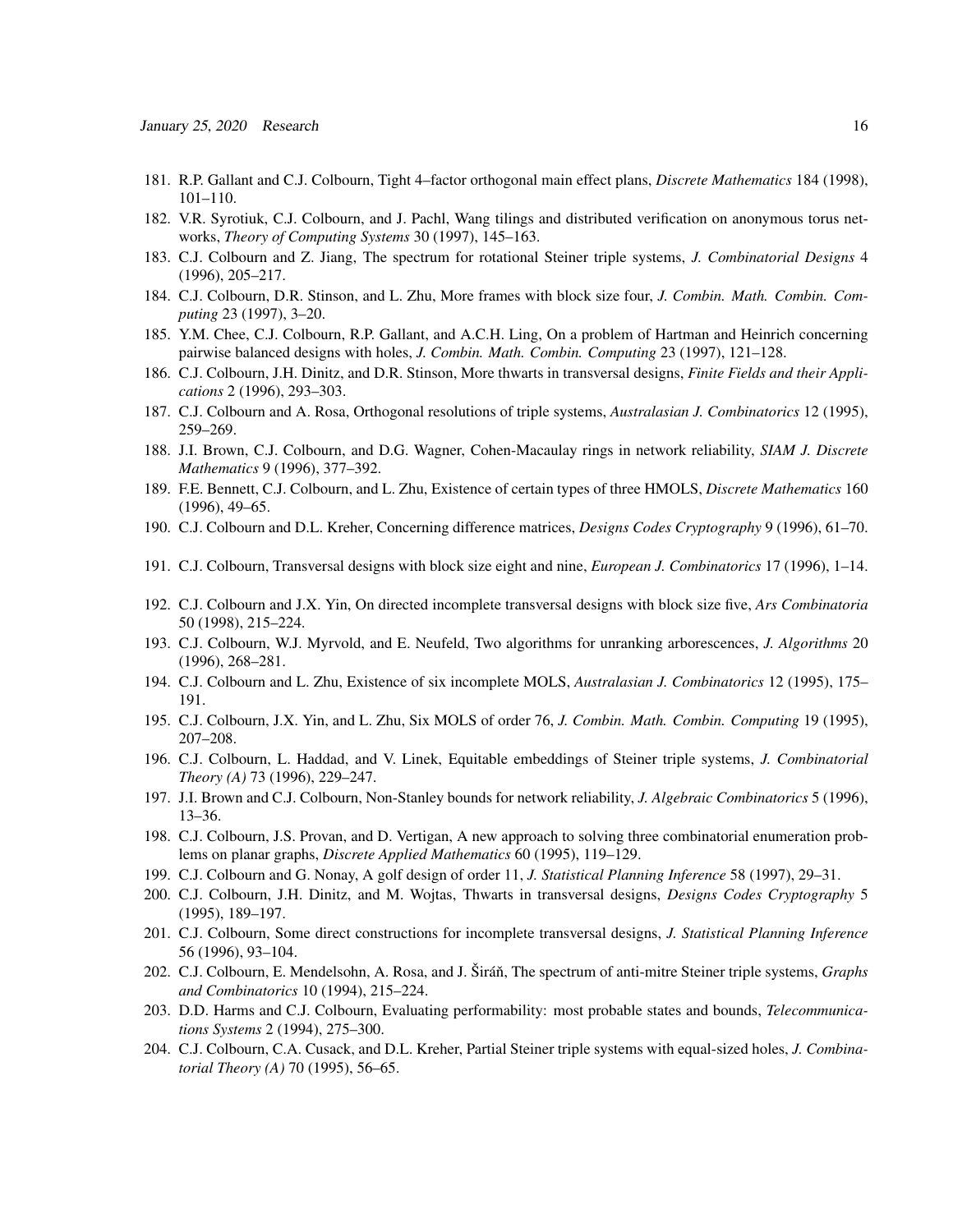181. R.P. Gallant and C.J. Colbourn, Tight 4–factor orthogonal main effect plans, *Discrete Mathematics* 184 (1998), 101–110.
182. V.R. Syrotiuk, C.J. Colbourn, and J. Pachl, Wang tilings and distributed verification on anonymous torus networks, *Theory of Computing Systems* 30 (1997), 145–163.
183. C.J. Colbourn and Z. Jiang, The spectrum for rotational Steiner triple systems, *J. Combinatorial Designs* 4 (1996), 205–217.
184. C.J. Colbourn, D.R. Stinson, and L. Zhu, More frames with block size four, *J. Combin. Math. Combin. Computing* 23 (1997), 3–20.
185. Y.M. Chee, C.J. Colbourn, R.P. Gallant, and A.C.H. Ling, On a problem of Hartman and Heinrich concerning pairwise balanced designs with holes, *J. Combin. Math. Combin. Computing* 23 (1997), 121–128.
186. C.J. Colbourn, J.H. Dinitz, and D.R. Stinson, More thwarts in transversal designs, *Finite Fields and their Applications* 2 (1996), 293–303.
187. C.J. Colbourn and A. Rosa, Orthogonal resolutions of triple systems, *Australasian J. Combinatorics* 12 (1995), 259–269.
188. J.I. Brown, C.J. Colbourn, and D.G. Wagner, Cohen-Macaulay rings in network reliability, *SIAM J. Discrete Mathematics* 9 (1996), 377–392.
189. F.E. Bennett, C.J. Colbourn, and L. Zhu, Existence of certain types of three HMOLS, *Discrete Mathematics* 160 (1996), 49–65.
190. C.J. Colbourn and D.L. Kreher, Concerning difference matrices, *Designs Codes Cryptography* 9 (1996), 61–70.
191. C.J. Colbourn, Transversal designs with block size eight and nine, *European J. Combinatorics* 17 (1996), 1–14.
192. C.J. Colbourn and J.X. Yin, On directed incomplete transversal designs with block size five, *Ars Combinatoria* 50 (1998), 215–224.
193. C.J. Colbourn, W.J. Myrvold, and E. Neufeld, Two algorithms for unranking arborescences, *J. Algorithms* 20 (1996), 268–281.
194. C.J. Colbourn and L. Zhu, Existence of six incomplete MOLS, *Australasian J. Combinatorics* 12 (1995), 175–191.
195. C.J. Colbourn, J.X. Yin, and L. Zhu, Six MOLS of order 76, *J. Combin. Math. Combin. Computing* 19 (1995), 207–208.
196. C.J. Colbourn, L. Haddad, and V. Linek, Equitable embeddings of Steiner triple systems, *J. Combinatorial Theory (A)* 73 (1996), 229–247.
197. J.I. Brown and C.J. Colbourn, Non-Stanley bounds for network reliability, *J. Algebraic Combinatorics* 5 (1996), 13–36.
198. C.J. Colbourn, J.S. Provan, and D. Vertigan, A new approach to solving three combinatorial enumeration problems on planar graphs, *Discrete Applied Mathematics* 60 (1995), 119–129.
199. C.J. Colbourn and G. Nonay, A golf design of order 11, *J. Statistical Planning Inference* 58 (1997), 29–31.
200. C.J. Colbourn, J.H. Dinitz, and M. Wojtas, Thwarts in transversal designs, *Designs Codes Cryptography* 5 (1995), 189–197.
201. C.J. Colbourn, Some direct constructions for incomplete transversal designs, *J. Statistical Planning Inference* 56 (1996), 93–104.
202. C.J. Colbourn, E. Mendelsohn, A. Rosa, and J. Širáň, The spectrum of anti-mitre Steiner triple systems, *Graphs and Combinatorics* 10 (1994), 215–224.
203. D.D. Harms and C.J. Colbourn, Evaluating performability: most probable states and bounds, *Telecommunications Systems* 2 (1994), 275–300.
204. C.J. Colbourn, C.A. Cusack, and D.L. Kreher, Partial Steiner triple systems with equal-sized holes, *J. Combinatorial Theory (A)* 70 (1995), 56–65.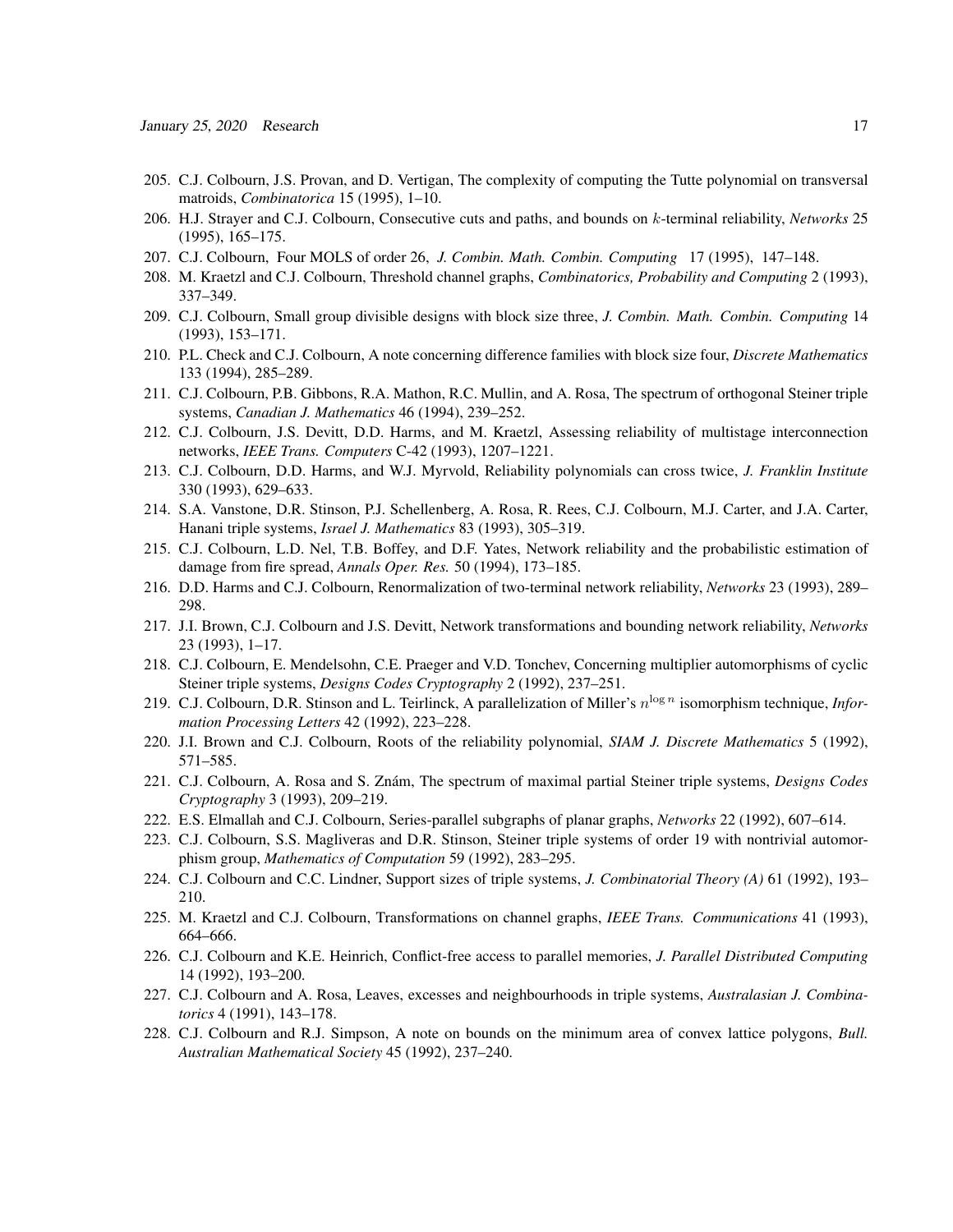205. C.J. Colbourn, J.S. Provan, and D. Vertigan, The complexity of computing the Tutte polynomial on transversal matroids, *Combinatorica* 15 (1995), 1–10.
206. H.J. Strayer and C.J. Colbourn, Consecutive cuts and paths, and bounds on $k$-terminal reliability, *Networks* 25 (1995), 165–175.
207. C.J. Colbourn, Four MOLS of order 26, *J. Combin. Math. Combin. Computing* 17 (1995), 147–148.
208. M. Kraetzl and C.J. Colbourn, Threshold channel graphs, *Combinatorics, Probability and Computing* 2 (1993), 337–349.
209. C.J. Colbourn, Small group divisible designs with block size three, *J. Combin. Math. Combin. Computing* 14 (1993), 153–171.
210. P.L. Check and C.J. Colbourn, A note concerning difference families with block size four, *Discrete Mathematics* 133 (1994), 285–289.
211. C.J. Colbourn, P.B. Gibbons, R.A. Mathon, R.C. Mullin, and A. Rosa, The spectrum of orthogonal Steiner triple systems, *Canadian J. Mathematics* 46 (1994), 239–252.
212. C.J. Colbourn, J.S. Devitt, D.D. Harms, and M. Kraetzl, Assessing reliability of multistage interconnection networks, *IEEE Trans. Computers* C-42 (1993), 1207–1221.
213. C.J. Colbourn, D.D. Harms, and W.J. Myrvold, Reliability polynomials can cross twice, *J. Franklin Institute* 330 (1993), 629–633.
214. S.A. Vanstone, D.R. Stinson, P.J. Schellenberg, A. Rosa, R. Rees, C.J. Colbourn, M.J. Carter, and J.A. Carter, Hanani triple systems, *Israel J. Mathematics* 83 (1993), 305–319.
215. C.J. Colbourn, L.D. Nel, T.B. Boffey, and D.F. Yates, Network reliability and the probabilistic estimation of damage from fire spread, *Annals Oper. Res.* 50 (1994), 173–185.
216. D.D. Harms and C.J. Colbourn, Renormalization of two-terminal network reliability, *Networks* 23 (1993), 289–298.
217. J.I. Brown, C.J. Colbourn and J.S. Devitt, Network transformations and bounding network reliability, *Networks* 23 (1993), 1–17.
218. C.J. Colbourn, E. Mendelsohn, C.E. Praeger and V.D. Tonchev, Concerning multiplier automorphisms of cyclic Steiner triple systems, *Designs Codes Cryptography* 2 (1992), 237–251.
219. C.J. Colbourn, D.R. Stinson and L. Teirlinck, A parallelization of Miller's $n^{\log n}$ isomorphism technique, *Information Processing Letters* 42 (1992), 223–228.
220. J.I. Brown and C.J. Colbourn, Roots of the reliability polynomial, *SIAM J. Discrete Mathematics* 5 (1992), 571–585.
221. C.J. Colbourn, A. Rosa and S. Znám, The spectrum of maximal partial Steiner triple systems, *Designs Codes Cryptography* 3 (1993), 209–219.
222. E.S. Elmallah and C.J. Colbourn, Series-parallel subgraphs of planar graphs, *Networks* 22 (1992), 607–614.
223. C.J. Colbourn, S.S. Magliveras and D.R. Stinson, Steiner triple systems of order 19 with nontrivial automorphism group, *Mathematics of Computation* 59 (1992), 283–295.
224. C.J. Colbourn and C.C. Lindner, Support sizes of triple systems, *J. Combinatorial Theory (A)* 61 (1992), 193–210.
225. M. Kraetzl and C.J. Colbourn, Transformations on channel graphs, *IEEE Trans. Communications* 41 (1993), 664–666.
226. C.J. Colbourn and K.E. Heinrich, Conflict-free access to parallel memories, *J. Parallel Distributed Computing* 14 (1992), 193–200.
227. C.J. Colbourn and A. Rosa, Leaves, excesses and neighbourhoods in triple systems, *Australasian J. Combinatorics* 4 (1991), 143–178.
228. C.J. Colbourn and R.J. Simpson, A note on bounds on the minimum area of convex lattice polygons, *Bull. Australian Mathematical Society* 45 (1992), 237–240.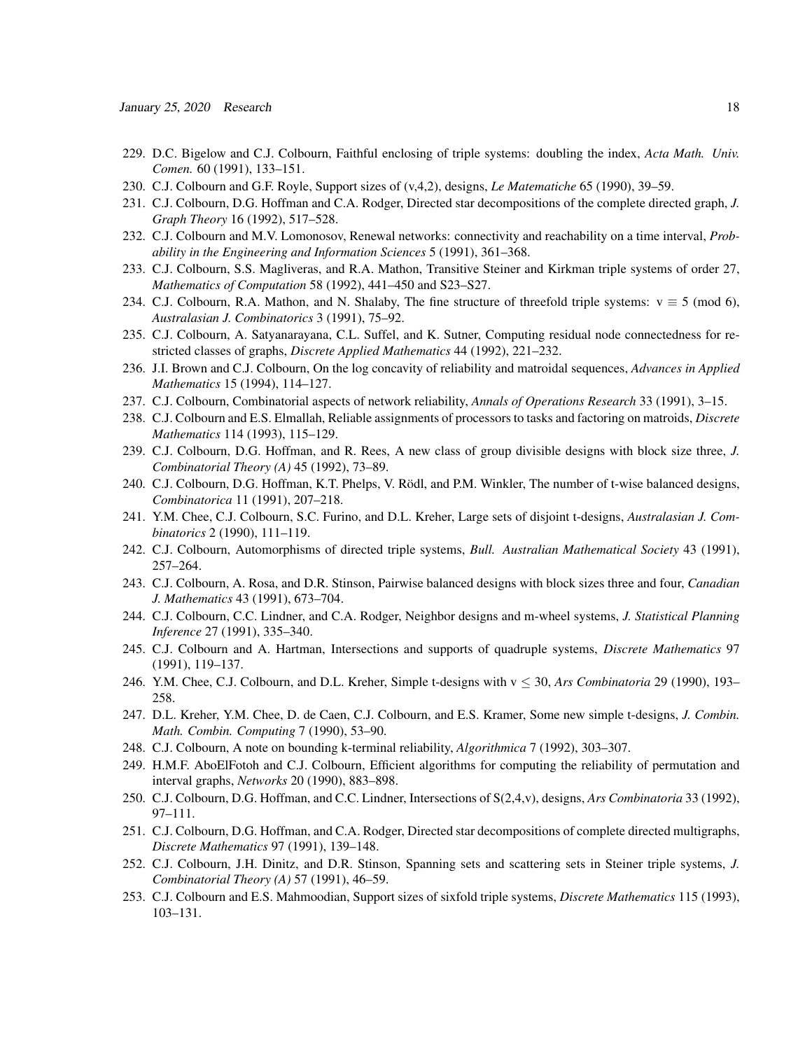229. D.C. Bigelow and C.J. Colbourn, Faithful enclosing of triple systems: doubling the index, *Acta Math. Univ. Comen.* 60 (1991), 133–151.
230. C.J. Colbourn and G.F. Royle, Support sizes of (v,4,2), designs, *Le Matematiche* 65 (1990), 39–59.
231. C.J. Colbourn, D.G. Hoffman and C.A. Rodger, Directed star decompositions of the complete directed graph, *J. Graph Theory* 16 (1992), 517–528.
232. C.J. Colbourn and M.V. Lomonosov, Renewal networks: connectivity and reachability on a time interval, *Probability in the Engineering and Information Sciences* 5 (1991), 361–368.
233. C.J. Colbourn, S.S. Magliveras, and R.A. Mathon, Transitive Steiner and Kirkman triple systems of order 27, *Mathematics of Computation* 58 (1992), 441–450 and S23–S27.
234. C.J. Colbourn, R.A. Mathon, and N. Shalaby, The fine structure of threefold triple systems: $v \equiv 5 \pmod 6$, *Australasian J. Combinatorics* 3 (1991), 75–92.
235. C.J. Colbourn, A. Satyanarayana, C.L. Suffel, and K. Sutner, Computing residual node connectedness for restricted classes of graphs, *Discrete Applied Mathematics* 44 (1992), 221–232.
236. J.I. Brown and C.J. Colbourn, On the log concavity of reliability and matroidal sequences, *Advances in Applied Mathematics* 15 (1994), 114–127.
237. C.J. Colbourn, Combinatorial aspects of network reliability, *Annals of Operations Research* 33 (1991), 3–15.
238. C.J. Colbourn and E.S. Elmallah, Reliable assignments of processors to tasks and factoring on matroids, *Discrete Mathematics* 114 (1993), 115–129.
239. C.J. Colbourn, D.G. Hoffman, and R. Rees, A new class of group divisible designs with block size three, *J. Combinatorial Theory (A)* 45 (1992), 73–89.
240. C.J. Colbourn, D.G. Hoffman, K.T. Phelps, V. Rödl, and P.M. Winkler, The number of t-wise balanced designs, *Combinatorica* 11 (1991), 207–218.
241. Y.M. Chee, C.J. Colbourn, S.C. Furino, and D.L. Kreher, Large sets of disjoint t-designs, *Australasian J. Combinatorics* 2 (1990), 111–119.
242. C.J. Colbourn, Automorphisms of directed triple systems, *Bull. Australian Mathematical Society* 43 (1991), 257–264.
243. C.J. Colbourn, A. Rosa, and D.R. Stinson, Pairwise balanced designs with block sizes three and four, *Canadian J. Mathematics* 43 (1991), 673–704.
244. C.J. Colbourn, C.C. Lindner, and C.A. Rodger, Neighbor designs and m-wheel systems, *J. Statistical Planning Inference* 27 (1991), 335–340.
245. C.J. Colbourn and A. Hartman, Intersections and supports of quadruple systems, *Discrete Mathematics* 97 (1991), 119–137.
246. Y.M. Chee, C.J. Colbourn, and D.L. Kreher, Simple t-designs with $v \leq 30$, *Ars Combinatoria* 29 (1990), 193–258.
247. D.L. Kreher, Y.M. Chee, D. de Caen, C.J. Colbourn, and E.S. Kramer, Some new simple t-designs, *J. Combin. Math. Combin. Computing* 7 (1990), 53–90.
248. C.J. Colbourn, A note on bounding k-terminal reliability, *Algorithmica* 7 (1992), 303–307.
249. H.M.F. AboElFotoh and C.J. Colbourn, Efficient algorithms for computing the reliability of permutation and interval graphs, *Networks* 20 (1990), 883–898.
250. C.J. Colbourn, D.G. Hoffman, and C.C. Lindner, Intersections of S(2,4,v), designs, *Ars Combinatoria* 33 (1992), 97–111.
251. C.J. Colbourn, D.G. Hoffman, and C.A. Rodger, Directed star decompositions of complete directed multigraphs, *Discrete Mathematics* 97 (1991), 139–148.
252. C.J. Colbourn, J.H. Dinitz, and D.R. Stinson, Spanning sets and scattering sets in Steiner triple systems, *J. Combinatorial Theory (A)* 57 (1991), 46–59.
253. C.J. Colbourn and E.S. Mahmoodian, Support sizes of sixfold triple systems, *Discrete Mathematics* 115 (1993), 103–131.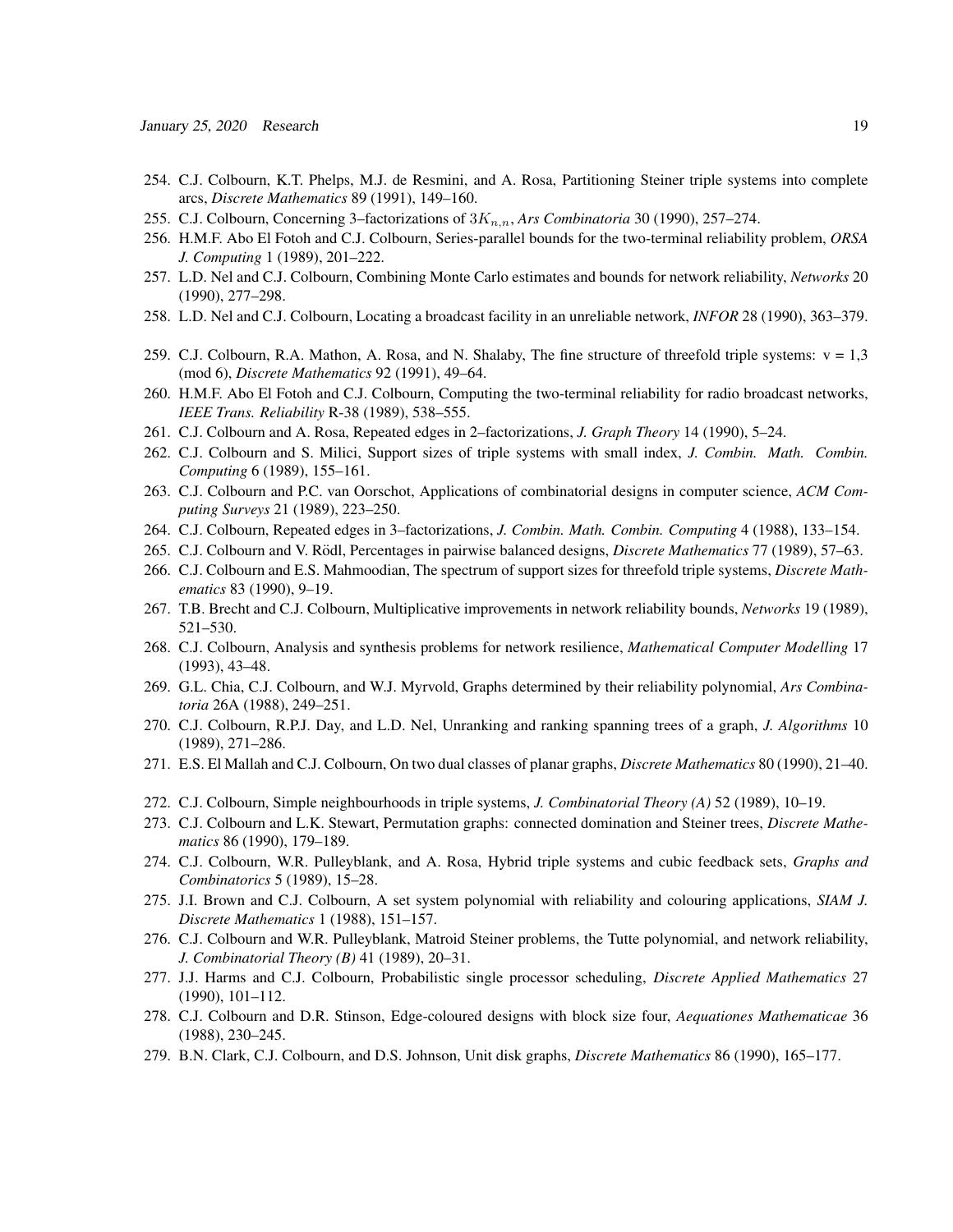254. C.J. Colbourn, K.T. Phelps, M.J. de Resmini, and A. Rosa, Partitioning Steiner triple systems into complete arcs, *Discrete Mathematics* 89 (1991), 149–160.
255. C.J. Colbourn, Concerning 3–factorizations of $3K_{n,n}$, *Ars Combinatoria* 30 (1990), 257–274.
256. H.M.F. Abo El Fotoh and C.J. Colbourn, Series-parallel bounds for the two-terminal reliability problem, *ORSA J. Computing* 1 (1989), 201–222.
257. L.D. Nel and C.J. Colbourn, Combining Monte Carlo estimates and bounds for network reliability, *Networks* 20 (1990), 277–298.
258. L.D. Nel and C.J. Colbourn, Locating a broadcast facility in an unreliable network, *INFOR* 28 (1990), 363–379.
259. C.J. Colbourn, R.A. Mathon, A. Rosa, and N. Shalaby, The fine structure of threefold triple systems: v = 1,3 (mod 6), *Discrete Mathematics* 92 (1991), 49–64.
260. H.M.F. Abo El Fotoh and C.J. Colbourn, Computing the two-terminal reliability for radio broadcast networks, *IEEE Trans. Reliability* R-38 (1989), 538–555.
261. C.J. Colbourn and A. Rosa, Repeated edges in 2–factorizations, *J. Graph Theory* 14 (1990), 5–24.
262. C.J. Colbourn and S. Milici, Support sizes of triple systems with small index, *J. Combin. Math. Combin. Computing* 6 (1989), 155–161.
263. C.J. Colbourn and P.C. van Oorschot, Applications of combinatorial designs in computer science, *ACM Computing Surveys* 21 (1989), 223–250.
264. C.J. Colbourn, Repeated edges in 3–factorizations, *J. Combin. Math. Combin. Computing* 4 (1988), 133–154.
265. C.J. Colbourn and V. Rödl, Percentages in pairwise balanced designs, *Discrete Mathematics* 77 (1989), 57–63.
266. C.J. Colbourn and E.S. Mahmoodian, The spectrum of support sizes for threefold triple systems, *Discrete Mathematics* 83 (1990), 9–19.
267. T.B. Brecht and C.J. Colbourn, Multiplicative improvements in network reliability bounds, *Networks* 19 (1989), 521–530.
268. C.J. Colbourn, Analysis and synthesis problems for network resilience, *Mathematical Computer Modelling* 17 (1993), 43–48.
269. G.L. Chia, C.J. Colbourn, and W.J. Myrvold, Graphs determined by their reliability polynomial, *Ars Combinatoria* 26A (1988), 249–251.
270. C.J. Colbourn, R.P.J. Day, and L.D. Nel, Unranking and ranking spanning trees of a graph, *J. Algorithms* 10 (1989), 271–286.
271. E.S. El Mallah and C.J. Colbourn, On two dual classes of planar graphs, *Discrete Mathematics* 80 (1990), 21–40.
272. C.J. Colbourn, Simple neighbourhoods in triple systems, *J. Combinatorial Theory (A)* 52 (1989), 10–19.
273. C.J. Colbourn and L.K. Stewart, Permutation graphs: connected domination and Steiner trees, *Discrete Mathematics* 86 (1990), 179–189.
274. C.J. Colbourn, W.R. Pulleyblank, and A. Rosa, Hybrid triple systems and cubic feedback sets, *Graphs and Combinatorics* 5 (1989), 15–28.
275. J.I. Brown and C.J. Colbourn, A set system polynomial with reliability and colouring applications, *SIAM J. Discrete Mathematics* 1 (1988), 151–157.
276. C.J. Colbourn and W.R. Pulleyblank, Matroid Steiner problems, the Tutte polynomial, and network reliability, *J. Combinatorial Theory (B)* 41 (1989), 20–31.
277. J.J. Harms and C.J. Colbourn, Probabilistic single processor scheduling, *Discrete Applied Mathematics* 27 (1990), 101–112.
278. C.J. Colbourn and D.R. Stinson, Edge-coloured designs with block size four, *Aequationes Mathematicae* 36 (1988), 230–245.
279. B.N. Clark, C.J. Colbourn, and D.S. Johnson, Unit disk graphs, *Discrete Mathematics* 86 (1990), 165–177.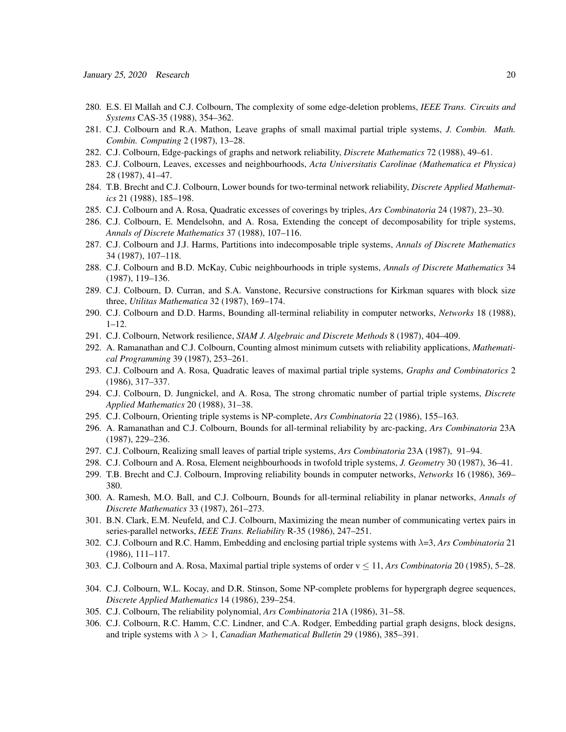280. E.S. El Mallah and C.J. Colbourn, The complexity of some edge-deletion problems, *IEEE Trans. Circuits and Systems* CAS-35 (1988), 354–362.
281. C.J. Colbourn and R.A. Mathon, Leave graphs of small maximal partial triple systems, *J. Combin. Math. Combin. Computing* 2 (1987), 13–28.
282. C.J. Colbourn, Edge-packings of graphs and network reliability, *Discrete Mathematics* 72 (1988), 49–61.
283. C.J. Colbourn, Leaves, excesses and neighbourhoods, *Acta Universitatis Carolinae (Mathematica et Physica)* 28 (1987), 41–47.
284. T.B. Brecht and C.J. Colbourn, Lower bounds for two-terminal network reliability, *Discrete Applied Mathematics* 21 (1988), 185–198.
285. C.J. Colbourn and A. Rosa, Quadratic excesses of coverings by triples, *Ars Combinatoria* 24 (1987), 23–30.
286. C.J. Colbourn, E. Mendelsohn, and A. Rosa, Extending the concept of decomposability for triple systems, *Annals of Discrete Mathematics* 37 (1988), 107–116.
287. C.J. Colbourn and J.J. Harms, Partitions into indecomposable triple systems, *Annals of Discrete Mathematics* 34 (1987), 107–118.
288. C.J. Colbourn and B.D. McKay, Cubic neighbourhoods in triple systems, *Annals of Discrete Mathematics* 34 (1987), 119–136.
289. C.J. Colbourn, D. Curran, and S.A. Vanstone, Recursive constructions for Kirkman squares with block size three, *Utilitas Mathematica* 32 (1987), 169–174.
290. C.J. Colbourn and D.D. Harms, Bounding all-terminal reliability in computer networks, *Networks* 18 (1988), 1–12.
291. C.J. Colbourn, Network resilience, *SIAM J. Algebraic and Discrete Methods* 8 (1987), 404–409.
292. A. Ramanathan and C.J. Colbourn, Counting almost minimum cutsets with reliability applications, *Mathematical Programming* 39 (1987), 253–261.
293. C.J. Colbourn and A. Rosa, Quadratic leaves of maximal partial triple systems, *Graphs and Combinatorics* 2 (1986), 317–337.
294. C.J. Colbourn, D. Jungnickel, and A. Rosa, The strong chromatic number of partial triple systems, *Discrete Applied Mathematics* 20 (1988), 31–38.
295. C.J. Colbourn, Orienting triple systems is NP-complete, *Ars Combinatoria* 22 (1986), 155–163.
296. A. Ramanathan and C.J. Colbourn, Bounds for all-terminal reliability by arc-packing, *Ars Combinatoria* 23A (1987), 229–236.
297. C.J. Colbourn, Realizing small leaves of partial triple systems, *Ars Combinatoria* 23A (1987), 91–94.
298. C.J. Colbourn and A. Rosa, Element neighbourhoods in twofold triple systems, *J. Geometry* 30 (1987), 36–41.
299. T.B. Brecht and C.J. Colbourn, Improving reliability bounds in computer networks, *Networks* 16 (1986), 369–380.
300. A. Ramesh, M.O. Ball, and C.J. Colbourn, Bounds for all-terminal reliability in planar networks, *Annals of Discrete Mathematics* 33 (1987), 261–273.
301. B.N. Clark, E.M. Neufeld, and C.J. Colbourn, Maximizing the mean number of communicating vertex pairs in series-parallel networks, *IEEE Trans. Reliability* R-35 (1986), 247–251.
302. C.J. Colbourn and R.C. Hamm, Embedding and enclosing partial triple systems with $\lambda$=3, *Ars Combinatoria* 21 (1986), 111–117.
303. C.J. Colbourn and A. Rosa, Maximal partial triple systems of order $v \leq 11$, *Ars Combinatoria* 20 (1985), 5–28.
304. C.J. Colbourn, W.L. Kocay, and D.R. Stinson, Some NP-complete problems for hypergraph degree sequences, *Discrete Applied Mathematics* 14 (1986), 239–254.
305. C.J. Colbourn, The reliability polynomial, *Ars Combinatoria* 21A (1986), 31–58.
306. C.J. Colbourn, R.C. Hamm, C.C. Lindner, and C.A. Rodger, Embedding partial graph designs, block designs, and triple systems with $\lambda > 1$, *Canadian Mathematical Bulletin* 29 (1986), 385–391.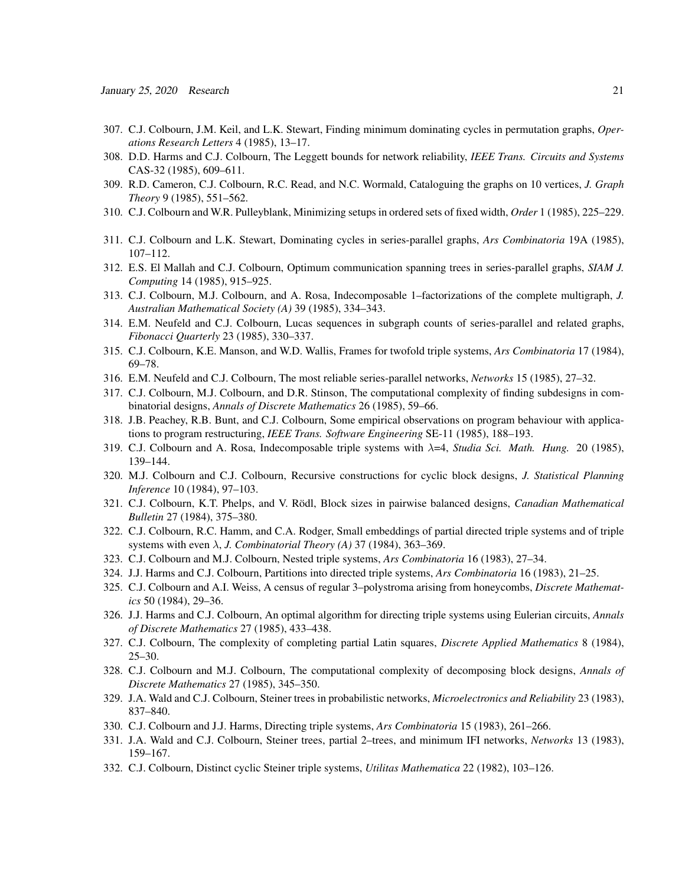307. C.J. Colbourn, J.M. Keil, and L.K. Stewart, Finding minimum dominating cycles in permutation graphs, *Operations Research Letters* 4 (1985), 13–17.
308. D.D. Harms and C.J. Colbourn, The Leggett bounds for network reliability, *IEEE Trans. Circuits and Systems* CAS-32 (1985), 609–611.
309. R.D. Cameron, C.J. Colbourn, R.C. Read, and N.C. Wormald, Cataloguing the graphs on 10 vertices, *J. Graph Theory* 9 (1985), 551–562.
310. C.J. Colbourn and W.R. Pulleyblank, Minimizing setups in ordered sets of fixed width, *Order* 1 (1985), 225–229.
311. C.J. Colbourn and L.K. Stewart, Dominating cycles in series-parallel graphs, *Ars Combinatoria* 19A (1985), 107–112.
312. E.S. El Mallah and C.J. Colbourn, Optimum communication spanning trees in series-parallel graphs, *SIAM J. Computing* 14 (1985), 915–925.
313. C.J. Colbourn, M.J. Colbourn, and A. Rosa, Indecomposable 1–factorizations of the complete multigraph, *J. Australian Mathematical Society (A)* 39 (1985), 334–343.
314. E.M. Neufeld and C.J. Colbourn, Lucas sequences in subgraph counts of series-parallel and related graphs, *Fibonacci Quarterly* 23 (1985), 330–337.
315. C.J. Colbourn, K.E. Manson, and W.D. Wallis, Frames for twofold triple systems, *Ars Combinatoria* 17 (1984), 69–78.
316. E.M. Neufeld and C.J. Colbourn, The most reliable series-parallel networks, *Networks* 15 (1985), 27–32.
317. C.J. Colbourn, M.J. Colbourn, and D.R. Stinson, The computational complexity of finding subdesigns in combinatorial designs, *Annals of Discrete Mathematics* 26 (1985), 59–66.
318. J.B. Peachey, R.B. Bunt, and C.J. Colbourn, Some empirical observations on program behaviour with applications to program restructuring, *IEEE Trans. Software Engineering* SE-11 (1985), 188–193.
319. C.J. Colbourn and A. Rosa, Indecomposable triple systems with $\lambda$=4, *Studia Sci. Math. Hung.* 20 (1985), 139–144.
320. M.J. Colbourn and C.J. Colbourn, Recursive constructions for cyclic block designs, *J. Statistical Planning Inference* 10 (1984), 97–103.
321. C.J. Colbourn, K.T. Phelps, and V. Rödl, Block sizes in pairwise balanced designs, *Canadian Mathematical Bulletin* 27 (1984), 375–380.
322. C.J. Colbourn, R.C. Hamm, and C.A. Rodger, Small embeddings of partial directed triple systems and of triple systems with even $\lambda$, *J. Combinatorial Theory (A)* 37 (1984), 363–369.
323. C.J. Colbourn and M.J. Colbourn, Nested triple systems, *Ars Combinatoria* 16 (1983), 27–34.
324. J.J. Harms and C.J. Colbourn, Partitions into directed triple systems, *Ars Combinatoria* 16 (1983), 21–25.
325. C.J. Colbourn and A.I. Weiss, A census of regular 3–polystroma arising from honeycombs, *Discrete Mathematics* 50 (1984), 29–36.
326. J.J. Harms and C.J. Colbourn, An optimal algorithm for directing triple systems using Eulerian circuits, *Annals of Discrete Mathematics* 27 (1985), 433–438.
327. C.J. Colbourn, The complexity of completing partial Latin squares, *Discrete Applied Mathematics* 8 (1984), 25–30.
328. C.J. Colbourn and M.J. Colbourn, The computational complexity of decomposing block designs, *Annals of Discrete Mathematics* 27 (1985), 345–350.
329. J.A. Wald and C.J. Colbourn, Steiner trees in probabilistic networks, *Microelectronics and Reliability* 23 (1983), 837–840.
330. C.J. Colbourn and J.J. Harms, Directing triple systems, *Ars Combinatoria* 15 (1983), 261–266.
331. J.A. Wald and C.J. Colbourn, Steiner trees, partial 2–trees, and minimum IFI networks, *Networks* 13 (1983), 159–167.
332. C.J. Colbourn, Distinct cyclic Steiner triple systems, *Utilitas Mathematica* 22 (1982), 103–126.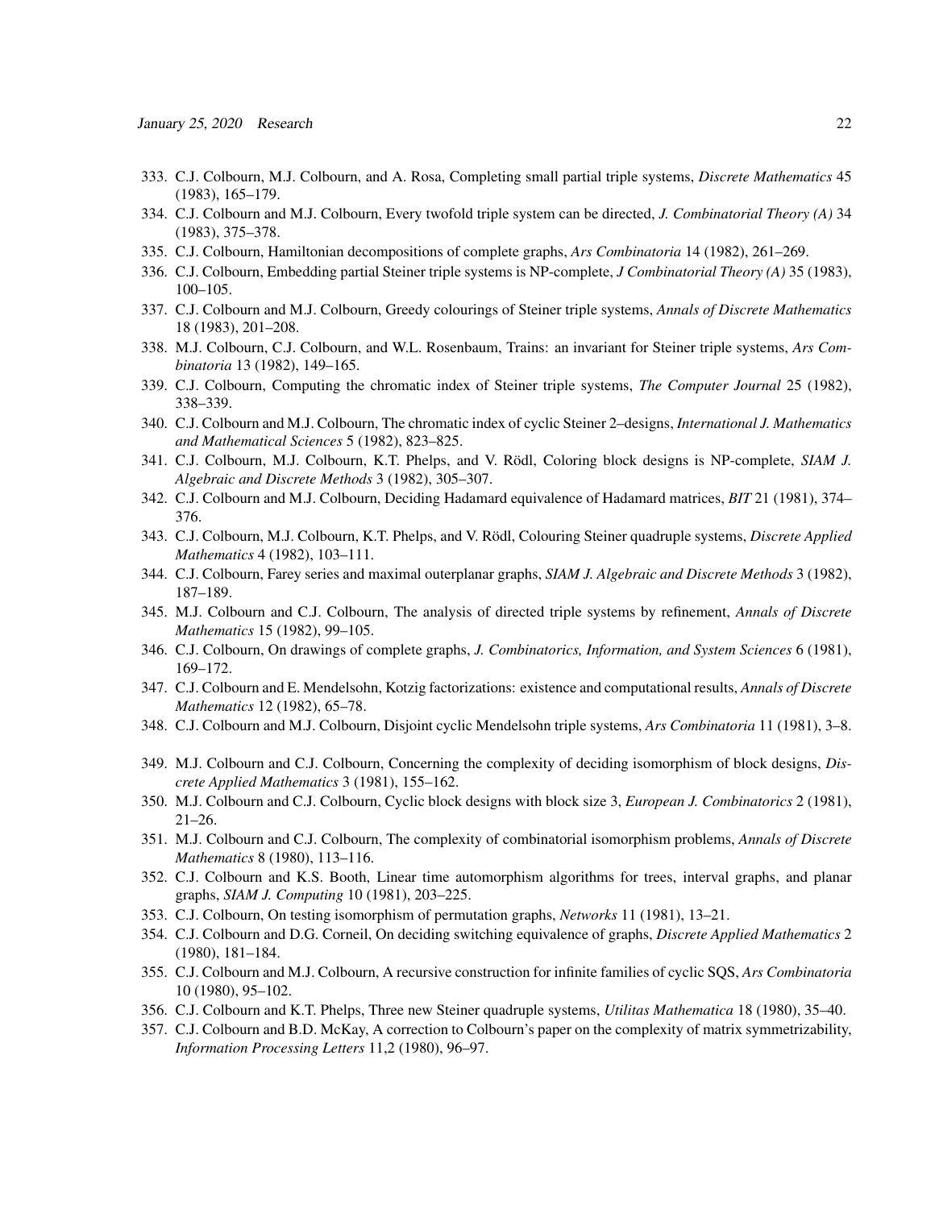333. C.J. Colbourn, M.J. Colbourn, and A. Rosa, Completing small partial triple systems, *Discrete Mathematics* 45 (1983), 165–179.
334. C.J. Colbourn and M.J. Colbourn, Every twofold triple system can be directed, *J. Combinatorial Theory (A)* 34 (1983), 375–378.
335. C.J. Colbourn, Hamiltonian decompositions of complete graphs, *Ars Combinatoria* 14 (1982), 261–269.
336. C.J. Colbourn, Embedding partial Steiner triple systems is NP-complete, *J Combinatorial Theory (A)* 35 (1983), 100–105.
337. C.J. Colbourn and M.J. Colbourn, Greedy colourings of Steiner triple systems, *Annals of Discrete Mathematics* 18 (1983), 201–208.
338. M.J. Colbourn, C.J. Colbourn, and W.L. Rosenbaum, Trains: an invariant for Steiner triple systems, *Ars Combinatoria* 13 (1982), 149–165.
339. C.J. Colbourn, Computing the chromatic index of Steiner triple systems, *The Computer Journal* 25 (1982), 338–339.
340. C.J. Colbourn and M.J. Colbourn, The chromatic index of cyclic Steiner 2–designs, *International J. Mathematics and Mathematical Sciences* 5 (1982), 823–825.
341. C.J. Colbourn, M.J. Colbourn, K.T. Phelps, and V. Rödl, Coloring block designs is NP-complete, *SIAM J. Algebraic and Discrete Methods* 3 (1982), 305–307.
342. C.J. Colbourn and M.J. Colbourn, Deciding Hadamard equivalence of Hadamard matrices, *BIT* 21 (1981), 374–376.
343. C.J. Colbourn, M.J. Colbourn, K.T. Phelps, and V. Rödl, Colouring Steiner quadruple systems, *Discrete Applied Mathematics* 4 (1982), 103–111.
344. C.J. Colbourn, Farey series and maximal outerplanar graphs, *SIAM J. Algebraic and Discrete Methods* 3 (1982), 187–189.
345. M.J. Colbourn and C.J. Colbourn, The analysis of directed triple systems by refinement, *Annals of Discrete Mathematics* 15 (1982), 99–105.
346. C.J. Colbourn, On drawings of complete graphs, *J. Combinatorics, Information, and System Sciences* 6 (1981), 169–172.
347. C.J. Colbourn and E. Mendelsohn, Kotzig factorizations: existence and computational results, *Annals of Discrete Mathematics* 12 (1982), 65–78.
348. C.J. Colbourn and M.J. Colbourn, Disjoint cyclic Mendelsohn triple systems, *Ars Combinatoria* 11 (1981), 3–8.
349. M.J. Colbourn and C.J. Colbourn, Concerning the complexity of deciding isomorphism of block designs, *Discrete Applied Mathematics* 3 (1981), 155–162.
350. M.J. Colbourn and C.J. Colbourn, Cyclic block designs with block size 3, *European J. Combinatorics* 2 (1981), 21–26.
351. M.J. Colbourn and C.J. Colbourn, The complexity of combinatorial isomorphism problems, *Annals of Discrete Mathematics* 8 (1980), 113–116.
352. C.J. Colbourn and K.S. Booth, Linear time automorphism algorithms for trees, interval graphs, and planar graphs, *SIAM J. Computing* 10 (1981), 203–225.
353. C.J. Colbourn, On testing isomorphism of permutation graphs, *Networks* 11 (1981), 13–21.
354. C.J. Colbourn and D.G. Corneil, On deciding switching equivalence of graphs, *Discrete Applied Mathematics* 2 (1980), 181–184.
355. C.J. Colbourn and M.J. Colbourn, A recursive construction for infinite families of cyclic SQS, *Ars Combinatoria* 10 (1980), 95–102.
356. C.J. Colbourn and K.T. Phelps, Three new Steiner quadruple systems, *Utilitas Mathematica* 18 (1980), 35–40.
357. C.J. Colbourn and B.D. McKay, A correction to Colbourn's paper on the complexity of matrix symmetrizability, *Information Processing Letters* 11,2 (1980), 96–97.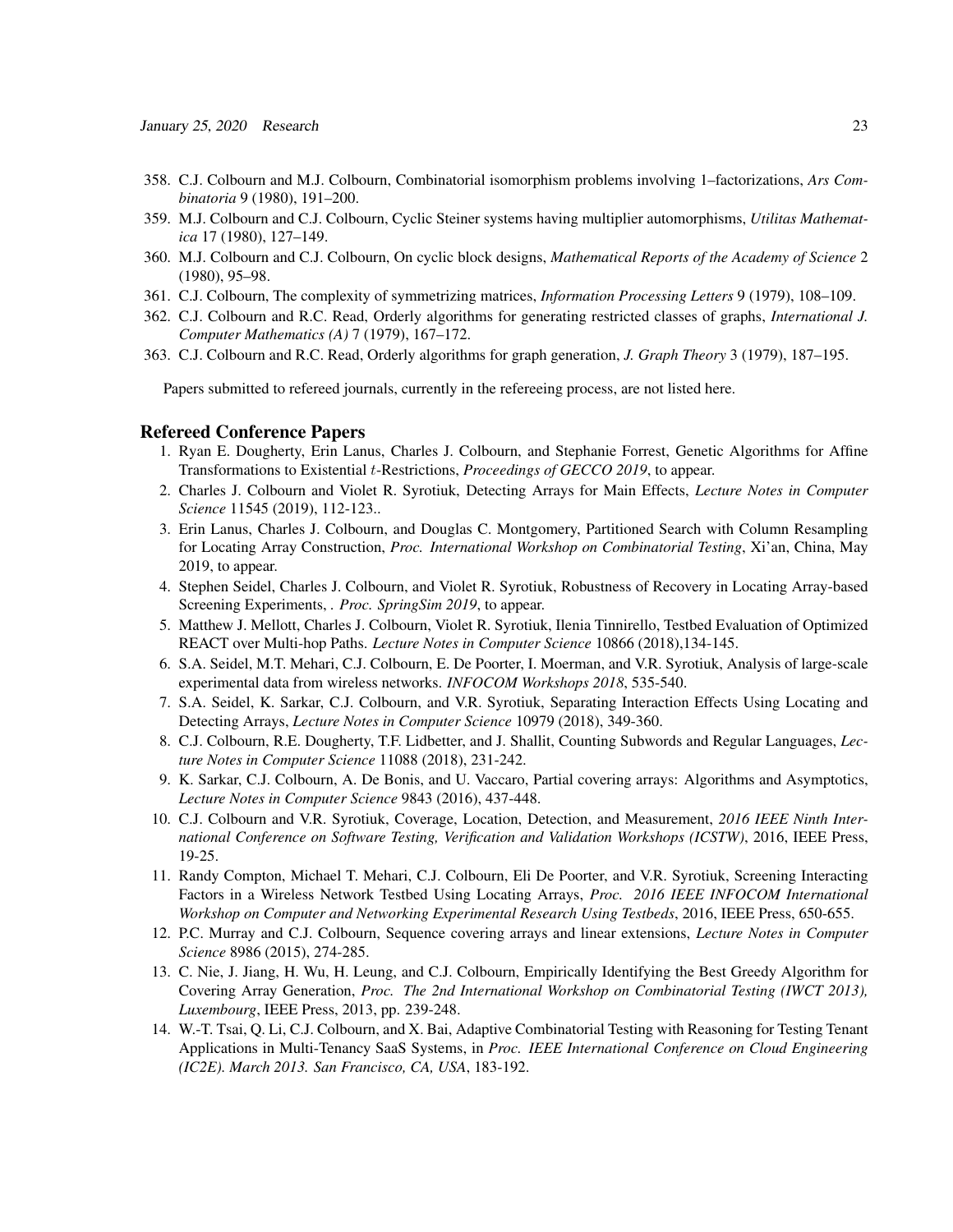358. C.J. Colbourn and M.J. Colbourn, Combinatorial isomorphism problems involving 1–factorizations, *Ars Combinatoria* 9 (1980), 191–200.
359. M.J. Colbourn and C.J. Colbourn, Cyclic Steiner systems having multiplier automorphisms, *Utilitas Mathematica* 17 (1980), 127–149.
360. M.J. Colbourn and C.J. Colbourn, On cyclic block designs, *Mathematical Reports of the Academy of Science* 2 (1980), 95–98.
361. C.J. Colbourn, The complexity of symmetrizing matrices, *Information Processing Letters* 9 (1979), 108–109.
362. C.J. Colbourn and R.C. Read, Orderly algorithms for generating restricted classes of graphs, *International J. Computer Mathematics (A)* 7 (1979), 167–172.
363. C.J. Colbourn and R.C. Read, Orderly algorithms for graph generation, *J. Graph Theory* 3 (1979), 187–195.

Papers submitted to refereed journals, currently in the refereeing process, are not listed here.

## Refereed Conference Papers

1. Ryan E. Dougherty, Erin Lanus, Charles J. Colbourn, and Stephanie Forrest, Genetic Algorithms for Affine Transformations to Existential $t$-Restrictions, *Proceedings of GECCO 2019*, to appear.
2. Charles J. Colbourn and Violet R. Syrotiuk, Detecting Arrays for Main Effects, *Lecture Notes in Computer Science* 11545 (2019), 112-123..
3. Erin Lanus, Charles J. Colbourn, and Douglas C. Montgomery, Partitioned Search with Column Resampling for Locating Array Construction, *Proc. International Workshop on Combinatorial Testing*, Xi'an, China, May 2019, to appear.
4. Stephen Seidel, Charles J. Colbourn, and Violet R. Syrotiuk, Robustness of Recovery in Locating Array-based Screening Experiments, . *Proc. SpringSim 2019*, to appear.
5. Matthew J. Mellott, Charles J. Colbourn, Violet R. Syrotiuk, Ilenia Tinnirello, Testbed Evaluation of Optimized REACT over Multi-hop Paths. *Lecture Notes in Computer Science* 10866 (2018),134-145.
6. S.A. Seidel, M.T. Mehari, C.J. Colbourn, E. De Poorter, I. Moerman, and V.R. Syrotiuk, Analysis of large-scale experimental data from wireless networks. *INFOCOM Workshops 2018*, 535-540.
7. S.A. Seidel, K. Sarkar, C.J. Colbourn, and V.R. Syrotiuk, Separating Interaction Effects Using Locating and Detecting Arrays, *Lecture Notes in Computer Science* 10979 (2018), 349-360.
8. C.J. Colbourn, R.E. Dougherty, T.F. Lidbetter, and J. Shallit, Counting Subwords and Regular Languages, *Lecture Notes in Computer Science* 11088 (2018), 231-242.
9. K. Sarkar, C.J. Colbourn, A. De Bonis, and U. Vaccaro, Partial covering arrays: Algorithms and Asymptotics, *Lecture Notes in Computer Science* 9843 (2016), 437-448.
10. C.J. Colbourn and V.R. Syrotiuk, Coverage, Location, Detection, and Measurement, *2016 IEEE Ninth International Conference on Software Testing, Verification and Validation Workshops (ICSTW)*, 2016, IEEE Press, 19-25.
11. Randy Compton, Michael T. Mehari, C.J. Colbourn, Eli De Poorter, and V.R. Syrotiuk, Screening Interacting Factors in a Wireless Network Testbed Using Locating Arrays, *Proc. 2016 IEEE INFOCOM International Workshop on Computer and Networking Experimental Research Using Testbeds*, 2016, IEEE Press, 650-655.
12. P.C. Murray and C.J. Colbourn, Sequence covering arrays and linear extensions, *Lecture Notes in Computer Science* 8986 (2015), 274-285.
13. C. Nie, J. Jiang, H. Wu, H. Leung, and C.J. Colbourn, Empirically Identifying the Best Greedy Algorithm for Covering Array Generation, *Proc. The 2nd International Workshop on Combinatorial Testing (IWCT 2013), Luxembourg*, IEEE Press, 2013, pp. 239-248.
14. W.-T. Tsai, Q. Li, C.J. Colbourn, and X. Bai, Adaptive Combinatorial Testing with Reasoning for Testing Tenant Applications in Multi-Tenancy SaaS Systems, in *Proc. IEEE International Conference on Cloud Engineering (IC2E). March 2013. San Francisco, CA, USA*, 183-192.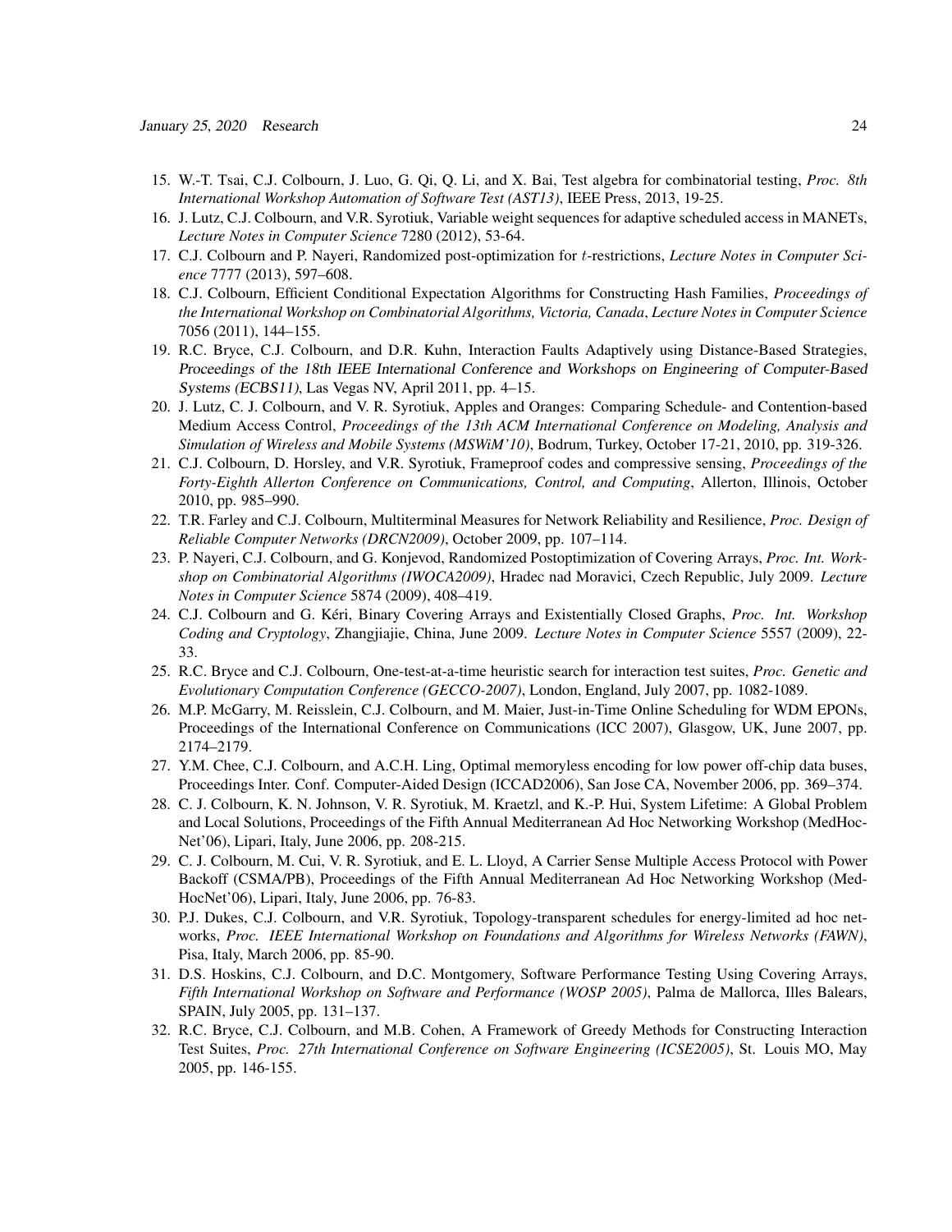15. W.-T. Tsai, C.J. Colbourn, J. Luo, G. Qi, Q. Li, and X. Bai, Test algebra for combinatorial testing, *Proc. 8th International Workshop Automation of Software Test (AST13)*, IEEE Press, 2013, 19-25.
16. J. Lutz, C.J. Colbourn, and V.R. Syrotiuk, Variable weight sequences for adaptive scheduled access in MANETs, *Lecture Notes in Computer Science* 7280 (2012), 53-64.
17. C.J. Colbourn and P. Nayeri, Randomized post-optimization for $t$-restrictions, *Lecture Notes in Computer Science* 7777 (2013), 597–608.
18. C.J. Colbourn, Efficient Conditional Expectation Algorithms for Constructing Hash Families, *Proceedings of the International Workshop on Combinatorial Algorithms, Victoria, Canada*, *Lecture Notes in Computer Science* 7056 (2011), 144–155.
19. R.C. Bryce, C.J. Colbourn, and D.R. Kuhn, Interaction Faults Adaptively using Distance-Based Strategies, *Proceedings of the 18th IEEE International Conference and Workshops on Engineering of Computer-Based Systems (ECBS11)*, Las Vegas NV, April 2011, pp. 4–15.
20. J. Lutz, C. J. Colbourn, and V. R. Syrotiuk, Apples and Oranges: Comparing Schedule- and Contention-based Medium Access Control, *Proceedings of the 13th ACM International Conference on Modeling, Analysis and Simulation of Wireless and Mobile Systems (MSWiM'10)*, Bodrum, Turkey, October 17-21, 2010, pp. 319-326.
21. C.J. Colbourn, D. Horsley, and V.R. Syrotiuk, Frameproof codes and compressive sensing, *Proceedings of the Forty-Eighth Allerton Conference on Communications, Control, and Computing*, Allerton, Illinois, October 2010, pp. 985–990.
22. T.R. Farley and C.J. Colbourn, Multiterminal Measures for Network Reliability and Resilience, *Proc. Design of Reliable Computer Networks (DRCN2009)*, October 2009, pp. 107–114.
23. P. Nayeri, C.J. Colbourn, and G. Konjevod, Randomized Postoptimization of Covering Arrays, *Proc. Int. Workshop on Combinatorial Algorithms (IWOCA2009)*, Hradec nad Moravici, Czech Republic, July 2009. *Lecture Notes in Computer Science* 5874 (2009), 408–419.
24. C.J. Colbourn and G. Kéri, Binary Covering Arrays and Existentially Closed Graphs, *Proc. Int. Workshop Coding and Cryptology*, Zhangjiajie, China, June 2009. *Lecture Notes in Computer Science* 5557 (2009), 22-33.
25. R.C. Bryce and C.J. Colbourn, One-test-at-a-time heuristic search for interaction test suites, *Proc. Genetic and Evolutionary Computation Conference (GECCO-2007)*, London, England, July 2007, pp. 1082-1089.
26. M.P. McGarry, M. Reisslein, C.J. Colbourn, and M. Maier, Just-in-Time Online Scheduling for WDM EPONs, Proceedings of the International Conference on Communications (ICC 2007), Glasgow, UK, June 2007, pp. 2174–2179.
27. Y.M. Chee, C.J. Colbourn, and A.C.H. Ling, Optimal memoryless encoding for low power off-chip data buses, Proceedings Inter. Conf. Computer-Aided Design (ICCAD2006), San Jose CA, November 2006, pp. 369–374.
28. C. J. Colbourn, K. N. Johnson, V. R. Syrotiuk, M. Kraetzl, and K.-P. Hui, System Lifetime: A Global Problem and Local Solutions, Proceedings of the Fifth Annual Mediterranean Ad Hoc Networking Workshop (MedHocNet'06), Lipari, Italy, June 2006, pp. 208-215.
29. C. J. Colbourn, M. Cui, V. R. Syrotiuk, and E. L. Lloyd, A Carrier Sense Multiple Access Protocol with Power Backoff (CSMA/PB), Proceedings of the Fifth Annual Mediterranean Ad Hoc Networking Workshop (MedHocNet'06), Lipari, Italy, June 2006, pp. 76-83.
30. P.J. Dukes, C.J. Colbourn, and V.R. Syrotiuk, Topology-transparent schedules for energy-limited ad hoc networks, *Proc. IEEE International Workshop on Foundations and Algorithms for Wireless Networks (FAWN)*, Pisa, Italy, March 2006, pp. 85-90.
31. D.S. Hoskins, C.J. Colbourn, and D.C. Montgomery, Software Performance Testing Using Covering Arrays, *Fifth International Workshop on Software and Performance (WOSP 2005)*, Palma de Mallorca, Illes Balears, SPAIN, July 2005, pp. 131–137.
32. R.C. Bryce, C.J. Colbourn, and M.B. Cohen, A Framework of Greedy Methods for Constructing Interaction Test Suites, *Proc. 27th International Conference on Software Engineering (ICSE2005)*, St. Louis MO, May 2005, pp. 146-155.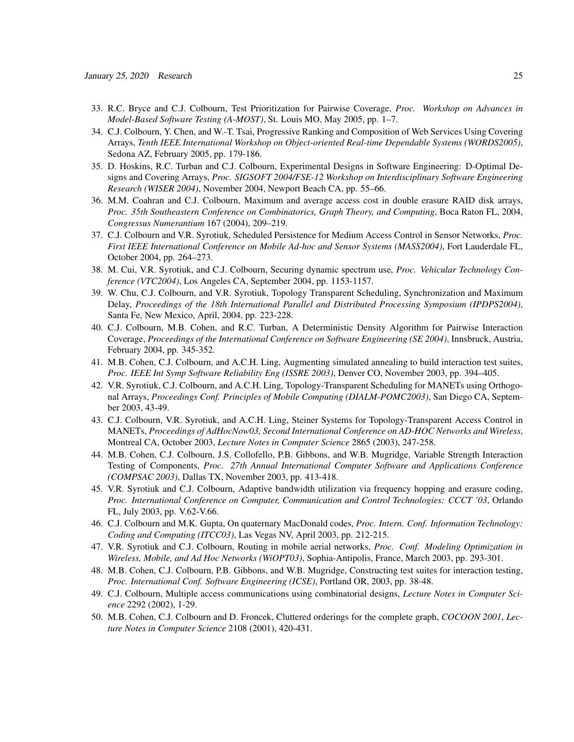33. R.C. Bryce and C.J. Colbourn, Test Prioritization for Pairwise Coverage, *Proc. Workshop on Advances in Model-Based Software Testing (A-MOST)*, St. Louis MO, May 2005, pp. 1–7.
34. C.J. Colbourn, Y. Chen, and W.-T. Tsai, Progressive Ranking and Composition of Web Services Using Covering Arrays, *Tenth IEEE International Workshop on Object-oriented Real-time Dependable Systems (WORDS2005)*, Sedona AZ, February 2005, pp. 179-186.
35. D. Hoskins, R.C. Turban and C.J. Colbourn, Experimental Designs in Software Engineering: D-Optimal Designs and Covering Arrays, *Proc. SIGSOFT 2004/FSE-12 Workshop on Interdisciplinary Software Engineering Research (WISER 2004)*, November 2004, Newport Beach CA, pp. 55–66.
36. M.M. Coahran and C.J. Colbourn, Maximum and average access cost in double erasure RAID disk arrays, *Proc. 35th Southeastern Conference on Combinatorics, Graph Theory, and Computing*, Boca Raton FL, 2004, *Congressus Numerantium* 167 (2004), 209–219.
37. C.J. Colbourn and V.R. Syrotiuk, Scheduled Persistence for Medium Access Control in Sensor Networks, *Proc. First IEEE International Conference on Mobile Ad-hoc and Sensor Systems (MASS2004)*, Fort Lauderdale FL, October 2004, pp. 264–273.
38. M. Cui, V.R. Syrotiuk, and C.J. Colbourn, Securing dynamic spectrum use, *Proc. Vehicular Technology Conference (VTC2004)*, Los Angeles CA, September 2004, pp. 1153-1157.
39. W. Chu, C.J. Colbourn, and V.R. Syrotiuk, Topology Transparent Scheduling, Synchronization and Maximum Delay, *Proceedings of the 18th International Parallel and Distributed Processing Symposium (IPDPS2004)*, Santa Fe, New Mexico, April, 2004, pp. 223-228.
40. C.J. Colbourn, M.B. Cohen, and R.C. Turban, A Deterministic Density Algorithm for Pairwise Interaction Coverage, *Proceedings of the International Conference on Software Engineering (SE 2004)*, Innsbruck, Austria, February 2004, pp. 345-352.
41. M.B. Cohen, C.J. Colbourn, and A.C.H. Ling, Augmenting simulated annealing to build interaction test suites, *Proc. IEEE Int Symp Software Reliability Eng (ISSRE 2003)*, Denver CO, November 2003, pp. 394–405.
42. V.R. Syrotiuk, C.J. Colbourn, and A.C.H. Ling, Topology-Transparent Scheduling for MANETs using Orthogonal Arrays, *Proceedings Conf. Principles of Mobile Computing (DIALM-POMC2003)*, San Diego CA, September 2003, 43-49.
43. C.J. Colbourn, V.R. Syrotiuk, and A.C.H. Ling, Steiner Systems for Topology-Transparent Access Control in MANETs, *Proceedings of AdHocNow03, Second International Conference on AD-HOC Networks and Wireless*, Montreal CA, October 2003, *Lecture Notes in Computer Science* 2865 (2003), 247-258.
44. M.B. Cohen, C.J. Colbourn, J.S. Collofello, P.B. Gibbons, and W.B. Mugridge, Variable Strength Interaction Testing of Components, *Proc. 27th Annual International Computer Software and Applications Conference (COMPSAC 2003)*, Dallas TX, November 2003, pp. 413-418.
45. V.R. Syrotiuk and C.J. Colbourn, Adaptive bandwidth utilization via frequency hopping and erasure coding, *Proc. International Conference on Computer, Communication and Control Technologies: CCCT '03*, Orlando FL, July 2003, pp. V.62-V.66.
46. C.J. Colbourn and M.K. Gupta, On quaternary MacDonald codes, *Proc. Intern. Conf. Information Technology: Coding and Computing (ITCC03)*, Las Vegas NV, April 2003, pp. 212-215.
47. V.R. Syrotiuk and C.J. Colbourn, Routing in mobile aerial networks, *Proc. Conf. Modeling Optimization in Wireless, Mobile, and Ad Hoc Networks (WiOPT03)*, Sophia-Antipolis, France, March 2003, pp. 293-301.
48. M.B. Cohen, C.J. Colbourn, P.B. Gibbons, and W.B. Mugridge, Constructing test suites for interaction testing, *Proc. International Conf. Software Engineering (ICSE)*, Portland OR, 2003, pp. 38-48.
49. C.J. Colbourn, Multiple access communications using combinatorial designs, *Lecture Notes in Computer Science* 2292 (2002), 1-29.
50. M.B. Cohen, C.J. Colbourn and D. Froncek, Cluttered orderings for the complete graph, *COCOON 2001*, *Lecture Notes in Computer Science* 2108 (2001), 420-431.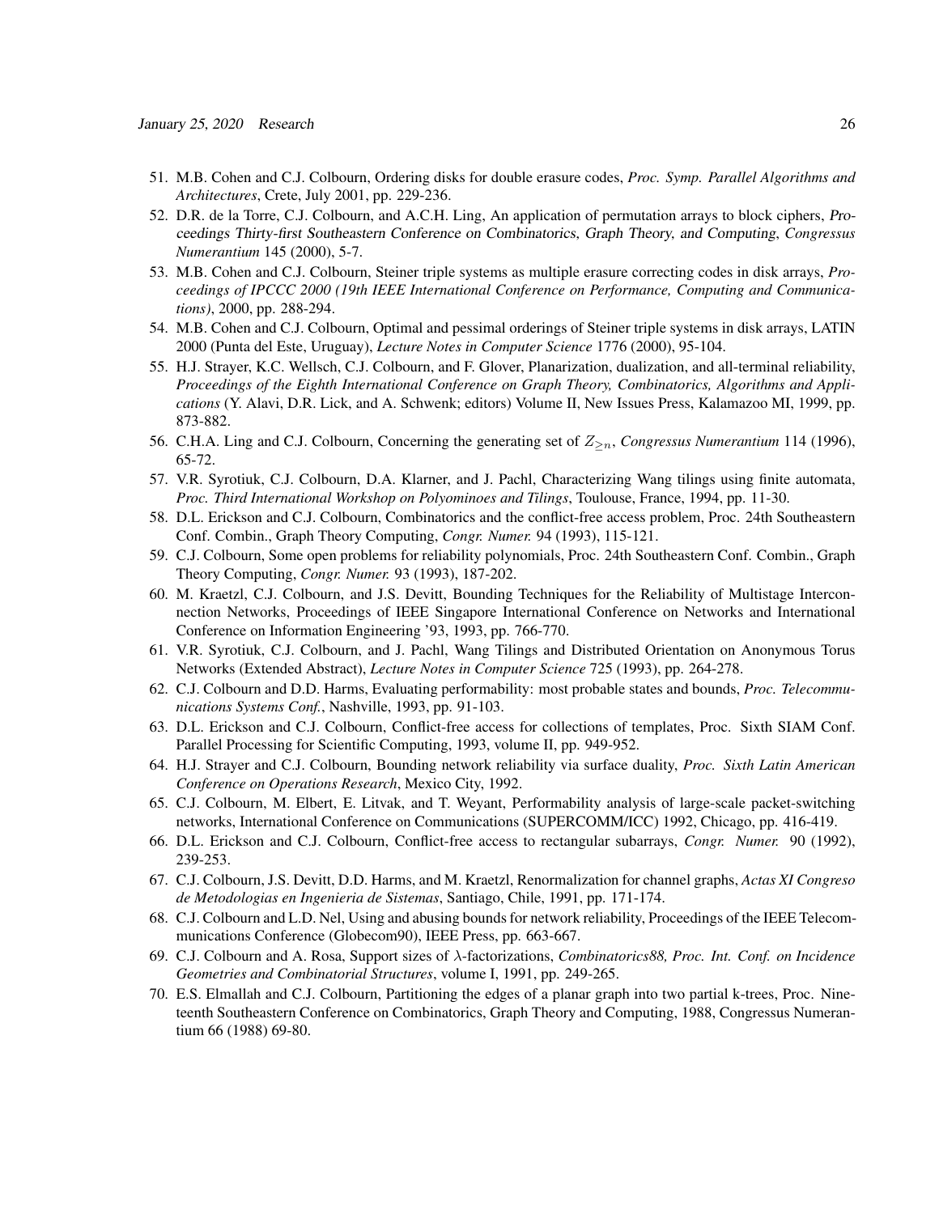51. M.B. Cohen and C.J. Colbourn, Ordering disks for double erasure codes, *Proc. Symp. Parallel Algorithms and Architectures*, Crete, July 2001, pp. 229-236.
52. D.R. de la Torre, C.J. Colbourn, and A.C.H. Ling, An application of permutation arrays to block ciphers, *Proceedings Thirty-first Southeastern Conference on Combinatorics, Graph Theory, and Computing*, *Congressus Numerantium* 145 (2000), 5-7.
53. M.B. Cohen and C.J. Colbourn, Steiner triple systems as multiple erasure correcting codes in disk arrays, *Proceedings of IPCCC 2000 (19th IEEE International Conference on Performance, Computing and Communications)*, 2000, pp. 288-294.
54. M.B. Cohen and C.J. Colbourn, Optimal and pessimal orderings of Steiner triple systems in disk arrays, LATIN 2000 (Punta del Este, Uruguay), *Lecture Notes in Computer Science* 1776 (2000), 95-104.
55. H.J. Strayer, K.C. Wellsch, C.J. Colbourn, and F. Glover, Planarization, dualization, and all-terminal reliability, *Proceedings of the Eighth International Conference on Graph Theory, Combinatorics, Algorithms and Applications* (Y. Alavi, D.R. Lick, and A. Schwenk; editors) Volume II, New Issues Press, Kalamazoo MI, 1999, pp. 873-882.
56. C.H.A. Ling and C.J. Colbourn, Concerning the generating set of $Z_{\geq n}$, *Congressus Numerantium* 114 (1996), 65-72.
57. V.R. Syrotiuk, C.J. Colbourn, D.A. Klarner, and J. Pachl, Characterizing Wang tilings using finite automata, *Proc. Third International Workshop on Polyominoes and Tilings*, Toulouse, France, 1994, pp. 11-30.
58. D.L. Erickson and C.J. Colbourn, Combinatorics and the conflict-free access problem, Proc. 24th Southeastern Conf. Combin., Graph Theory Computing, *Congr. Numer.* 94 (1993), 115-121.
59. C.J. Colbourn, Some open problems for reliability polynomials, Proc. 24th Southeastern Conf. Combin., Graph Theory Computing, *Congr. Numer.* 93 (1993), 187-202.
60. M. Kraetzl, C.J. Colbourn, and J.S. Devitt, Bounding Techniques for the Reliability of Multistage Interconnection Networks, Proceedings of IEEE Singapore International Conference on Networks and International Conference on Information Engineering '93, 1993, pp. 766-770.
61. V.R. Syrotiuk, C.J. Colbourn, and J. Pachl, Wang Tilings and Distributed Orientation on Anonymous Torus Networks (Extended Abstract), *Lecture Notes in Computer Science* 725 (1993), pp. 264-278.
62. C.J. Colbourn and D.D. Harms, Evaluating performability: most probable states and bounds, *Proc. Telecommunications Systems Conf.*, Nashville, 1993, pp. 91-103.
63. D.L. Erickson and C.J. Colbourn, Conflict-free access for collections of templates, Proc. Sixth SIAM Conf. Parallel Processing for Scientific Computing, 1993, volume II, pp. 949-952.
64. H.J. Strayer and C.J. Colbourn, Bounding network reliability via surface duality, *Proc. Sixth Latin American Conference on Operations Research*, Mexico City, 1992.
65. C.J. Colbourn, M. Elbert, E. Litvak, and T. Weyant, Performability analysis of large-scale packet-switching networks, International Conference on Communications (SUPERCOMM/ICC) 1992, Chicago, pp. 416-419.
66. D.L. Erickson and C.J. Colbourn, Conflict-free access to rectangular subarrays, *Congr. Numer.* 90 (1992), 239-253.
67. C.J. Colbourn, J.S. Devitt, D.D. Harms, and M. Kraetzl, Renormalization for channel graphs, *Actas XI Congreso de Metodologias en Ingenieria de Sistemas*, Santiago, Chile, 1991, pp. 171-174.
68. C.J. Colbourn and L.D. Nel, Using and abusing bounds for network reliability, Proceedings of the IEEE Telecommunications Conference (Globecom90), IEEE Press, pp. 663-667.
69. C.J. Colbourn and A. Rosa, Support sizes of $\lambda$-factorizations, *Combinatorics88, Proc. Int. Conf. on Incidence Geometries and Combinatorial Structures*, volume I, 1991, pp. 249-265.
70. E.S. Elmallah and C.J. Colbourn, Partitioning the edges of a planar graph into two partial k-trees, Proc. Nineteenth Southeastern Conference on Combinatorics, Graph Theory and Computing, 1988, Congressus Numerantium 66 (1988) 69-80.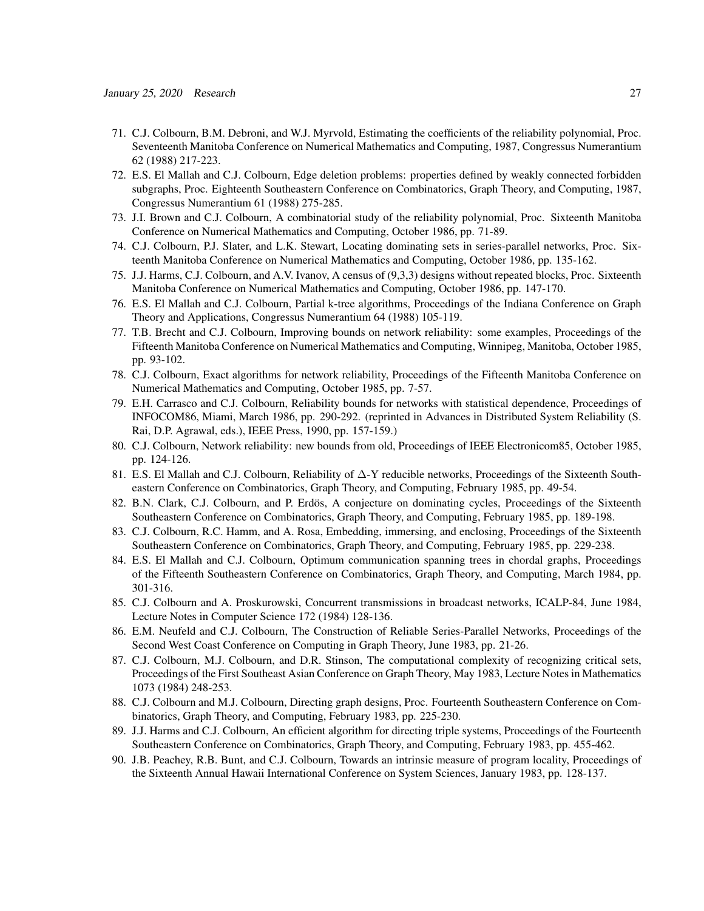71. C.J. Colbourn, B.M. Debroni, and W.J. Myrvold, Estimating the coefficients of the reliability polynomial, Proc. Seventeenth Manitoba Conference on Numerical Mathematics and Computing, 1987, Congressus Numerantium 62 (1988) 217-223.
72. E.S. El Mallah and C.J. Colbourn, Edge deletion problems: properties defined by weakly connected forbidden subgraphs, Proc. Eighteenth Southeastern Conference on Combinatorics, Graph Theory, and Computing, 1987, Congressus Numerantium 61 (1988) 275-285.
73. J.I. Brown and C.J. Colbourn, A combinatorial study of the reliability polynomial, Proc. Sixteenth Manitoba Conference on Numerical Mathematics and Computing, October 1986, pp. 71-89.
74. C.J. Colbourn, P.J. Slater, and L.K. Stewart, Locating dominating sets in series-parallel networks, Proc. Sixteenth Manitoba Conference on Numerical Mathematics and Computing, October 1986, pp. 135-162.
75. J.J. Harms, C.J. Colbourn, and A.V. Ivanov, A census of (9,3,3) designs without repeated blocks, Proc. Sixteenth Manitoba Conference on Numerical Mathematics and Computing, October 1986, pp. 147-170.
76. E.S. El Mallah and C.J. Colbourn, Partial k-tree algorithms, Proceedings of the Indiana Conference on Graph Theory and Applications, Congressus Numerantium 64 (1988) 105-119.
77. T.B. Brecht and C.J. Colbourn, Improving bounds on network reliability: some examples, Proceedings of the Fifteenth Manitoba Conference on Numerical Mathematics and Computing, Winnipeg, Manitoba, October 1985, pp. 93-102.
78. C.J. Colbourn, Exact algorithms for network reliability, Proceedings of the Fifteenth Manitoba Conference on Numerical Mathematics and Computing, October 1985, pp. 7-57.
79. E.H. Carrasco and C.J. Colbourn, Reliability bounds for networks with statistical dependence, Proceedings of INFOCOM86, Miami, March 1986, pp. 290-292. (reprinted in Advances in Distributed System Reliability (S. Rai, D.P. Agrawal, eds.), IEEE Press, 1990, pp. 157-159.)
80. C.J. Colbourn, Network reliability: new bounds from old, Proceedings of IEEE Electronicom85, October 1985, pp. 124-126.
81. E.S. El Mallah and C.J. Colbourn, Reliability of $\Delta$-Y reducible networks, Proceedings of the Sixteenth Southeastern Conference on Combinatorics, Graph Theory, and Computing, February 1985, pp. 49-54.
82. B.N. Clark, C.J. Colbourn, and P. Erdös, A conjecture on dominating cycles, Proceedings of the Sixteenth Southeastern Conference on Combinatorics, Graph Theory, and Computing, February 1985, pp. 189-198.
83. C.J. Colbourn, R.C. Hamm, and A. Rosa, Embedding, immersing, and enclosing, Proceedings of the Sixteenth Southeastern Conference on Combinatorics, Graph Theory, and Computing, February 1985, pp. 229-238.
84. E.S. El Mallah and C.J. Colbourn, Optimum communication spanning trees in chordal graphs, Proceedings of the Fifteenth Southeastern Conference on Combinatorics, Graph Theory, and Computing, March 1984, pp. 301-316.
85. C.J. Colbourn and A. Proskurowski, Concurrent transmissions in broadcast networks, ICALP-84, June 1984, Lecture Notes in Computer Science 172 (1984) 128-136.
86. E.M. Neufeld and C.J. Colbourn, The Construction of Reliable Series-Parallel Networks, Proceedings of the Second West Coast Conference on Computing in Graph Theory, June 1983, pp. 21-26.
87. C.J. Colbourn, M.J. Colbourn, and D.R. Stinson, The computational complexity of recognizing critical sets, Proceedings of the First Southeast Asian Conference on Graph Theory, May 1983, Lecture Notes in Mathematics 1073 (1984) 248-253.
88. C.J. Colbourn and M.J. Colbourn, Directing graph designs, Proc. Fourteenth Southeastern Conference on Combinatorics, Graph Theory, and Computing, February 1983, pp. 225-230.
89. J.J. Harms and C.J. Colbourn, An efficient algorithm for directing triple systems, Proceedings of the Fourteenth Southeastern Conference on Combinatorics, Graph Theory, and Computing, February 1983, pp. 455-462.
90. J.B. Peachey, R.B. Bunt, and C.J. Colbourn, Towards an intrinsic measure of program locality, Proceedings of the Sixteenth Annual Hawaii International Conference on System Sciences, January 1983, pp. 128-137.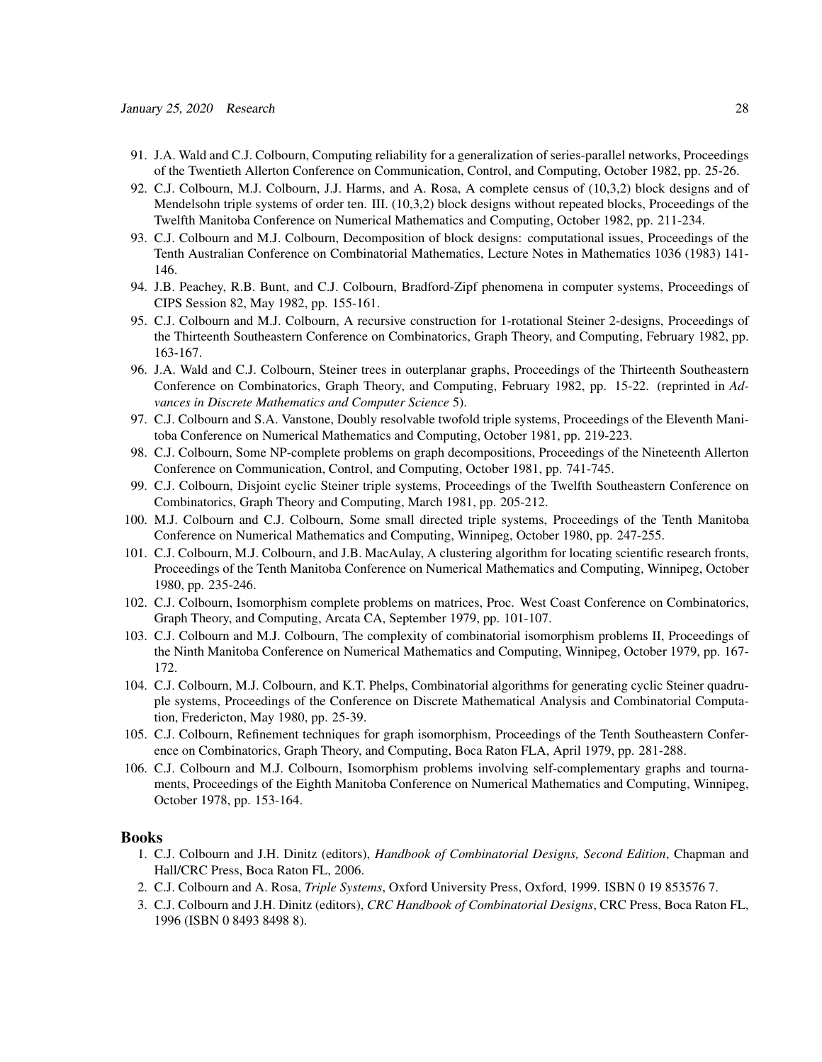91. J.A. Wald and C.J. Colbourn, Computing reliability for a generalization of series-parallel networks, Proceedings of the Twentieth Allerton Conference on Communication, Control, and Computing, October 1982, pp. 25-26.
92. C.J. Colbourn, M.J. Colbourn, J.J. Harms, and A. Rosa, A complete census of (10,3,2) block designs and of Mendelsohn triple systems of order ten. III. (10,3,2) block designs without repeated blocks, Proceedings of the Twelfth Manitoba Conference on Numerical Mathematics and Computing, October 1982, pp. 211-234.
93. C.J. Colbourn and M.J. Colbourn, Decomposition of block designs: computational issues, Proceedings of the Tenth Australian Conference on Combinatorial Mathematics, Lecture Notes in Mathematics 1036 (1983) 141-146.
94. J.B. Peachey, R.B. Bunt, and C.J. Colbourn, Bradford-Zipf phenomena in computer systems, Proceedings of CIPS Session 82, May 1982, pp. 155-161.
95. C.J. Colbourn and M.J. Colbourn, A recursive construction for 1-rotational Steiner 2-designs, Proceedings of the Thirteenth Southeastern Conference on Combinatorics, Graph Theory, and Computing, February 1982, pp. 163-167.
96. J.A. Wald and C.J. Colbourn, Steiner trees in outerplanar graphs, Proceedings of the Thirteenth Southeastern Conference on Combinatorics, Graph Theory, and Computing, February 1982, pp. 15-22. (reprinted in *Advances in Discrete Mathematics and Computer Science* 5).
97. C.J. Colbourn and S.A. Vanstone, Doubly resolvable twofold triple systems, Proceedings of the Eleventh Manitoba Conference on Numerical Mathematics and Computing, October 1981, pp. 219-223.
98. C.J. Colbourn, Some NP-complete problems on graph decompositions, Proceedings of the Nineteenth Allerton Conference on Communication, Control, and Computing, October 1981, pp. 741-745.
99. C.J. Colbourn, Disjoint cyclic Steiner triple systems, Proceedings of the Twelfth Southeastern Conference on Combinatorics, Graph Theory and Computing, March 1981, pp. 205-212.
100. M.J. Colbourn and C.J. Colbourn, Some small directed triple systems, Proceedings of the Tenth Manitoba Conference on Numerical Mathematics and Computing, Winnipeg, October 1980, pp. 247-255.
101. C.J. Colbourn, M.J. Colbourn, and J.B. MacAulay, A clustering algorithm for locating scientific research fronts, Proceedings of the Tenth Manitoba Conference on Numerical Mathematics and Computing, Winnipeg, October 1980, pp. 235-246.
102. C.J. Colbourn, Isomorphism complete problems on matrices, Proc. West Coast Conference on Combinatorics, Graph Theory, and Computing, Arcata CA, September 1979, pp. 101-107.
103. C.J. Colbourn and M.J. Colbourn, The complexity of combinatorial isomorphism problems II, Proceedings of the Ninth Manitoba Conference on Numerical Mathematics and Computing, Winnipeg, October 1979, pp. 167-172.
104. C.J. Colbourn, M.J. Colbourn, and K.T. Phelps, Combinatorial algorithms for generating cyclic Steiner quadruple systems, Proceedings of the Conference on Discrete Mathematical Analysis and Combinatorial Computation, Fredericton, May 1980, pp. 25-39.
105. C.J. Colbourn, Refinement techniques for graph isomorphism, Proceedings of the Tenth Southeastern Conference on Combinatorics, Graph Theory, and Computing, Boca Raton FLA, April 1979, pp. 281-288.
106. C.J. Colbourn and M.J. Colbourn, Isomorphism problems involving self-complementary graphs and tournaments, Proceedings of the Eighth Manitoba Conference on Numerical Mathematics and Computing, Winnipeg, October 1978, pp. 153-164.

## Books

1. C.J. Colbourn and J.H. Dinitz (editors), *Handbook of Combinatorial Designs, Second Edition*, Chapman and Hall/CRC Press, Boca Raton FL, 2006.
2. C.J. Colbourn and A. Rosa, *Triple Systems*, Oxford University Press, Oxford, 1999. ISBN 0 19 853576 7.
3. C.J. Colbourn and J.H. Dinitz (editors), *CRC Handbook of Combinatorial Designs*, CRC Press, Boca Raton FL, 1996 (ISBN 0 8493 8498 8).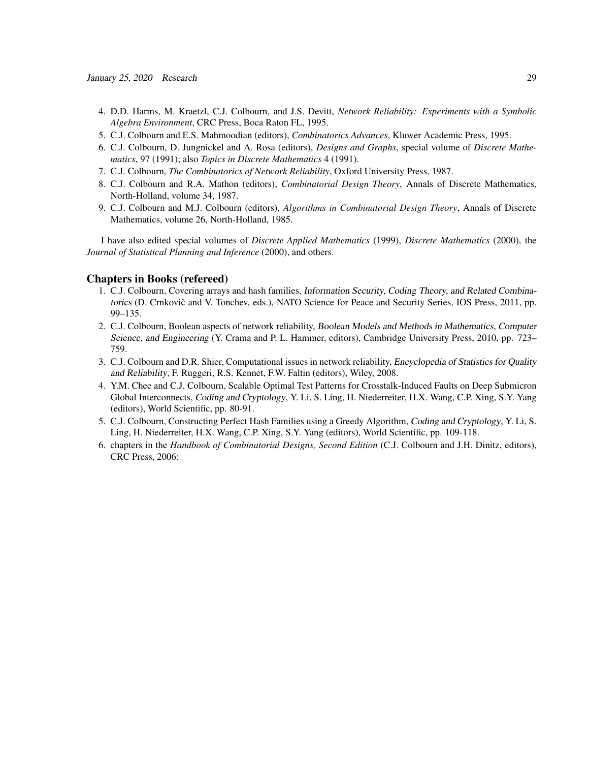4. D.D. Harms, M. Kraetzl, C.J. Colbourn, and J.S. Devitt, *Network Reliability: Experiments with a Symbolic Algebra Environment*, CRC Press, Boca Raton FL, 1995.
5. C.J. Colbourn and E.S. Mahmoodian (editors), *Combinatorics Advances*, Kluwer Academic Press, 1995.
6. C.J. Colbourn, D. Jungnickel and A. Rosa (editors), *Designs and Graphs*, special volume of *Discrete Mathematics*, 97 (1991); also *Topics in Discrete Mathematics* 4 (1991).
7. C.J. Colbourn, *The Combinatorics of Network Reliability*, Oxford University Press, 1987.
8. C.J. Colbourn and R.A. Mathon (editors), *Combinatorial Design Theory*, Annals of Discrete Mathematics, North-Holland, volume 34, 1987.
9. C.J. Colbourn and M.J. Colbourn (editors), *Algorithms in Combinatorial Design Theory*, Annals of Discrete Mathematics, volume 26, North-Holland, 1985.

I have also edited special volumes of *Discrete Applied Mathematics* (1999), *Discrete Mathematics* (2000), the *Journal of Statistical Planning and Inference* (2000), and others.

## Chapters in Books (refereed)

1. C.J. Colbourn, Covering arrays and hash families, *Information Security, Coding Theory, and Related Combinatorics* (D. Crnković and V. Tonchev, eds.), NATO Science for Peace and Security Series, IOS Press, 2011, pp. 99–135.
2. C.J. Colbourn, Boolean aspects of network reliability, *Boolean Models and Methods in Mathematics, Computer Science, and Engineering* (Y. Crama and P. L. Hammer, editors), Cambridge University Press, 2010, pp. 723–759.
3. C.J. Colbourn and D.R. Shier, Computational issues in network reliability, *Encyclopedia of Statistics for Quality and Reliability*, F. Ruggeri, R.S. Kennet, F.W. Faltin (editors), Wiley, 2008.
4. Y.M. Chee and C.J. Colbourn, Scalable Optimal Test Patterns for Crosstalk-Induced Faults on Deep Submicron Global Interconnects, *Coding and Cryptology*, Y. Li, S. Ling, H. Niederreiter, H.X. Wang, C.P. Xing, S.Y. Yang (editors), World Scientific, pp. 80-91.
5. C.J. Colbourn, Constructing Perfect Hash Families using a Greedy Algorithm, *Coding and Cryptology*, Y. Li, S. Ling, H. Niederreiter, H.X. Wang, C.P. Xing, S.Y. Yang (editors), World Scientific, pp. 109-118.
6. chapters in the *Handbook of Combinatorial Designs, Second Edition* (C.J. Colbourn and J.H. Dinitz, editors), CRC Press, 2006: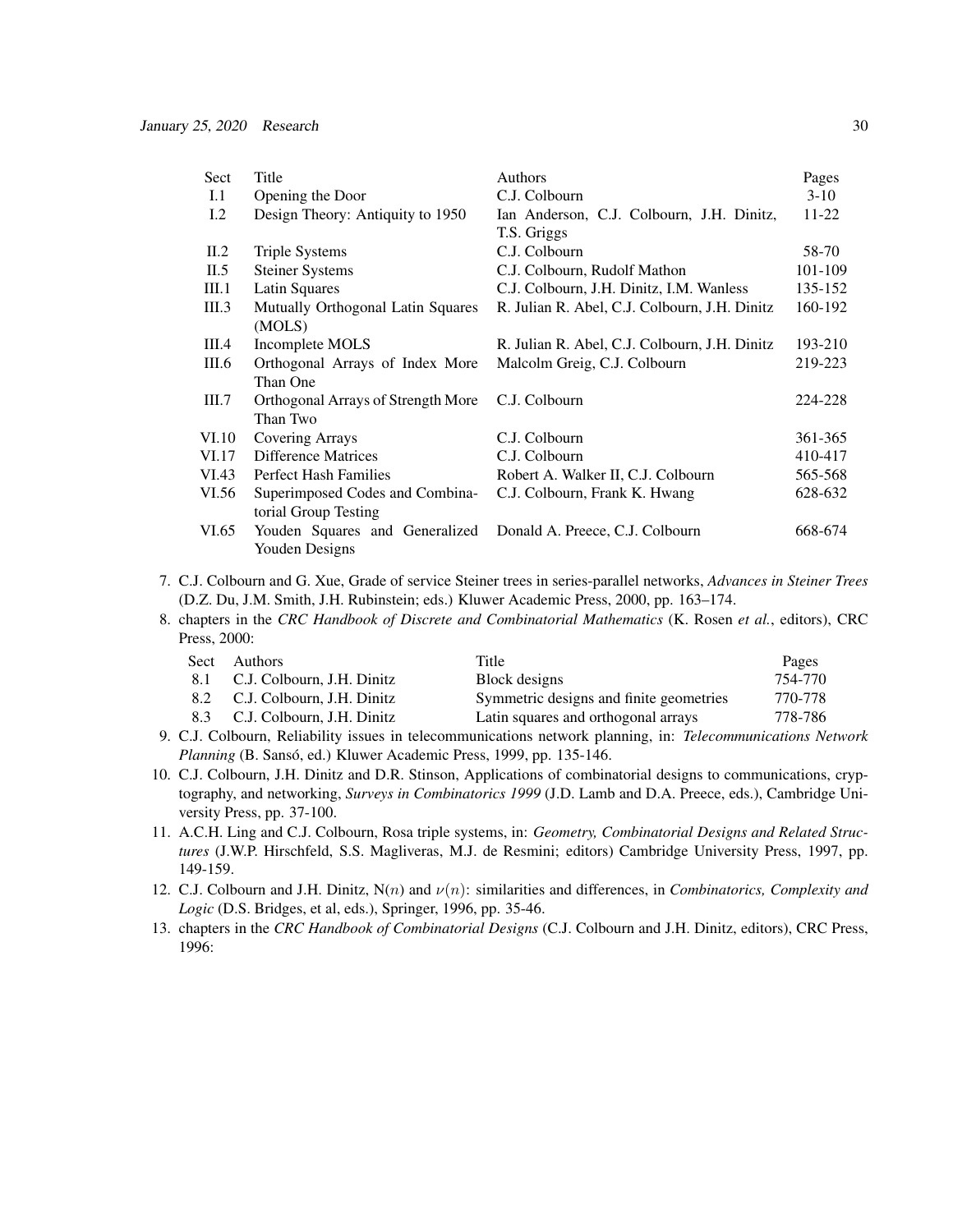| Sect | Title | Authors | Pages |
|---|---|---|---|
| I.1 | Opening the Door | C.J. Colbourn | 3-10 |
| I.2 | Design Theory: Antiquity to 1950 | Ian Anderson, C.J. Colbourn, J.H. Dinitz, T.S. Griggs | 11-22 |
| II.2 | Triple Systems | C.J. Colbourn | 58-70 |
| II.5 | Steiner Systems | C.J. Colbourn, Rudolf Mathon | 101-109 |
| III.1 | Latin Squares | C.J. Colbourn, J.H. Dinitz, I.M. Wanless | 135-152 |
| III.3 | Mutually Orthogonal Latin Squares (MOLS) | R. Julian R. Abel, C.J. Colbourn, J.H. Dinitz | 160-192 |
| III.4 | Incomplete MOLS | R. Julian R. Abel, C.J. Colbourn, J.H. Dinitz | 193-210 |
| III.6 | Orthogonal Arrays of Index More Than One | Malcolm Greig, C.J. Colbourn | 219-223 |
| III.7 | Orthogonal Arrays of Strength More Than Two | C.J. Colbourn | 224-228 |
| VI.10 | Covering Arrays | C.J. Colbourn | 361-365 |
| VI.17 | Difference Matrices | C.J. Colbourn | 410-417 |
| VI.43 | Perfect Hash Families | Robert A. Walker II, C.J. Colbourn | 565-568 |
| VI.56 | Superimposed Codes and Combinatorial Group Testing | C.J. Colbourn, Frank K. Hwang | 628-632 |
| VI.65 | Youden Squares and Generalized Youden Designs | Donald A. Preece, C.J. Colbourn | 668-674 |

7. C.J. Colbourn and G. Xue, Grade of service Steiner trees in series-parallel networks, *Advances in Steiner Trees* (D.Z. Du, J.M. Smith, J.H. Rubinstein; eds.) Kluwer Academic Press, 2000, pp. 163–174.
8. chapters in the *CRC Handbook of Discrete and Combinatorial Mathematics* (K. Rosen *et al.*, editors), CRC Press, 2000:

| Sect | Authors | Title | Pages |
|---|---|---|---|
| 8.1 | C.J. Colbourn, J.H. Dinitz | Block designs | 754-770 |
| 8.2 | C.J. Colbourn, J.H. Dinitz | Symmetric designs and finite geometries | 770-778 |
| 8.3 | C.J. Colbourn, J.H. Dinitz | Latin squares and orthogonal arrays | 778-786 |

9. C.J. Colbourn, Reliability issues in telecommunications network planning, in: *Telecommunications Network Planning* (B. Sansó, ed.) Kluwer Academic Press, 1999, pp. 135-146.
10. C.J. Colbourn, J.H. Dinitz and D.R. Stinson, Applications of combinatorial designs to communications, cryptography, and networking, *Surveys in Combinatorics 1999* (J.D. Lamb and D.A. Preece, eds.), Cambridge University Press, pp. 37-100.
11. A.C.H. Ling and C.J. Colbourn, Rosa triple systems, in: *Geometry, Combinatorial Designs and Related Structures* (J.W.P. Hirschfeld, S.S. Magliveras, M.J. de Resmini; editors) Cambridge University Press, 1997, pp. 149-159.
12. C.J. Colbourn and J.H. Dinitz, N$(n)$ and $\nu(n)$: similarities and differences, in *Combinatorics, Complexity and Logic* (D.S. Bridges, et al, eds.), Springer, 1996, pp. 35-46.
13. chapters in the *CRC Handbook of Combinatorial Designs* (C.J. Colbourn and J.H. Dinitz, editors), CRC Press, 1996: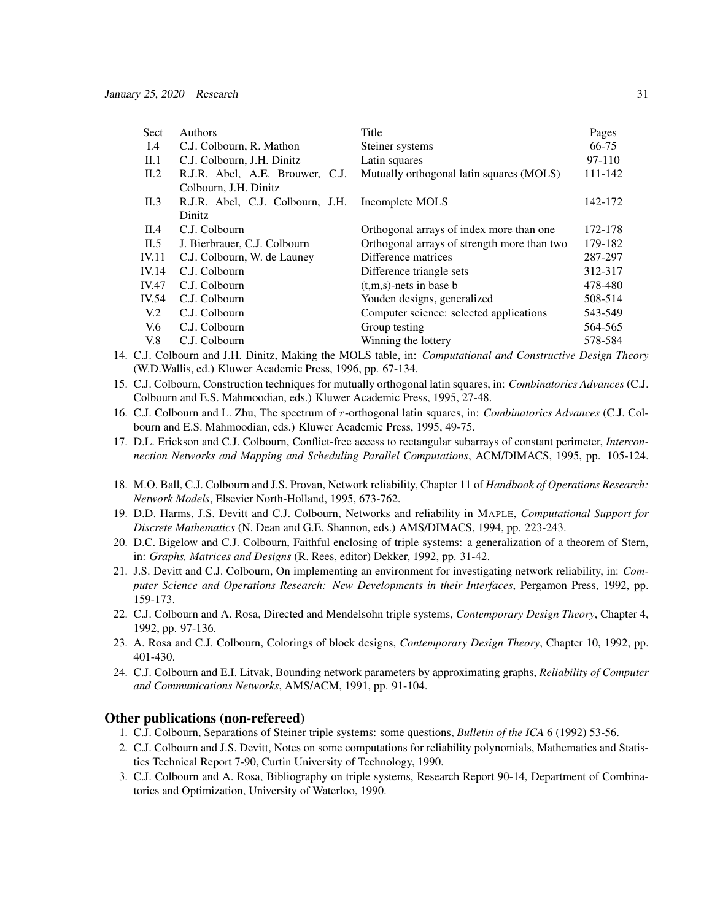| Sect | Authors | Title | Pages |
|---|---|---|---|
| I.4 | C.J. Colbourn, R. Mathon | Steiner systems | 66-75 |
| II.1 | C.J. Colbourn, J.H. Dinitz | Latin squares | 97-110 |
| II.2 | R.J.R. Abel, A.E. Brouwer, C.J. Colbourn, J.H. Dinitz | Mutually orthogonal latin squares (MOLS) | 111-142 |
| II.3 | R.J.R. Abel, C.J. Colbourn, J.H. Dinitz | Incomplete MOLS | 142-172 |
| II.4 | C.J. Colbourn | Orthogonal arrays of index more than one | 172-178 |
| II.5 | J. Bierbrauer, C.J. Colbourn | Orthogonal arrays of strength more than two | 179-182 |
| IV.11 | C.J. Colbourn, W. de Launey | Difference matrices | 287-297 |
| IV.14 | C.J. Colbourn | Difference triangle sets | 312-317 |
| IV.47 | C.J. Colbourn | (t,m,s)-nets in base b | 478-480 |
| IV.54 | C.J. Colbourn | Youden designs, generalized | 508-514 |
| V.2 | C.J. Colbourn | Computer science: selected applications | 543-549 |
| V.6 | C.J. Colbourn | Group testing | 564-565 |
| V.8 | C.J. Colbourn | Winning the lottery | 578-584 |

14. C.J. Colbourn and J.H. Dinitz, Making the MOLS table, in: *Computational and Constructive Design Theory* (W.D.Wallis, ed.) Kluwer Academic Press, 1996, pp. 67-134.
15. C.J. Colbourn, Construction techniques for mutually orthogonal latin squares, in: *Combinatorics Advances* (C.J. Colbourn and E.S. Mahmoodian, eds.) Kluwer Academic Press, 1995, 27-48.
16. C.J. Colbourn and L. Zhu, The spectrum of $r$-orthogonal latin squares, in: *Combinatorics Advances* (C.J. Colbourn and E.S. Mahmoodian, eds.) Kluwer Academic Press, 1995, 49-75.
17. D.L. Erickson and C.J. Colbourn, Conflict-free access to rectangular subarrays of constant perimeter, *Interconnection Networks and Mapping and Scheduling Parallel Computations*, ACM/DIMACS, 1995, pp. 105-124.
18. M.O. Ball, C.J. Colbourn and J.S. Provan, Network reliability, Chapter 11 of *Handbook of Operations Research: Network Models*, Elsevier North-Holland, 1995, 673-762.
19. D.D. Harms, J.S. Devitt and C.J. Colbourn, Networks and reliability in MAPLE, *Computational Support for Discrete Mathematics* (N. Dean and G.E. Shannon, eds.) AMS/DIMACS, 1994, pp. 223-243.
20. D.C. Bigelow and C.J. Colbourn, Faithful enclosing of triple systems: a generalization of a theorem of Stern, in: *Graphs, Matrices and Designs* (R. Rees, editor) Dekker, 1992, pp. 31-42.
21. J.S. Devitt and C.J. Colbourn, On implementing an environment for investigating network reliability, in: *Computer Science and Operations Research: New Developments in their Interfaces*, Pergamon Press, 1992, pp. 159-173.
22. C.J. Colbourn and A. Rosa, Directed and Mendelsohn triple systems, *Contemporary Design Theory*, Chapter 4, 1992, pp. 97-136.
23. A. Rosa and C.J. Colbourn, Colorings of block designs, *Contemporary Design Theory*, Chapter 10, 1992, pp. 401-430.
24. C.J. Colbourn and E.I. Litvak, Bounding network parameters by approximating graphs, *Reliability of Computer and Communications Networks*, AMS/ACM, 1991, pp. 91-104.

## Other publications (non-refereed)

1. C.J. Colbourn, Separations of Steiner triple systems: some questions, *Bulletin of the ICA* 6 (1992) 53-56.
2. C.J. Colbourn and J.S. Devitt, Notes on some computations for reliability polynomials, Mathematics and Statistics Technical Report 7-90, Curtin University of Technology, 1990.
3. C.J. Colbourn and A. Rosa, Bibliography on triple systems, Research Report 90-14, Department of Combinatorics and Optimization, University of Waterloo, 1990.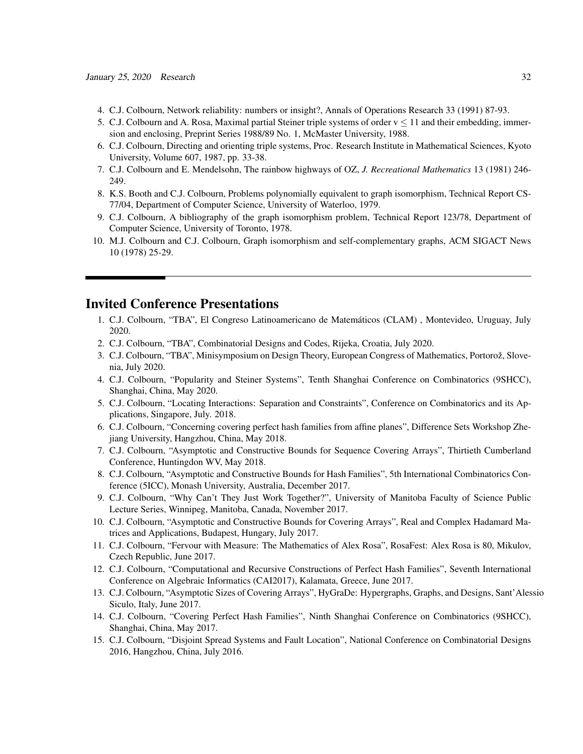4. C.J. Colbourn, Network reliability: numbers or insight?, Annals of Operations Research 33 (1991) 87-93.
5. C.J. Colbourn and A. Rosa, Maximal partial Steiner triple systems of order $v \leq 11$ and their embedding, immersion and enclosing, Preprint Series 1988/89 No. 1, McMaster University, 1988.
6. C.J. Colbourn, Directing and orienting triple systems, Proc. Research Institute in Mathematical Sciences, Kyoto University, Volume 607, 1987, pp. 33-38.
7. C.J. Colbourn and E. Mendelsohn, The rainbow highways of OZ, *J. Recreational Mathematics* 13 (1981) 246-249.
8. K.S. Booth and C.J. Colbourn, Problems polynomially equivalent to graph isomorphism, Technical Report CS-77/04, Department of Computer Science, University of Waterloo, 1979.
9. C.J. Colbourn, A bibliography of the graph isomorphism problem, Technical Report 123/78, Department of Computer Science, University of Toronto, 1978.
10. M.J. Colbourn and C.J. Colbourn, Graph isomorphism and self-complementary graphs, ACM SIGACT News 10 (1978) 25-29.

## Invited Conference Presentations

1. C.J. Colbourn, "TBA", El Congreso Latinoamericano de Matemáticos (CLAM) , Montevideo, Uruguay, July 2020.
2. C.J. Colbourn, "TBA", Combinatorial Designs and Codes, Rijeka, Croatia, July 2020.
3. C.J. Colbourn, "TBA", Minisymposium on Design Theory, European Congress of Mathematics, Portorož, Slovenia, July 2020.
4. C.J. Colbourn, "Popularity and Steiner Systems", Tenth Shanghai Conference on Combinatorics (9SHCC), Shanghai, China, May 2020.
5. C.J. Colbourn, "Locating Interactions: Separation and Constraints", Conference on Combinatorics and its Applications, Singapore, July. 2018.
6. C.J. Colbourn, "Concerning covering perfect hash families from affine planes", Difference Sets Workshop Zhejiang University, Hangzhou, China, May 2018.
7. C.J. Colbourn, "Asymptotic and Constructive Bounds for Sequence Covering Arrays", Thirtieth Cumberland Conference, Huntingdon WV, May 2018.
8. C.J. Colbourn, "Asymptotic and Constructive Bounds for Hash Families", 5th International Combinatorics Conference (5ICC), Monash University, Australia, December 2017.
9. C.J. Colbourn, "Why Can't They Just Work Together?", University of Manitoba Faculty of Science Public Lecture Series, Winnipeg, Manitoba, Canada, November 2017.
10. C.J. Colbourn, "Asymptotic and Constructive Bounds for Covering Arrays", Real and Complex Hadamard Matrices and Applications, Budapest, Hungary, July 2017.
11. C.J. Colbourn, "Fervour with Measure: The Mathematics of Alex Rosa", RosaFest: Alex Rosa is 80, Mikulov, Czech Republic, June 2017.
12. C.J. Colbourn, "Computational and Recursive Constructions of Perfect Hash Families", Seventh International Conference on Algebraic Informatics (CAI2017), Kalamata, Greece, June 2017.
13. C.J. Colbourn, "Asymptotic Sizes of Covering Arrays", HyGraDe: Hypergraphs, Graphs, and Designs, Sant'Alessio Siculo, Italy, June 2017.
14. C.J. Colbourn, "Covering Perfect Hash Families", Ninth Shanghai Conference on Combinatorics (9SHCC), Shanghai, China, May 2017.
15. C.J. Colbourn, "Disjoint Spread Systems and Fault Location", National Conference on Combinatorial Designs 2016, Hangzhou, China, July 2016.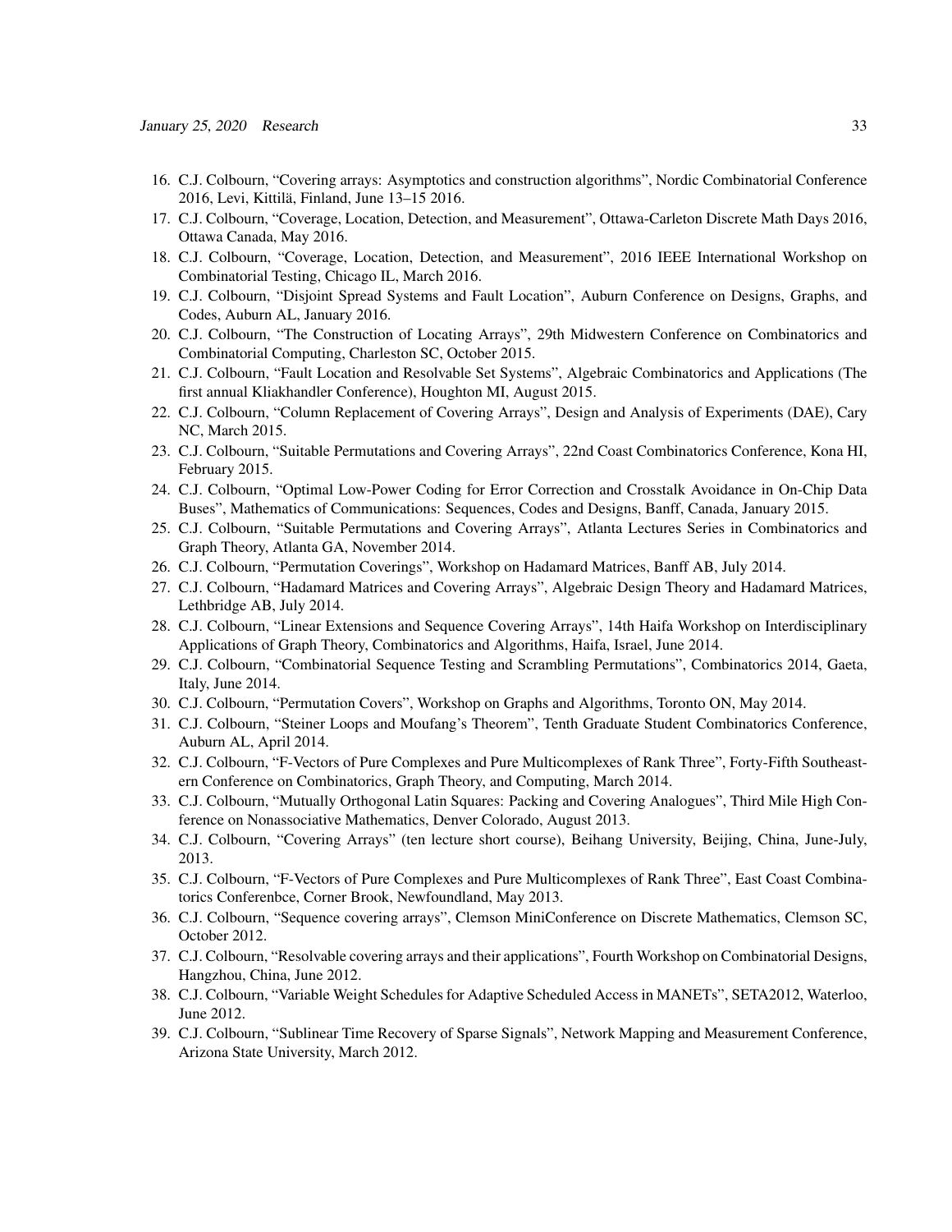16. C.J. Colbourn, "Covering arrays: Asymptotics and construction algorithms", Nordic Combinatorial Conference 2016, Levi, Kittilä, Finland, June 13–15 2016.
17. C.J. Colbourn, "Coverage, Location, Detection, and Measurement", Ottawa-Carleton Discrete Math Days 2016, Ottawa Canada, May 2016.
18. C.J. Colbourn, "Coverage, Location, Detection, and Measurement", 2016 IEEE International Workshop on Combinatorial Testing, Chicago IL, March 2016.
19. C.J. Colbourn, "Disjoint Spread Systems and Fault Location", Auburn Conference on Designs, Graphs, and Codes, Auburn AL, January 2016.
20. C.J. Colbourn, "The Construction of Locating Arrays", 29th Midwestern Conference on Combinatorics and Combinatorial Computing, Charleston SC, October 2015.
21. C.J. Colbourn, "Fault Location and Resolvable Set Systems", Algebraic Combinatorics and Applications (The first annual Kliakhandler Conference), Houghton MI, August 2015.
22. C.J. Colbourn, "Column Replacement of Covering Arrays", Design and Analysis of Experiments (DAE), Cary NC, March 2015.
23. C.J. Colbourn, "Suitable Permutations and Covering Arrays", 22nd Coast Combinatorics Conference, Kona HI, February 2015.
24. C.J. Colbourn, "Optimal Low-Power Coding for Error Correction and Crosstalk Avoidance in On-Chip Data Buses", Mathematics of Communications: Sequences, Codes and Designs, Banff, Canada, January 2015.
25. C.J. Colbourn, "Suitable Permutations and Covering Arrays", Atlanta Lectures Series in Combinatorics and Graph Theory, Atlanta GA, November 2014.
26. C.J. Colbourn, "Permutation Coverings", Workshop on Hadamard Matrices, Banff AB, July 2014.
27. C.J. Colbourn, "Hadamard Matrices and Covering Arrays", Algebraic Design Theory and Hadamard Matrices, Lethbridge AB, July 2014.
28. C.J. Colbourn, "Linear Extensions and Sequence Covering Arrays", 14th Haifa Workshop on Interdisciplinary Applications of Graph Theory, Combinatorics and Algorithms, Haifa, Israel, June 2014.
29. C.J. Colbourn, "Combinatorial Sequence Testing and Scrambling Permutations", Combinatorics 2014, Gaeta, Italy, June 2014.
30. C.J. Colbourn, "Permutation Covers", Workshop on Graphs and Algorithms, Toronto ON, May 2014.
31. C.J. Colbourn, "Steiner Loops and Moufang's Theorem", Tenth Graduate Student Combinatorics Conference, Auburn AL, April 2014.
32. C.J. Colbourn, "F-Vectors of Pure Complexes and Pure Multicomplexes of Rank Three", Forty-Fifth Southeastern Conference on Combinatorics, Graph Theory, and Computing, March 2014.
33. C.J. Colbourn, "Mutually Orthogonal Latin Squares: Packing and Covering Analogues", Third Mile High Conference on Nonassociative Mathematics, Denver Colorado, August 2013.
34. C.J. Colbourn, "Covering Arrays" (ten lecture short course), Beihang University, Beijing, China, June-July, 2013.
35. C.J. Colbourn, "F-Vectors of Pure Complexes and Pure Multicomplexes of Rank Three", East Coast Combinatorics Conferenbce, Corner Brook, Newfoundland, May 2013.
36. C.J. Colbourn, "Sequence covering arrays", Clemson MiniConference on Discrete Mathematics, Clemson SC, October 2012.
37. C.J. Colbourn, "Resolvable covering arrays and their applications", Fourth Workshop on Combinatorial Designs, Hangzhou, China, June 2012.
38. C.J. Colbourn, "Variable Weight Schedules for Adaptive Scheduled Access in MANETs", SETA2012, Waterloo, June 2012.
39. C.J. Colbourn, "Sublinear Time Recovery of Sparse Signals", Network Mapping and Measurement Conference, Arizona State University, March 2012.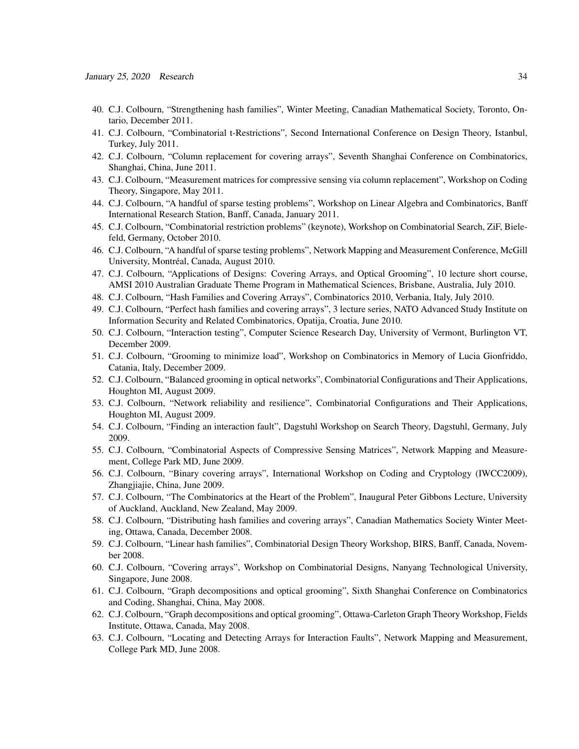40. C.J. Colbourn, "Strengthening hash families", Winter Meeting, Canadian Mathematical Society, Toronto, Ontario, December 2011.
41. C.J. Colbourn, "Combinatorial t-Restrictions", Second International Conference on Design Theory, Istanbul, Turkey, July 2011.
42. C.J. Colbourn, "Column replacement for covering arrays", Seventh Shanghai Conference on Combinatorics, Shanghai, China, June 2011.
43. C.J. Colbourn, "Measurement matrices for compressive sensing via column replacement", Workshop on Coding Theory, Singapore, May 2011.
44. C.J. Colbourn, "A handful of sparse testing problems", Workshop on Linear Algebra and Combinatorics, Banff International Research Station, Banff, Canada, January 2011.
45. C.J. Colbourn, "Combinatorial restriction problems" (keynote), Workshop on Combinatorial Search, ZiF, Bielefeld, Germany, October 2010.
46. C.J. Colbourn, "A handful of sparse testing problems", Network Mapping and Measurement Conference, McGill University, Montréal, Canada, August 2010.
47. C.J. Colbourn, "Applications of Designs: Covering Arrays, and Optical Grooming", 10 lecture short course, AMSI 2010 Australian Graduate Theme Program in Mathematical Sciences, Brisbane, Australia, July 2010.
48. C.J. Colbourn, "Hash Families and Covering Arrays", Combinatorics 2010, Verbania, Italy, July 2010.
49. C.J. Colbourn, "Perfect hash families and covering arrays", 3 lecture series, NATO Advanced Study Institute on Information Security and Related Combinatorics, Opatija, Croatia, June 2010.
50. C.J. Colbourn, "Interaction testing", Computer Science Research Day, University of Vermont, Burlington VT, December 2009.
51. C.J. Colbourn, "Grooming to minimize load", Workshop on Combinatorics in Memory of Lucia Gionfriddo, Catania, Italy, December 2009.
52. C.J. Colbourn, "Balanced grooming in optical networks", Combinatorial Configurations and Their Applications, Houghton MI, August 2009.
53. C.J. Colbourn, "Network reliability and resilience", Combinatorial Configurations and Their Applications, Houghton MI, August 2009.
54. C.J. Colbourn, "Finding an interaction fault", Dagstuhl Workshop on Search Theory, Dagstuhl, Germany, July 2009.
55. C.J. Colbourn, "Combinatorial Aspects of Compressive Sensing Matrices", Network Mapping and Measurement, College Park MD, June 2009.
56. C.J. Colbourn, "Binary covering arrays", International Workshop on Coding and Cryptology (IWCC2009), Zhangjiajie, China, June 2009.
57. C.J. Colbourn, "The Combinatorics at the Heart of the Problem", Inaugural Peter Gibbons Lecture, University of Auckland, Auckland, New Zealand, May 2009.
58. C.J. Colbourn, "Distributing hash families and covering arrays", Canadian Mathematics Society Winter Meeting, Ottawa, Canada, December 2008.
59. C.J. Colbourn, "Linear hash families", Combinatorial Design Theory Workshop, BIRS, Banff, Canada, November 2008.
60. C.J. Colbourn, "Covering arrays", Workshop on Combinatorial Designs, Nanyang Technological University, Singapore, June 2008.
61. C.J. Colbourn, "Graph decompositions and optical grooming", Sixth Shanghai Conference on Combinatorics and Coding, Shanghai, China, May 2008.
62. C.J. Colbourn, "Graph decompositions and optical grooming", Ottawa-Carleton Graph Theory Workshop, Fields Institute, Ottawa, Canada, May 2008.
63. C.J. Colbourn, "Locating and Detecting Arrays for Interaction Faults", Network Mapping and Measurement, College Park MD, June 2008.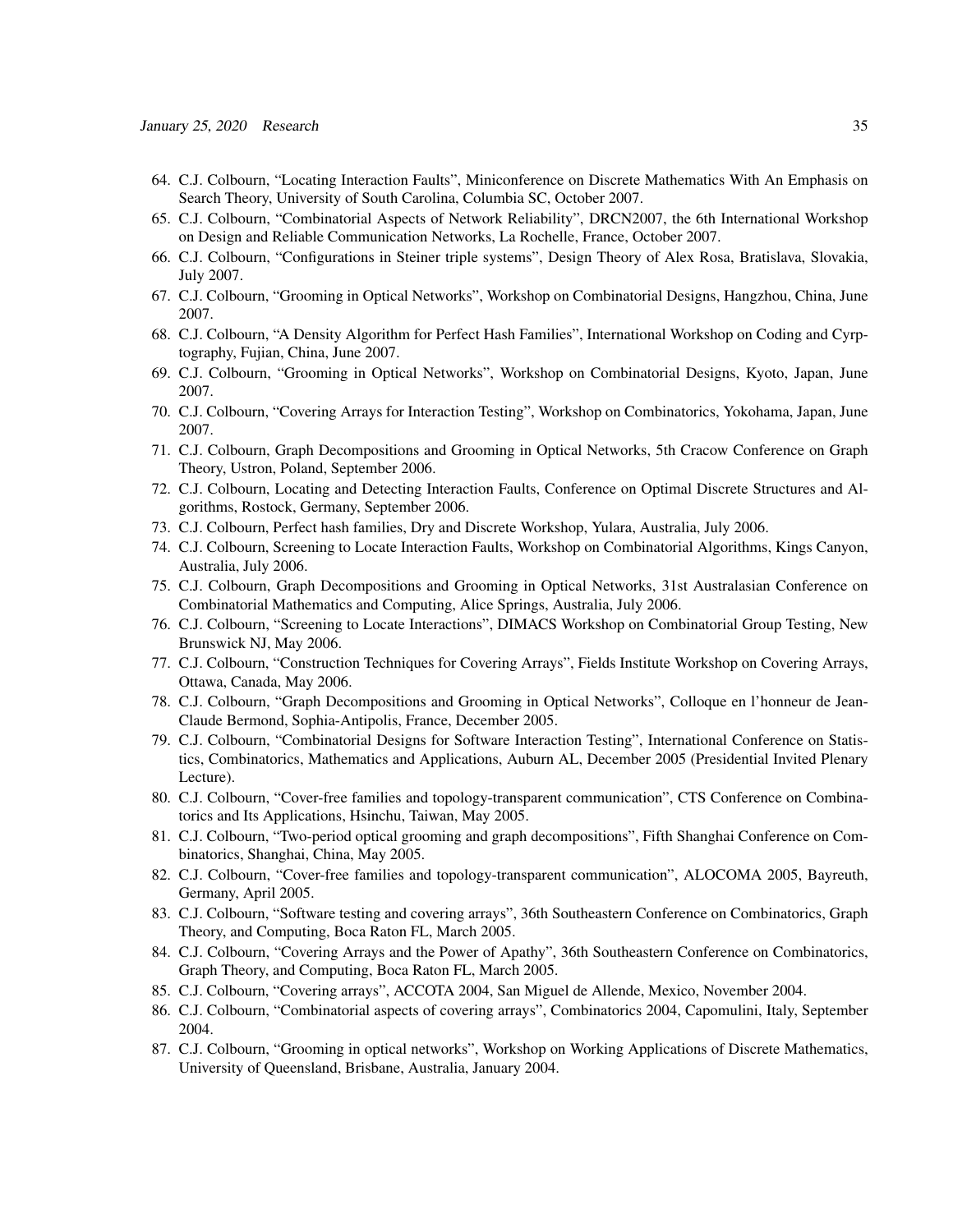64. C.J. Colbourn, “Locating Interaction Faults”, Miniconference on Discrete Mathematics With An Emphasis on Search Theory, University of South Carolina, Columbia SC, October 2007.
65. C.J. Colbourn, “Combinatorial Aspects of Network Reliability”, DRCN2007, the 6th International Workshop on Design and Reliable Communication Networks, La Rochelle, France, October 2007.
66. C.J. Colbourn, “Configurations in Steiner triple systems”, Design Theory of Alex Rosa, Bratislava, Slovakia, July 2007.
67. C.J. Colbourn, “Grooming in Optical Networks”, Workshop on Combinatorial Designs, Hangzhou, China, June 2007.
68. C.J. Colbourn, “A Density Algorithm for Perfect Hash Families”, International Workshop on Coding and Cyrptography, Fujian, China, June 2007.
69. C.J. Colbourn, “Grooming in Optical Networks”, Workshop on Combinatorial Designs, Kyoto, Japan, June 2007.
70. C.J. Colbourn, “Covering Arrays for Interaction Testing”, Workshop on Combinatorics, Yokohama, Japan, June 2007.
71. C.J. Colbourn, Graph Decompositions and Grooming in Optical Networks, 5th Cracow Conference on Graph Theory, Ustron, Poland, September 2006.
72. C.J. Colbourn, Locating and Detecting Interaction Faults, Conference on Optimal Discrete Structures and Algorithms, Rostock, Germany, September 2006.
73. C.J. Colbourn, Perfect hash families, Dry and Discrete Workshop, Yulara, Australia, July 2006.
74. C.J. Colbourn, Screening to Locate Interaction Faults, Workshop on Combinatorial Algorithms, Kings Canyon, Australia, July 2006.
75. C.J. Colbourn, Graph Decompositions and Grooming in Optical Networks, 31st Australasian Conference on Combinatorial Mathematics and Computing, Alice Springs, Australia, July 2006.
76. C.J. Colbourn, “Screening to Locate Interactions”, DIMACS Workshop on Combinatorial Group Testing, New Brunswick NJ, May 2006.
77. C.J. Colbourn, “Construction Techniques for Covering Arrays”, Fields Institute Workshop on Covering Arrays, Ottawa, Canada, May 2006.
78. C.J. Colbourn, “Graph Decompositions and Grooming in Optical Networks”, Colloque en l’honneur de Jean-Claude Bermond, Sophia-Antipolis, France, December 2005.
79. C.J. Colbourn, “Combinatorial Designs for Software Interaction Testing”, International Conference on Statistics, Combinatorics, Mathematics and Applications, Auburn AL, December 2005 (Presidential Invited Plenary Lecture).
80. C.J. Colbourn, “Cover-free families and topology-transparent communication”, CTS Conference on Combinatorics and Its Applications, Hsinchu, Taiwan, May 2005.
81. C.J. Colbourn, “Two-period optical grooming and graph decompositions”, Fifth Shanghai Conference on Combinatorics, Shanghai, China, May 2005.
82. C.J. Colbourn, “Cover-free families and topology-transparent communication”, ALOCOMA 2005, Bayreuth, Germany, April 2005.
83. C.J. Colbourn, “Software testing and covering arrays”, 36th Southeastern Conference on Combinatorics, Graph Theory, and Computing, Boca Raton FL, March 2005.
84. C.J. Colbourn, “Covering Arrays and the Power of Apathy”, 36th Southeastern Conference on Combinatorics, Graph Theory, and Computing, Boca Raton FL, March 2005.
85. C.J. Colbourn, “Covering arrays”, ACCOTA 2004, San Miguel de Allende, Mexico, November 2004.
86. C.J. Colbourn, “Combinatorial aspects of covering arrays”, Combinatorics 2004, Capomulini, Italy, September 2004.
87. C.J. Colbourn, “Grooming in optical networks”, Workshop on Working Applications of Discrete Mathematics, University of Queensland, Brisbane, Australia, January 2004.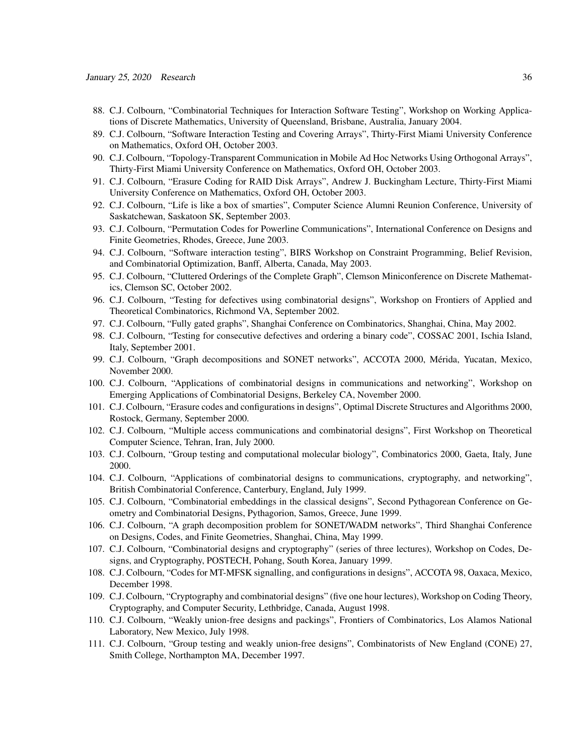88. C.J. Colbourn, “Combinatorial Techniques for Interaction Software Testing”, Workshop on Working Applications of Discrete Mathematics, University of Queensland, Brisbane, Australia, January 2004.
89. C.J. Colbourn, “Software Interaction Testing and Covering Arrays”, Thirty-First Miami University Conference on Mathematics, Oxford OH, October 2003.
90. C.J. Colbourn, “Topology-Transparent Communication in Mobile Ad Hoc Networks Using Orthogonal Arrays”, Thirty-First Miami University Conference on Mathematics, Oxford OH, October 2003.
91. C.J. Colbourn, “Erasure Coding for RAID Disk Arrays”, Andrew J. Buckingham Lecture, Thirty-First Miami University Conference on Mathematics, Oxford OH, October 2003.
92. C.J. Colbourn, “Life is like a box of smarties”, Computer Science Alumni Reunion Conference, University of Saskatchewan, Saskatoon SK, September 2003.
93. C.J. Colbourn, “Permutation Codes for Powerline Communications”, International Conference on Designs and Finite Geometries, Rhodes, Greece, June 2003.
94. C.J. Colbourn, “Software interaction testing”, BIRS Workshop on Constraint Programming, Belief Revision, and Combinatorial Optimization, Banff, Alberta, Canada, May 2003.
95. C.J. Colbourn, “Cluttered Orderings of the Complete Graph”, Clemson Miniconference on Discrete Mathematics, Clemson SC, October 2002.
96. C.J. Colbourn, “Testing for defectives using combinatorial designs”, Workshop on Frontiers of Applied and Theoretical Combinatorics, Richmond VA, September 2002.
97. C.J. Colbourn, “Fully gated graphs”, Shanghai Conference on Combinatorics, Shanghai, China, May 2002.
98. C.J. Colbourn, “Testing for consecutive defectives and ordering a binary code”, COSSAC 2001, Ischia Island, Italy, September 2001.
99. C.J. Colbourn, “Graph decompositions and SONET networks”, ACCOTA 2000, Mérida, Yucatan, Mexico, November 2000.
100. C.J. Colbourn, “Applications of combinatorial designs in communications and networking”, Workshop on Emerging Applications of Combinatorial Designs, Berkeley CA, November 2000.
101. C.J. Colbourn, “Erasure codes and configurations in designs”, Optimal Discrete Structures and Algorithms 2000, Rostock, Germany, September 2000.
102. C.J. Colbourn, “Multiple access communications and combinatorial designs”, First Workshop on Theoretical Computer Science, Tehran, Iran, July 2000.
103. C.J. Colbourn, “Group testing and computational molecular biology”, Combinatorics 2000, Gaeta, Italy, June 2000.
104. C.J. Colbourn, “Applications of combinatorial designs to communications, cryptography, and networking”, British Combinatorial Conference, Canterbury, England, July 1999.
105. C.J. Colbourn, “Combinatorial embeddings in the classical designs”, Second Pythagorean Conference on Geometry and Combinatorial Designs, Pythagorion, Samos, Greece, June 1999.
106. C.J. Colbourn, “A graph decomposition problem for SONET/WADM networks”, Third Shanghai Conference on Designs, Codes, and Finite Geometries, Shanghai, China, May 1999.
107. C.J. Colbourn, “Combinatorial designs and cryptography” (series of three lectures), Workshop on Codes, Designs, and Cryptography, POSTECH, Pohang, South Korea, January 1999.
108. C.J. Colbourn, “Codes for MT-MFSK signalling, and configurations in designs”, ACCOTA 98, Oaxaca, Mexico, December 1998.
109. C.J. Colbourn, “Cryptography and combinatorial designs” (five one hour lectures), Workshop on Coding Theory, Cryptography, and Computer Security, Lethbridge, Canada, August 1998.
110. C.J. Colbourn, “Weakly union-free designs and packings”, Frontiers of Combinatorics, Los Alamos National Laboratory, New Mexico, July 1998.
111. C.J. Colbourn, “Group testing and weakly union-free designs”, Combinatorists of New England (CONE) 27, Smith College, Northampton MA, December 1997.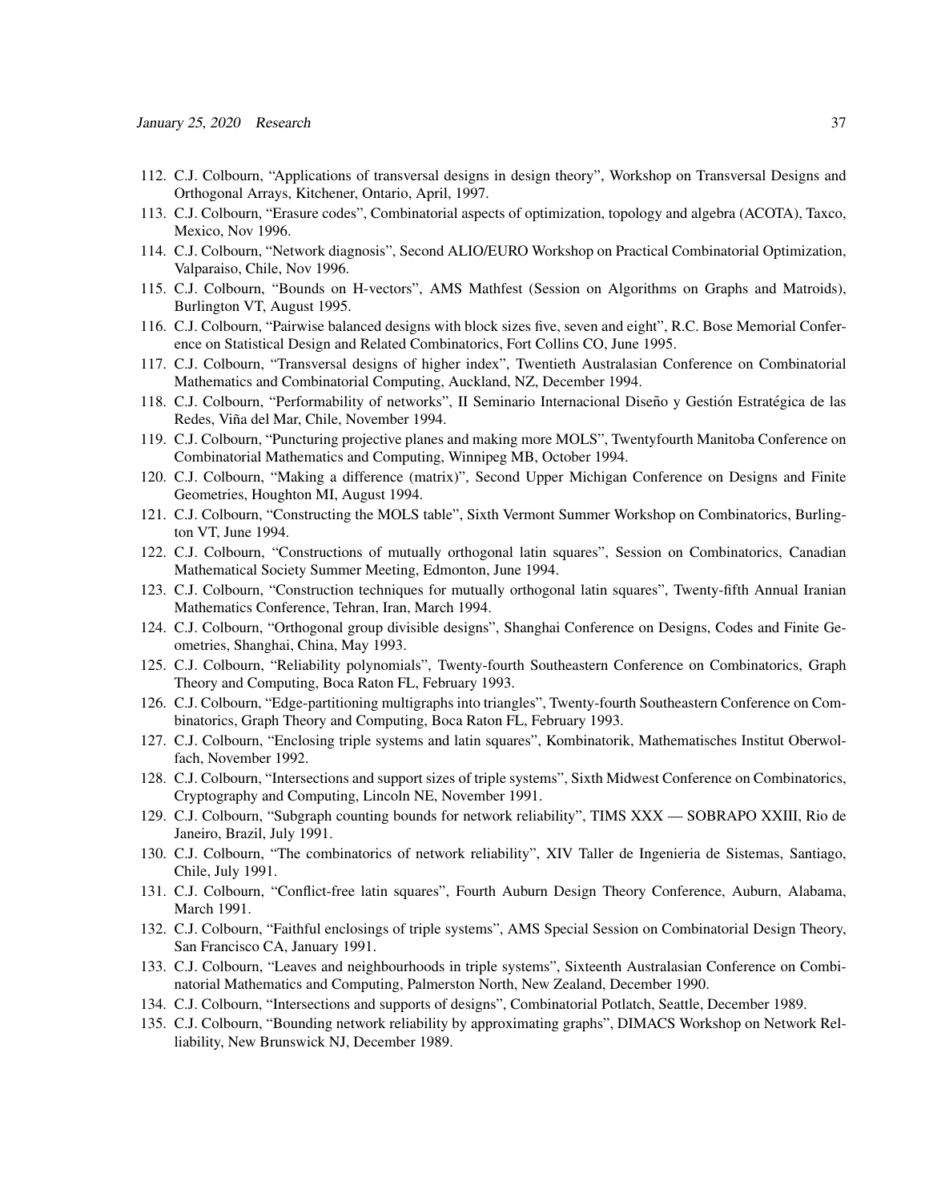112. C.J. Colbourn, “Applications of transversal designs in design theory”, Workshop on Transversal Designs and Orthogonal Arrays, Kitchener, Ontario, April, 1997.
113. C.J. Colbourn, “Erasure codes”, Combinatorial aspects of optimization, topology and algebra (ACOTA), Taxco, Mexico, Nov 1996.
114. C.J. Colbourn, “Network diagnosis”, Second ALIO/EURO Workshop on Practical Combinatorial Optimization, Valparaiso, Chile, Nov 1996.
115. C.J. Colbourn, “Bounds on H-vectors”, AMS Mathfest (Session on Algorithms on Graphs and Matroids), Burlington VT, August 1995.
116. C.J. Colbourn, “Pairwise balanced designs with block sizes five, seven and eight”, R.C. Bose Memorial Conference on Statistical Design and Related Combinatorics, Fort Collins CO, June 1995.
117. C.J. Colbourn, “Transversal designs of higher index”, Twentieth Australasian Conference on Combinatorial Mathematics and Combinatorial Computing, Auckland, NZ, December 1994.
118. C.J. Colbourn, “Performability of networks”, II Seminario Internacional Diseño y Gestión Estratégica de las Redes, Viña del Mar, Chile, November 1994.
119. C.J. Colbourn, “Puncturing projective planes and making more MOLS”, Twentyfourth Manitoba Conference on Combinatorial Mathematics and Computing, Winnipeg MB, October 1994.
120. C.J. Colbourn, “Making a difference (matrix)”, Second Upper Michigan Conference on Designs and Finite Geometries, Houghton MI, August 1994.
121. C.J. Colbourn, “Constructing the MOLS table”, Sixth Vermont Summer Workshop on Combinatorics, Burlington VT, June 1994.
122. C.J. Colbourn, “Constructions of mutually orthogonal latin squares”, Session on Combinatorics, Canadian Mathematical Society Summer Meeting, Edmonton, June 1994.
123. C.J. Colbourn, “Construction techniques for mutually orthogonal latin squares”, Twenty-fifth Annual Iranian Mathematics Conference, Tehran, Iran, March 1994.
124. C.J. Colbourn, “Orthogonal group divisible designs”, Shanghai Conference on Designs, Codes and Finite Geometries, Shanghai, China, May 1993.
125. C.J. Colbourn, “Reliability polynomials”, Twenty-fourth Southeastern Conference on Combinatorics, Graph Theory and Computing, Boca Raton FL, February 1993.
126. C.J. Colbourn, “Edge-partitioning multigraphs into triangles”, Twenty-fourth Southeastern Conference on Combinatorics, Graph Theory and Computing, Boca Raton FL, February 1993.
127. C.J. Colbourn, “Enclosing triple systems and latin squares”, Kombinatorik, Mathematisches Institut Oberwolfach, November 1992.
128. C.J. Colbourn, “Intersections and support sizes of triple systems”, Sixth Midwest Conference on Combinatorics, Cryptography and Computing, Lincoln NE, November 1991.
129. C.J. Colbourn, “Subgraph counting bounds for network reliability”, TIMS XXX — SOBRAPO XXIII, Rio de Janeiro, Brazil, July 1991.
130. C.J. Colbourn, “The combinatorics of network reliability”, XIV Taller de Ingenieria de Sistemas, Santiago, Chile, July 1991.
131. C.J. Colbourn, “Conflict-free latin squares”, Fourth Auburn Design Theory Conference, Auburn, Alabama, March 1991.
132. C.J. Colbourn, “Faithful enclosings of triple systems”, AMS Special Session on Combinatorial Design Theory, San Francisco CA, January 1991.
133. C.J. Colbourn, “Leaves and neighbourhoods in triple systems”, Sixteenth Australasian Conference on Combinatorial Mathematics and Computing, Palmerston North, New Zealand, December 1990.
134. C.J. Colbourn, “Intersections and supports of designs”, Combinatorial Potlatch, Seattle, December 1989.
135. C.J. Colbourn, “Bounding network reliability by approximating graphs”, DIMACS Workshop on Network Relliability, New Brunswick NJ, December 1989.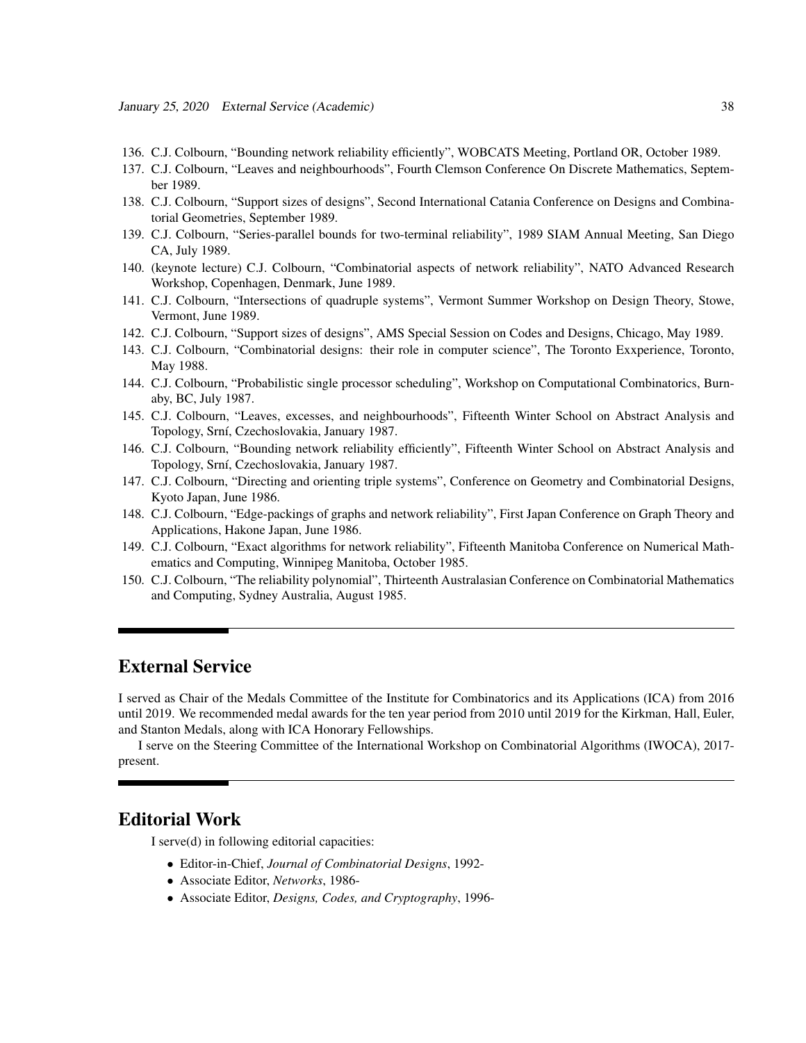136. C.J. Colbourn, "Bounding network reliability efficiently", WOBCATS Meeting, Portland OR, October 1989.
137. C.J. Colbourn, "Leaves and neighbourhoods", Fourth Clemson Conference On Discrete Mathematics, September 1989.
138. C.J. Colbourn, "Support sizes of designs", Second International Catania Conference on Designs and Combinatorial Geometries, September 1989.
139. C.J. Colbourn, "Series-parallel bounds for two-terminal reliability", 1989 SIAM Annual Meeting, San Diego CA, July 1989.
140. (keynote lecture) C.J. Colbourn, "Combinatorial aspects of network reliability", NATO Advanced Research Workshop, Copenhagen, Denmark, June 1989.
141. C.J. Colbourn, "Intersections of quadruple systems", Vermont Summer Workshop on Design Theory, Stowe, Vermont, June 1989.
142. C.J. Colbourn, "Support sizes of designs", AMS Special Session on Codes and Designs, Chicago, May 1989.
143. C.J. Colbourn, "Combinatorial designs: their role in computer science", The Toronto Exxperience, Toronto, May 1988.
144. C.J. Colbourn, "Probabilistic single processor scheduling", Workshop on Computational Combinatorics, Burnaby, BC, July 1987.
145. C.J. Colbourn, "Leaves, excesses, and neighbourhoods", Fifteenth Winter School on Abstract Analysis and Topology, Srní, Czechoslovakia, January 1987.
146. C.J. Colbourn, "Bounding network reliability efficiently", Fifteenth Winter School on Abstract Analysis and Topology, Srní, Czechoslovakia, January 1987.
147. C.J. Colbourn, "Directing and orienting triple systems", Conference on Geometry and Combinatorial Designs, Kyoto Japan, June 1986.
148. C.J. Colbourn, "Edge-packings of graphs and network reliability", First Japan Conference on Graph Theory and Applications, Hakone Japan, June 1986.
149. C.J. Colbourn, "Exact algorithms for network reliability", Fifteenth Manitoba Conference on Numerical Mathematics and Computing, Winnipeg Manitoba, October 1985.
150. C.J. Colbourn, "The reliability polynomial", Thirteenth Australasian Conference on Combinatorial Mathematics and Computing, Sydney Australia, August 1985.

# External Service

I served as Chair of the Medals Committee of the Institute for Combinatorics and its Applications (ICA) from 2016 until 2019. We recommended medal awards for the ten year period from 2010 until 2019 for the Kirkman, Hall, Euler, and Stanton Medals, along with ICA Honorary Fellowships.

I serve on the Steering Committee of the International Workshop on Combinatorial Algorithms (IWOCA), 2017-present.

# Editorial Work

I serve(d) in following editorial capacities:

- Editor-in-Chief, *Journal of Combinatorial Designs*, 1992-
- Associate Editor, *Networks*, 1986-
- Associate Editor, *Designs, Codes, and Cryptography*, 1996-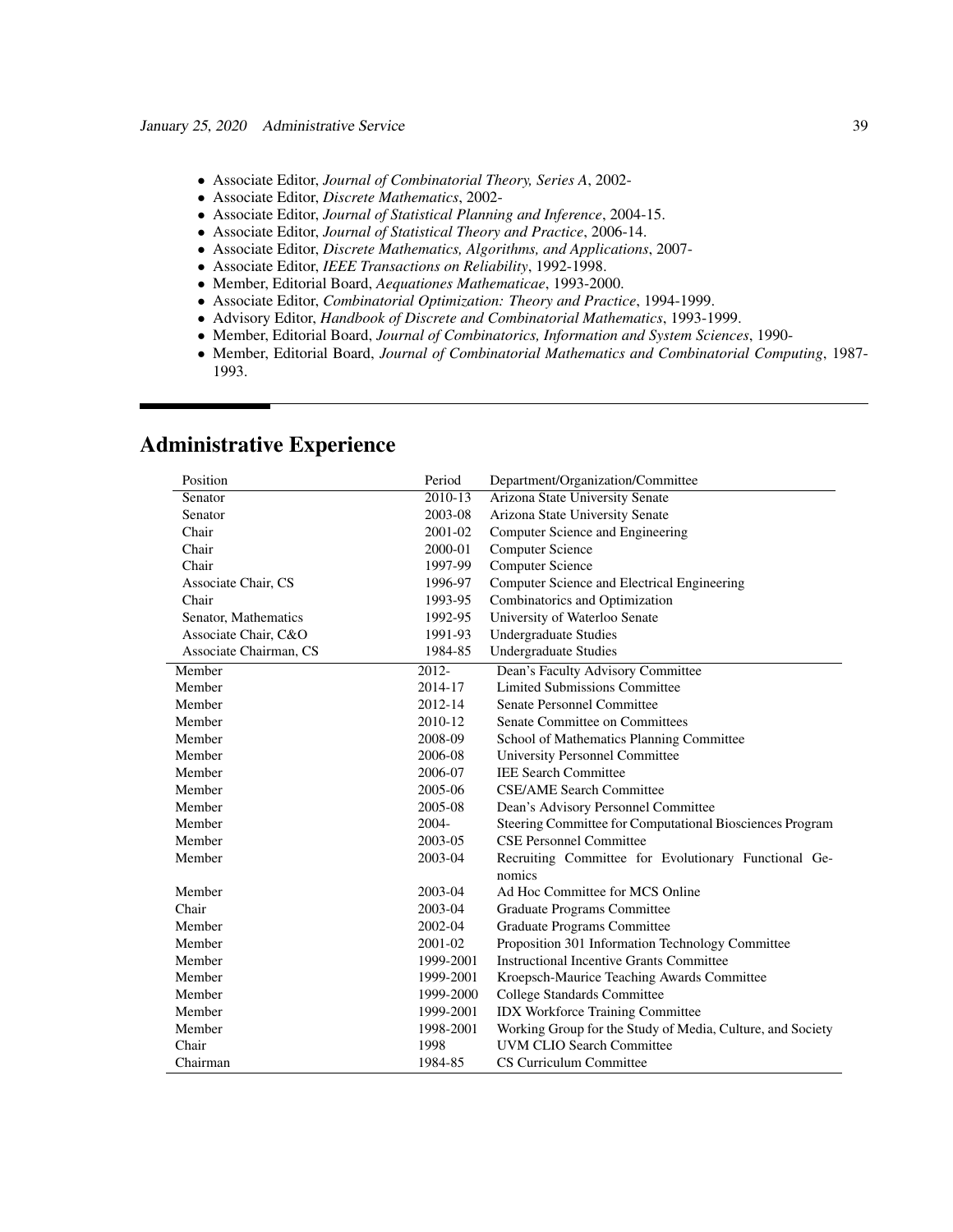- Associate Editor, *Journal of Combinatorial Theory, Series A*, 2002-
- Associate Editor, *Discrete Mathematics*, 2002-
- Associate Editor, *Journal of Statistical Planning and Inference*, 2004-15.
- Associate Editor, *Journal of Statistical Theory and Practice*, 2006-14.
- Associate Editor, *Discrete Mathematics, Algorithms, and Applications*, 2007-
- Associate Editor, *IEEE Transactions on Reliability*, 1992-1998.
- Member, Editorial Board, *Aequationes Mathematicae*, 1993-2000.
- Associate Editor, *Combinatorial Optimization: Theory and Practice*, 1994-1999.
- Advisory Editor, *Handbook of Discrete and Combinatorial Mathematics*, 1993-1999.
- Member, Editorial Board, *Journal of Combinatorics, Information and System Sciences*, 1990-
- Member, Editorial Board, *Journal of Combinatorial Mathematics and Combinatorial Computing*, 1987-1993.

## Administrative Experience

| Position | Period | Department/Organization/Committee |
|---|---|---|
| Senator | 2010-13 | Arizona State University Senate |
| Senator | 2003-08 | Arizona State University Senate |
| Chair | 2001-02 | Computer Science and Engineering |
| Chair | 2000-01 | Computer Science |
| Chair | 1997-99 | Computer Science |
| Associate Chair, CS | 1996-97 | Computer Science and Electrical Engineering |
| Chair | 1993-95 | Combinatorics and Optimization |
| Senator, Mathematics | 1992-95 | University of Waterloo Senate |
| Associate Chair, C&O | 1991-93 | Undergraduate Studies |
| Associate Chairman, CS | 1984-85 | Undergraduate Studies |
| Member | 2012- | Dean's Faculty Advisory Committee |
| Member | 2014-17 | Limited Submissions Committee |
| Member | 2012-14 | Senate Personnel Committee |
| Member | 2010-12 | Senate Committee on Committees |
| Member | 2008-09 | School of Mathematics Planning Committee |
| Member | 2006-08 | University Personnel Committee |
| Member | 2006-07 | IEE Search Committee |
| Member | 2005-06 | CSE/AME Search Committee |
| Member | 2005-08 | Dean's Advisory Personnel Committee |
| Member | 2004- | Steering Committee for Computational Biosciences Program |
| Member | 2003-05 | CSE Personnel Committee |
| Member | 2003-04 | Recruiting Committee for Evolutionary Functional Genomics |
| Member | 2003-04 | Ad Hoc Committee for MCS Online |
| Chair | 2003-04 | Graduate Programs Committee |
| Member | 2002-04 | Graduate Programs Committee |
| Member | 2001-02 | Proposition 301 Information Technology Committee |
| Member | 1999-2001 | Instructional Incentive Grants Committee |
| Member | 1999-2001 | Kroepsch-Maurice Teaching Awards Committee |
| Member | 1999-2000 | College Standards Committee |
| Member | 1999-2001 | IDX Workforce Training Committee |
| Member | 1998-2001 | Working Group for the Study of Media, Culture, and Society |
| Chair | 1998 | UVM CLIO Search Committee |
| Chairman | 1984-85 | CS Curriculum Committee |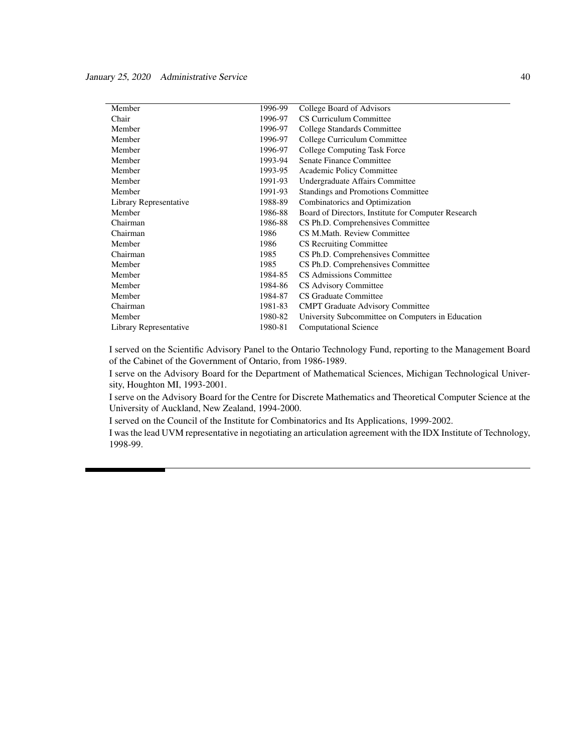| | | |
|---|---|---|
| Member | 1996-99 | College Board of Advisors |
| Chair | 1996-97 | CS Curriculum Committee |
| Member | 1996-97 | College Standards Committee |
| Member | 1996-97 | College Curriculum Committee |
| Member | 1996-97 | College Computing Task Force |
| Member | 1993-94 | Senate Finance Committee |
| Member | 1993-95 | Academic Policy Committee |
| Member | 1991-93 | Undergraduate Affairs Committee |
| Member | 1991-93 | Standings and Promotions Committee |
| Library Representative | 1988-89 | Combinatorics and Optimization |
| Member | 1986-88 | Board of Directors, Institute for Computer Research |
| Chairman | 1986-88 | CS Ph.D. Comprehensives Committee |
| Chairman | 1986 | CS M.Math. Review Committee |
| Member | 1986 | CS Recruiting Committee |
| Chairman | 1985 | CS Ph.D. Comprehensives Committee |
| Member | 1985 | CS Ph.D. Comprehensives Committee |
| Member | 1984-85 | CS Admissions Committee |
| Member | 1984-86 | CS Advisory Committee |
| Member | 1984-87 | CS Graduate Committee |
| Chairman | 1981-83 | CMPT Graduate Advisory Committee |
| Member | 1980-82 | University Subcommittee on Computers in Education |
| Library Representative | 1980-81 | Computational Science |

I served on the Scientific Advisory Panel to the Ontario Technology Fund, reporting to the Management Board of the Cabinet of the Government of Ontario, from 1986-1989.

I serve on the Advisory Board for the Department of Mathematical Sciences, Michigan Technological University, Houghton MI, 1993-2001.

I serve on the Advisory Board for the Centre for Discrete Mathematics and Theoretical Computer Science at the University of Auckland, New Zealand, 1994-2000.

I served on the Council of the Institute for Combinatorics and Its Applications, 1999-2002.

I was the lead UVM representative in negotiating an articulation agreement with the IDX Institute of Technology, 1998-99.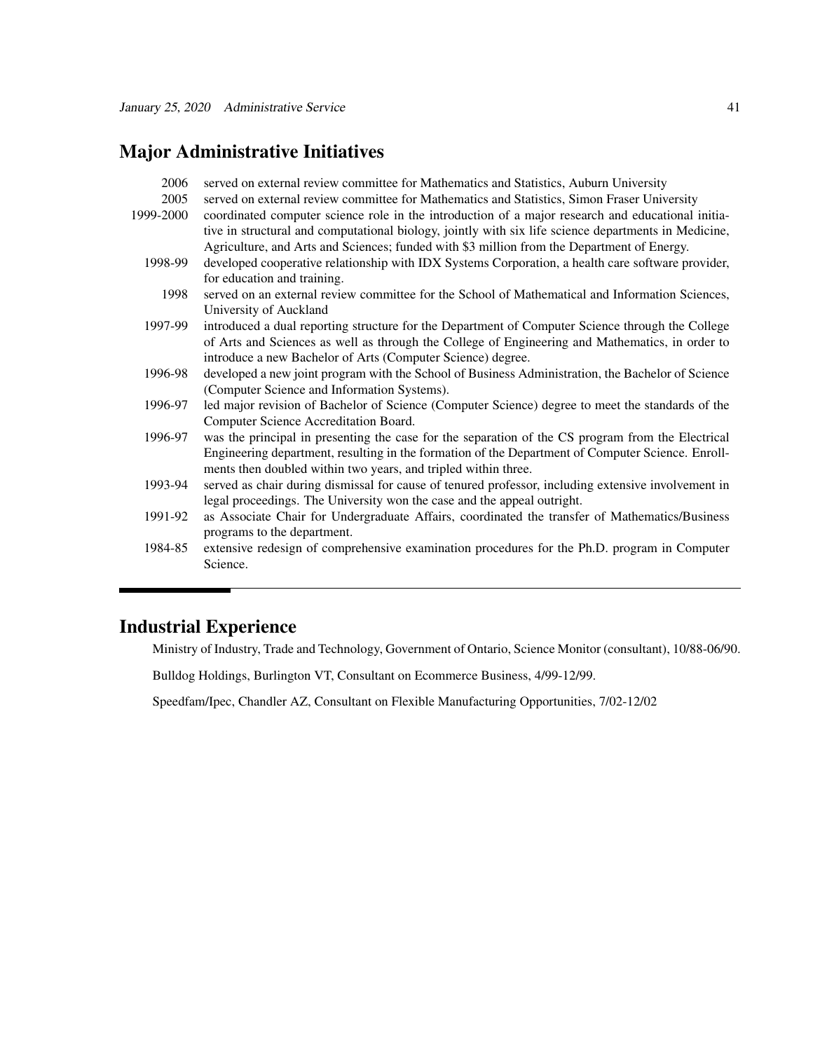## Major Administrative Initiatives

| | |
|---|---|
| 2006 | served on external review committee for Mathematics and Statistics, Auburn University |
| 2005 | served on external review committee for Mathematics and Statistics, Simon Fraser University |
| 1999-2000 | coordinated computer science role in the introduction of a major research and educational initiative in structural and computational biology, jointly with six life science departments in Medicine, Agriculture, and Arts and Sciences; funded with $3 million from the Department of Energy. |
| 1998-99 | developed cooperative relationship with IDX Systems Corporation, a health care software provider, for education and training. |
| 1998 | served on an external review committee for the School of Mathematical and Information Sciences, University of Auckland |
| 1997-99 | introduced a dual reporting structure for the Department of Computer Science through the College of Arts and Sciences as well as through the College of Engineering and Mathematics, in order to introduce a new Bachelor of Arts (Computer Science) degree. |
| 1996-98 | developed a new joint program with the School of Business Administration, the Bachelor of Science (Computer Science and Information Systems). |
| 1996-97 | led major revision of Bachelor of Science (Computer Science) degree to meet the standards of the Computer Science Accreditation Board. |
| 1996-97 | was the principal in presenting the case for the separation of the CS program from the Electrical Engineering department, resulting in the formation of the Department of Computer Science. Enrollments then doubled within two years, and tripled within three. |
| 1993-94 | served as chair during dismissal for cause of tenured professor, including extensive involvement in legal proceedings. The University won the case and the appeal outright. |
| 1991-92 | as Associate Chair for Undergraduate Affairs, coordinated the transfer of Mathematics/Business programs to the department. |
| 1984-85 | extensive redesign of comprehensive examination procedures for the Ph.D. program in Computer Science. |

## Industrial Experience

Ministry of Industry, Trade and Technology, Government of Ontario, Science Monitor (consultant), 10/88-06/90.

Bulldog Holdings, Burlington VT, Consultant on Ecommerce Business, 4/99-12/99.

Speedfam/Ipec, Chandler AZ, Consultant on Flexible Manufacturing Opportunities, 7/02-12/02